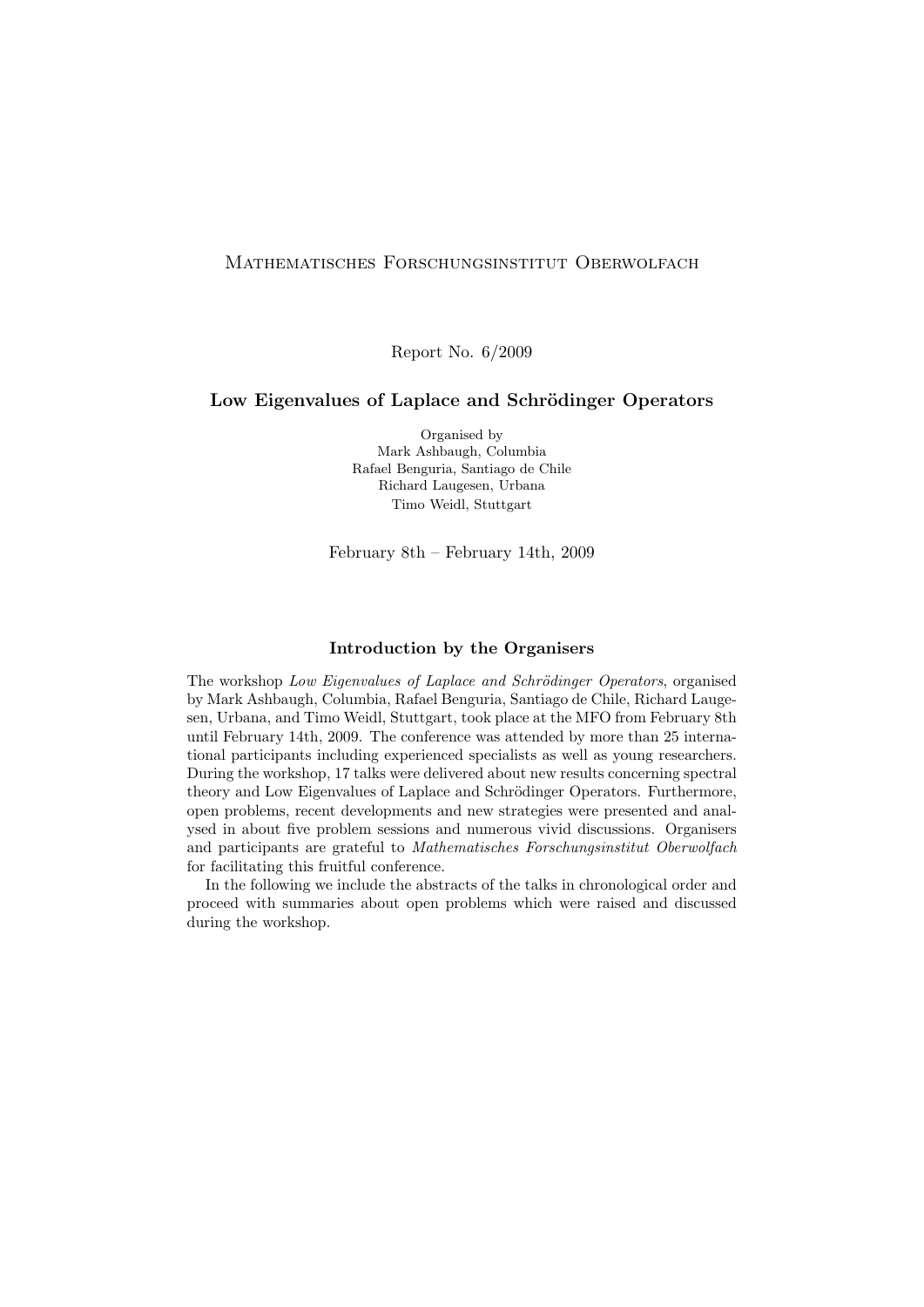Mathematisches Forschungsinstitut Oberwolfach

Report No. 6/2009

# Low Eigenvalues of Laplace and Schrödinger Operators

Organised by
Mark Ashbaugh, Columbia
Rafael Benguria, Santiago de Chile
Richard Laugesen, Urbana
Timo Weidl, Stuttgart

February 8th – February 14th, 2009

## Introduction by the Organisers

The workshop *Low Eigenvalues of Laplace and Schrödinger Operators*, organised by Mark Ashbaugh, Columbia, Rafael Benguria, Santiago de Chile, Richard Laugesen, Urbana, and Timo Weidl, Stuttgart, took place at the MFO from February 8th until February 14th, 2009. The conference was attended by more than 25 international participants including experienced specialists as well as young researchers. During the workshop, 17 talks were delivered about new results concerning spectral theory and Low Eigenvalues of Laplace and Schrödinger Operators. Furthermore, open problems, recent developments and new strategies were presented and analysed in about five problem sessions and numerous vivid discussions. Organisers and participants are grateful to *Mathematisches Forschungsinstitut Oberwolfach* for facilitating this fruitful conference.

In the following we include the abstracts of the talks in chronological order and proceed with summaries about open problems which were raised and discussed during the workshop.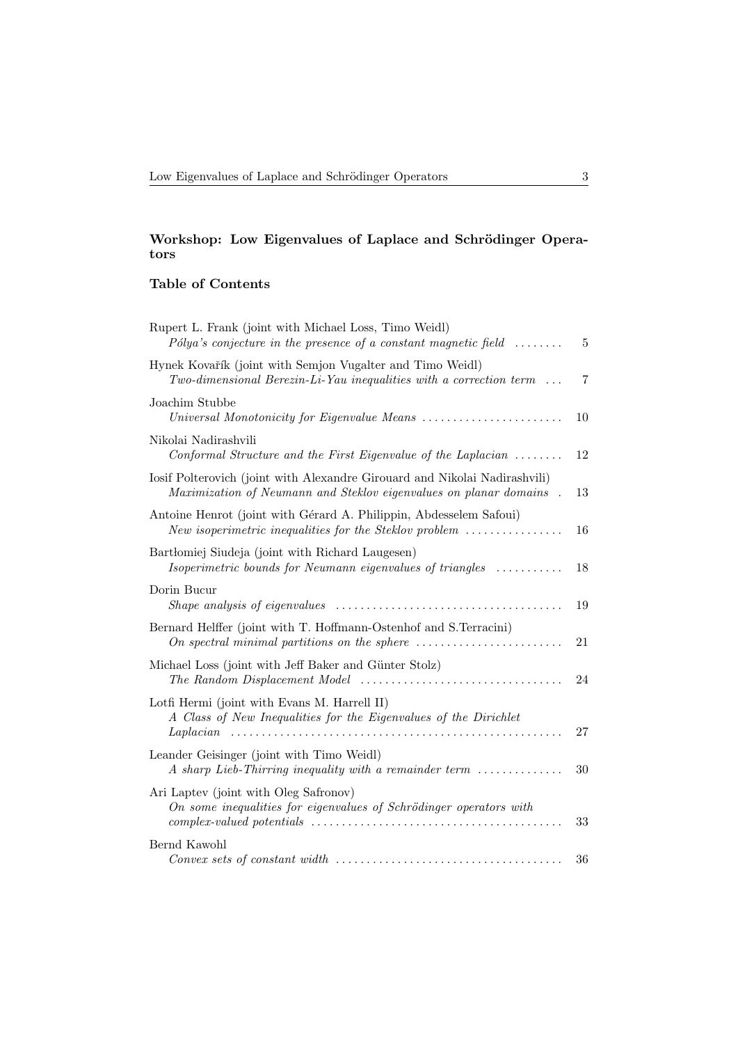# Workshop: Low Eigenvalues of Laplace and Schrödinger Operators

## Table of Contents

Rupert L. Frank (joint with Michael Loss, Timo Weidl)
*Pólya's conjecture in the presence of a constant magnetic field* ........ 5

Hynek Kovařík (joint with Semjon Vugalter and Timo Weidl)
*Two-dimensional Berezin-Li-Yau inequalities with a correction term* ... 7

Joachim Stubbe
*Universal Monotonicity for Eigenvalue Means* ........ 10

Nikolai Nadirashvili
*Conformal Structure and the First Eigenvalue of the Laplacian* ........ 12

Iosif Polterovich (joint with Alexandre Girouard and Nikolai Nadirashvili)
*Maximization of Neumann and Steklov eigenvalues on planar domains* . 13

Antoine Henrot (joint with Gérard A. Philippin, Abdesselem Safoui)
*New isoperimetric inequalities for the Steklov problem* ........ 16

Bartłomiej Siudeja (joint with Richard Laugesen)
*Isoperimetric bounds for Neumann eigenvalues of triangles* ........ 18

Dorin Bucur
*Shape analysis of eigenvalues* ........ 19

Bernard Helffer (joint with T. Hoffmann-Ostenhof and S.Terracini)
*On spectral minimal partitions on the sphere* ........ 21

Michael Loss (joint with Jeff Baker and Günter Stolz)
*The Random Displacement Model* ........ 24

Lotfi Hermi (joint with Evans M. Harrell II)
*A Class of New Inequalities for the Eigenvalues of the Dirichlet Laplacian* ........ 27

Leander Geisinger (joint with Timo Weidl)
*A sharp Lieb-Thirring inequality with a remainder term* ........ 30

Ari Laptev (joint with Oleg Safronov)
*On some inequalities for eigenvalues of Schrödinger operators with complex-valued potentials* ........ 33

Bernd Kawohl
*Convex sets of constant width* ........ 36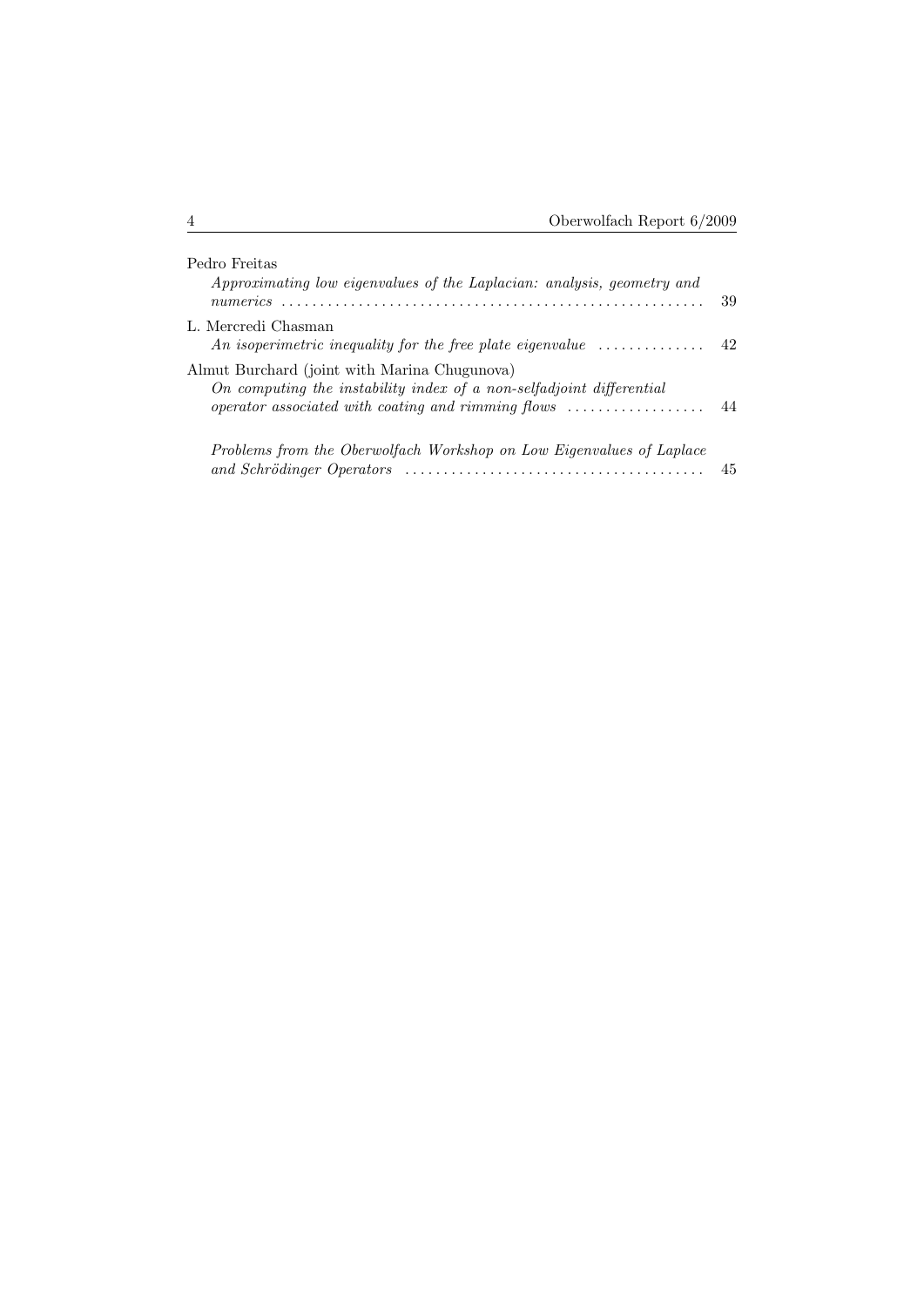Pedro Freitas

*Approximating low eigenvalues of the Laplacian: analysis, geometry and numerics* ........ 39

L. Mercredi Chasman

*An isoperimetric inequality for the free plate eigenvalue* ........ 42

Almut Burchard (joint with Marina Chugunova)

*On computing the instability index of a non-selfadjoint differential operator associated with coating and rimming flows* ........ 44

*Problems from the Oberwolfach Workshop on Low Eigenvalues of Laplace and Schrödinger Operators* ........ 45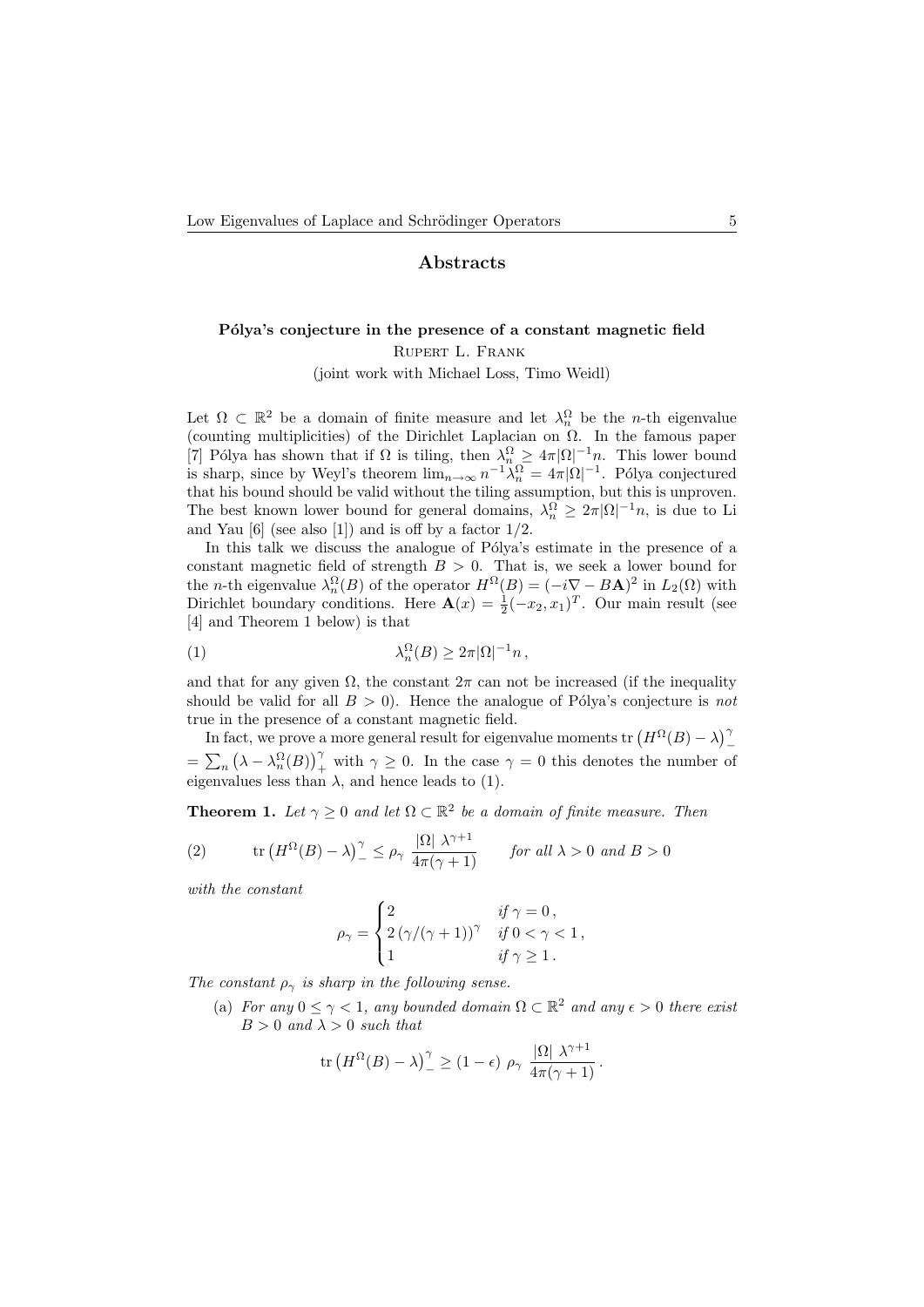# Abstracts

## Pólya's conjecture in the presence of a constant magnetic field

Rupert L. Frank

(joint work with Michael Loss, Timo Weidl)

Let $\Omega \subset \mathbb{R}^2$ be a domain of finite measure and let $\lambda_n^\Omega$ be the $n$-th eigenvalue (counting multiplicities) of the Dirichlet Laplacian on $\Omega$. In the famous paper [7] Pólya has shown that if $\Omega$ is tiling, then $\lambda_n^\Omega \geq 4\pi|\Omega|^{-1}n$. This lower bound is sharp, since by Weyl's theorem $\lim_{n\to\infty} n^{-1}\lambda_n^\Omega = 4\pi|\Omega|^{-1}$. Pólya conjectured that his bound should be valid without the tiling assumption, but this is unproven. The best known lower bound for general domains, $\lambda_n^\Omega \geq 2\pi|\Omega|^{-1}n$, is due to Li and Yau [6] (see also [1]) and is off by a factor $1/2$.

In this talk we discuss the analogue of Pólya's estimate in the presence of a constant magnetic field of strength $B > 0$. That is, we seek a lower bound for the $n$-th eigenvalue $\lambda_n^\Omega(B)$ of the operator $H^\Omega(B) = (-i\nabla - B\mathbf{A})^2$ in $L_2(\Omega)$ with Dirichlet boundary conditions. Here $\mathbf{A}(x) = \frac{1}{2}(-x_2, x_1)^T$. Our main result (see [4] and Theorem 1 below) is that

$$\lambda_n^\Omega(B) \geq 2\pi|\Omega|^{-1}n\,, \tag{1}$$

and that for any given $\Omega$, the constant $2\pi$ can not be increased (if the inequality should be valid for all $B > 0$). Hence the analogue of Pólya's conjecture is *not* true in the presence of a constant magnetic field.

In fact, we prove a more general result for eigenvalue moments $\operatorname{tr}\left(H^\Omega(B) - \lambda\right)_-^\gamma = \sum_n \left(\lambda - \lambda_n^\Omega(B)\right)_+^\gamma$ with $\gamma \geq 0$. In the case $\gamma = 0$ this denotes the number of eigenvalues less than $\lambda$, and hence leads to (1).

**Theorem 1.** *Let $\gamma \geq 0$ and let $\Omega \subset \mathbb{R}^2$ be a domain of finite measure. Then*

$$\operatorname{tr}\left(H^\Omega(B) - \lambda\right)_-^\gamma \leq \rho_\gamma \, \frac{|\Omega| \, \lambda^{\gamma+1}}{4\pi(\gamma+1)} \qquad \text{for all } \lambda > 0 \text{ and } B > 0 \tag{2}$$

*with the constant*

$$\rho_\gamma = \begin{cases} 2 & \text{if } \gamma = 0\,, \\ 2\left(\gamma/(\gamma+1)\right)^\gamma & \text{if } 0 < \gamma < 1\,, \\ 1 & \text{if } \gamma \geq 1\,. \end{cases}$$

*The constant $\rho_\gamma$ is sharp in the following sense.*

(a) *For any $0 \leq \gamma < 1$, any bounded domain $\Omega \subset \mathbb{R}^2$ and any $\epsilon > 0$ there exist $B > 0$ and $\lambda > 0$ such that*

$$\operatorname{tr}\left(H^\Omega(B) - \lambda\right)_-^\gamma \geq (1 - \epsilon) \; \rho_\gamma \; \frac{|\Omega| \; \lambda^{\gamma+1}}{4\pi(\gamma+1)}\,.$$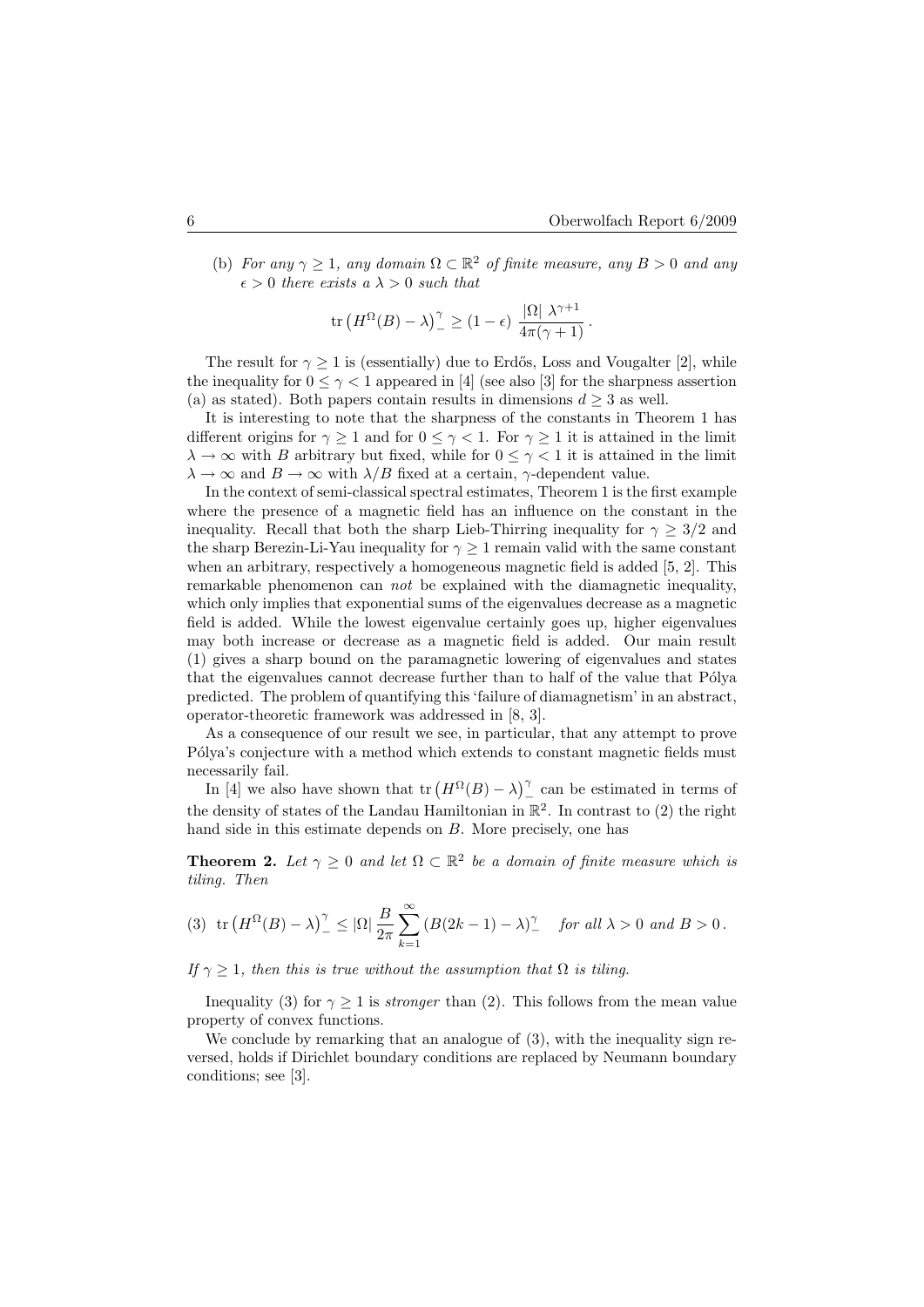(b) *For any $\gamma \geq 1$, any domain $\Omega \subset \mathbb{R}^2$ of finite measure, any $B > 0$ and any $\epsilon > 0$ there exists a $\lambda > 0$ such that*

$$\operatorname{tr}\left(H^\Omega(B) - \lambda\right)_-^\gamma \geq (1 - \epsilon)\ \frac{|\Omega|\ \lambda^{\gamma+1}}{4\pi(\gamma+1)}\,.$$

The result for $\gamma \geq 1$ is (essentially) due to Erdős, Loss and Vougalter [2], while the inequality for $0 \leq \gamma < 1$ appeared in [4] (see also [3] for the sharpness assertion (a) as stated). Both papers contain results in dimensions $d \geq 3$ as well.

It is interesting to note that the sharpness of the constants in Theorem 1 has different origins for $\gamma \geq 1$ and for $0 \leq \gamma < 1$. For $\gamma \geq 1$ it is attained in the limit $\lambda \to \infty$ with $B$ arbitrary but fixed, while for $0 \leq \gamma < 1$ it is attained in the limit $\lambda \to \infty$ and $B \to \infty$ with $\lambda/B$ fixed at a certain, $\gamma$-dependent value.

In the context of semi-classical spectral estimates, Theorem 1 is the first example where the presence of a magnetic field has an influence on the constant in the inequality. Recall that both the sharp Lieb-Thirring inequality for $\gamma \geq 3/2$ and the sharp Berezin-Li-Yau inequality for $\gamma \geq 1$ remain valid with the same constant when an arbitrary, respectively a homogeneous magnetic field is added [5, 2]. This remarkable phenomenon can *not* be explained with the diamagnetic inequality, which only implies that exponential sums of the eigenvalues decrease as a magnetic field is added. While the lowest eigenvalue certainly goes up, higher eigenvalues may both increase or decrease as a magnetic field is added. Our main result (1) gives a sharp bound on the paramagnetic lowering of eigenvalues and states that the eigenvalues cannot decrease further than to half of the value that Pólya predicted. The problem of quantifying this 'failure of diamagnetism' in an abstract, operator-theoretic framework was addressed in [8, 3].

As a consequence of our result we see, in particular, that any attempt to prove Pólya's conjecture with a method which extends to constant magnetic fields must necessarily fail.

In [4] we also have shown that $\operatorname{tr}\left(H^\Omega(B) - \lambda\right)_-^\gamma$ can be estimated in terms of the density of states of the Landau Hamiltonian in $\mathbb{R}^2$. In contrast to (2) the right hand side in this estimate depends on $B$. More precisely, one has

**Theorem 2.** *Let $\gamma \geq 0$ and let $\Omega \subset \mathbb{R}^2$ be a domain of finite measure which is tiling. Then*

$$\text{(3)}\quad \operatorname{tr}\left(H^\Omega(B) - \lambda\right)_-^\gamma \leq |\Omega|\ \frac{B}{2\pi} \sum_{k=1}^{\infty} \left(B(2k-1) - \lambda\right)_-^\gamma \quad \textit{for all } \lambda > 0 \textit{ and } B > 0\,.$$

*If $\gamma \geq 1$, then this is true without the assumption that $\Omega$ is tiling.*

Inequality (3) for $\gamma \geq 1$ is *stronger* than (2). This follows from the mean value property of convex functions.

We conclude by remarking that an analogue of (3), with the inequality sign reversed, holds if Dirichlet boundary conditions are replaced by Neumann boundary conditions; see [3].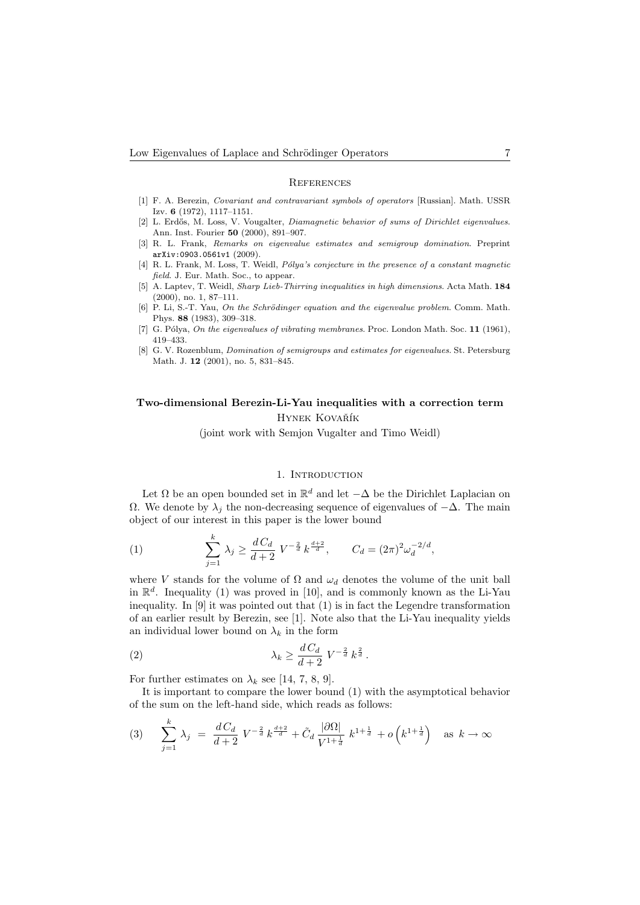### References

[1] F. A. Berezin, *Covariant and contravariant symbols of operators* [Russian]. Math. USSR Izv. **6** (1972), 1117–1151.

[2] L. Erdős, M. Loss, V. Vougalter, *Diamagnetic behavior of sums of Dirichlet eigenvalues*. Ann. Inst. Fourier **50** (2000), 891–907.

[3] R. L. Frank, *Remarks on eigenvalue estimates and semigroup domination*. Preprint `arXiv:0903.0561v1` (2009).

[4] R. L. Frank, M. Loss, T. Weidl, *Pólya's conjecture in the presence of a constant magnetic field*. J. Eur. Math. Soc., to appear.

[5] A. Laptev, T. Weidl, *Sharp Lieb-Thirring inequalities in high dimensions*. Acta Math. **184** (2000), no. 1, 87–111.

[6] P. Li, S.-T. Yau, *On the Schrödinger equation and the eigenvalue problem*. Comm. Math. Phys. **88** (1983), 309–318.

[7] G. Pólya, *On the eigenvalues of vibrating membranes*. Proc. London Math. Soc. **11** (1961), 419–433.

[8] G. V. Rozenblum, *Domination of semigroups and estimates for eigenvalues*. St. Petersburg Math. J. **12** (2001), no. 5, 831–845.

## Two-dimensional Berezin-Li-Yau inequalities with a correction term

Hynek Kovařík

(joint work with Semjon Vugalter and Timo Weidl)

### 1. Introduction

Let $\Omega$ be an open bounded set in $\mathbb{R}^d$ and let $-\Delta$ be the Dirichlet Laplacian on $\Omega$. We denote by $\lambda_j$ the non-decreasing sequence of eigenvalues of $-\Delta$. The main object of our interest in this paper is the lower bound

$$\sum_{j=1}^{k} \lambda_j \geq \frac{d\, C_d}{d+2}\; V^{-\frac{2}{d}}\, k^{\frac{d+2}{d}}, \qquad C_d = (2\pi)^2 \omega_d^{-2/d}, \tag{1}$$

where $V$ stands for the volume of $\Omega$ and $\omega_d$ denotes the volume of the unit ball in $\mathbb{R}^d$. Inequality (1) was proved in [10], and is commonly known as the Li-Yau inequality. In [9] it was pointed out that (1) is in fact the Legendre transformation of an earlier result by Berezin, see [1]. Note also that the Li-Yau inequality yields an individual lower bound on $\lambda_k$ in the form

$$\lambda_k \geq \frac{d\, C_d}{d+2}\; V^{-\frac{2}{d}}\, k^{\frac{2}{d}}\,. \tag{2}$$

For further estimates on $\lambda_k$ see [14, 7, 8, 9].

It is important to compare the lower bound (1) with the asymptotical behavior of the sum on the left-hand side, which reads as follows:

$$\sum_{j=1}^{k} \lambda_j \; = \; \frac{d\, C_d}{d+2}\; V^{-\frac{2}{d}}\, k^{\frac{d+2}{d}} + \tilde{C}_d\, \frac{|\partial\Omega|}{V^{1+\frac{1}{d}}}\; k^{1+\frac{1}{d}} \; + o\left(k^{1+\frac{1}{d}}\right) \quad \text{as } k \to \infty \tag{3}$$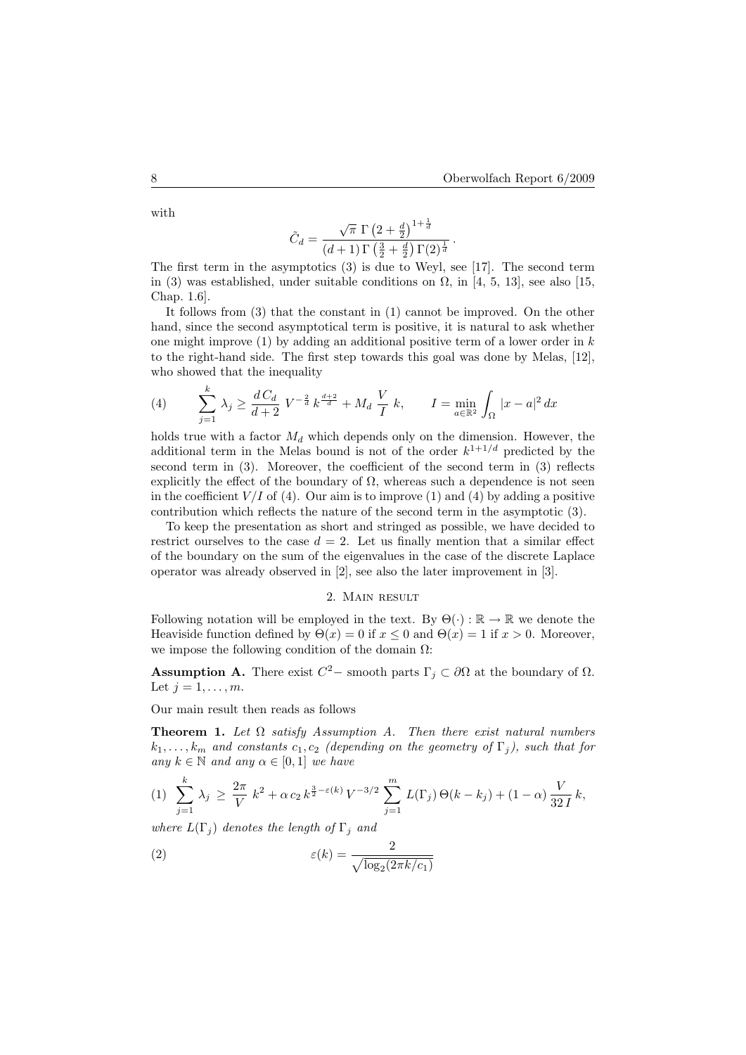with

$$\tilde{C}_d = \frac{\sqrt{\pi}\, \Gamma\left(2+\frac{d}{2}\right)^{1+\frac{1}{d}}}{(d+1)\, \Gamma\left(\frac{3}{2}+\frac{d}{2}\right) \Gamma(2)^{\frac{1}{d}}}.$$

The first term in the asymptotics (3) is due to Weyl, see [17]. The second term in (3) was established, under suitable conditions on $\Omega$, in [4, 5, 13], see also [15, Chap. 1.6].

It follows from (3) that the constant in (1) cannot be improved. On the other hand, since the second asymptotical term is positive, it is natural to ask whether one might improve (1) by adding an additional positive term of a lower order in $k$ to the right-hand side. The first step towards this goal was done by Melas, [12], who showed that the inequality

$$\text{(4)} \qquad \sum_{j=1}^{k} \lambda_j \geq \frac{d\, C_d}{d+2}\, V^{-\frac{2}{d}}\, k^{\frac{d+2}{d}} + M_d\, \frac{V}{I}\, k, \qquad I = \min_{a \in \mathbb{R}^2} \int_{\Omega} |x-a|^2\, dx$$

holds true with a factor $M_d$ which depends only on the dimension. However, the additional term in the Melas bound is not of the order $k^{1+1/d}$ predicted by the second term in (3). Moreover, the coefficient of the second term in (3) reflects explicitly the effect of the boundary of $\Omega$, whereas such a dependence is not seen in the coefficient $V/I$ of (4). Our aim is to improve (1) and (4) by adding a positive contribution which reflects the nature of the second term in the asymptotic (3).

To keep the presentation as short and stringed as possible, we have decided to restrict ourselves to the case $d = 2$. Let us finally mention that a similar effect of the boundary on the sum of the eigenvalues in the case of the discrete Laplace operator was already observed in [2], see also the later improvement in [3].

## 2. Main result

Following notation will be employed in the text. By $\Theta(\cdot) : \mathbb{R} \to \mathbb{R}$ we denote the Heaviside function defined by $\Theta(x) = 0$ if $x \leq 0$ and $\Theta(x) = 1$ if $x > 0$. Moreover, we impose the following condition of the domain $\Omega$:

**Assumption A.** There exist $C^2-$ smooth parts $\Gamma_j \subset \partial\Omega$ at the boundary of $\Omega$. Let $j = 1, \dots, m$.

Our main result then reads as follows

**Theorem 1.** *Let $\Omega$ satisfy Assumption A. Then there exist natural numbers $k_1, \dots, k_m$ and constants $c_1, c_2$ (depending on the geometry of $\Gamma_j$), such that for any $k \in \mathbb{N}$ and any $\alpha \in [0, 1]$ we have*

$$\text{(1)} \quad \sum_{j=1}^{k} \lambda_j \geq \frac{2\pi}{V}\, k^2 + \alpha\, c_2\, k^{\frac{3}{2}-\varepsilon(k)}\, V^{-3/2} \sum_{j=1}^{m} L(\Gamma_j)\, \Theta(k-k_j) + (1-\alpha)\, \frac{V}{32\, I}\, k,$$

*where $L(\Gamma_j)$ denotes the length of $\Gamma_j$ and*

$$\text{(2)} \qquad \varepsilon(k) = \frac{2}{\sqrt{\log_2(2\pi k/c_1)}}$$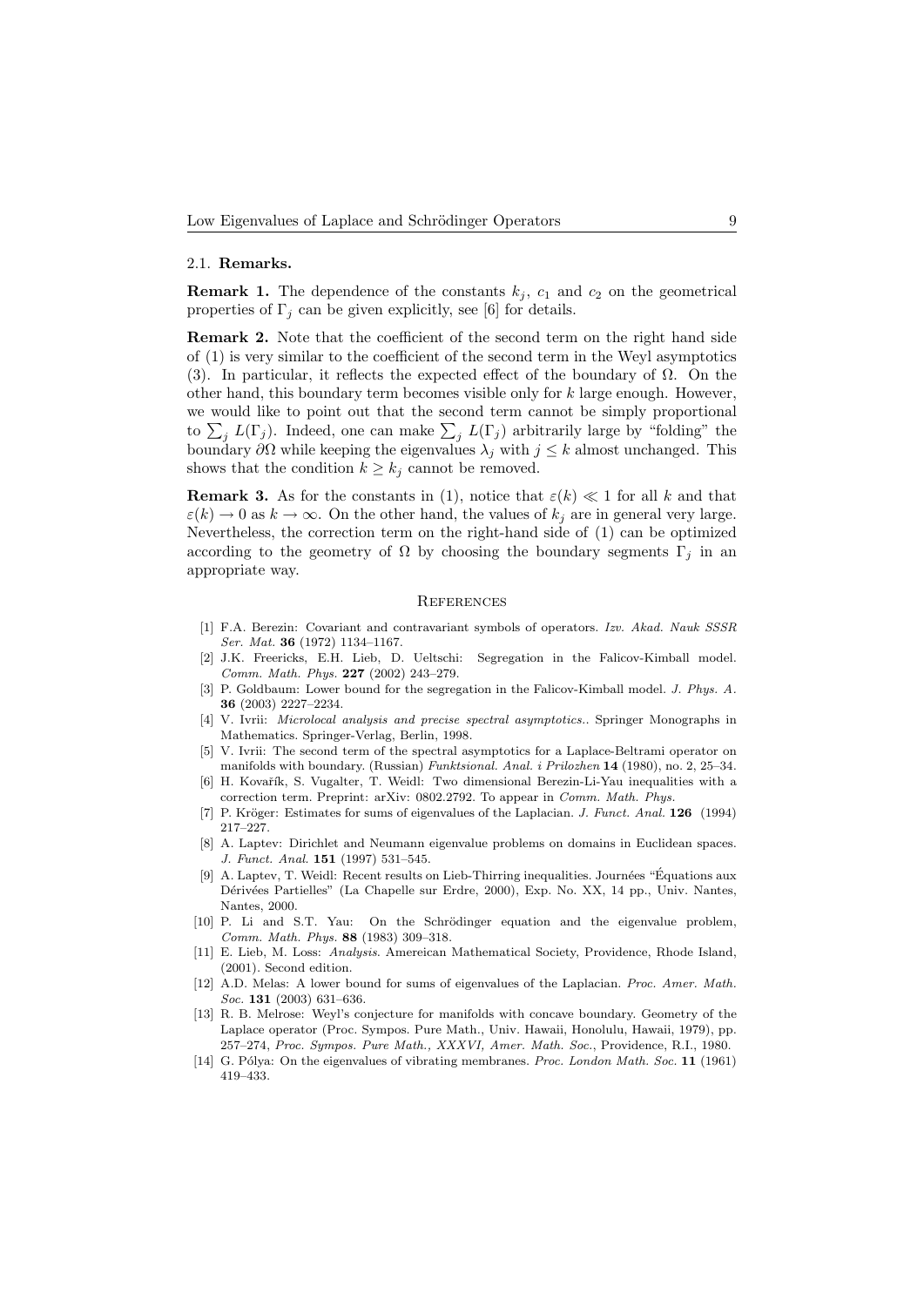### 2.1. Remarks.

**Remark 1.** The dependence of the constants $k_j$, $c_1$ and $c_2$ on the geometrical properties of $\Gamma_j$ can be given explicitly, see [6] for details.

**Remark 2.** Note that the coefficient of the second term on the right hand side of (1) is very similar to the coefficient of the second term in the Weyl asymptotics (3). In particular, it reflects the expected effect of the boundary of $\Omega$. On the other hand, this boundary term becomes visible only for $k$ large enough. However, we would like to point out that the second term cannot be simply proportional to $\sum_j L(\Gamma_j)$. Indeed, one can make $\sum_j L(\Gamma_j)$ arbitrarily large by "folding" the boundary $\partial\Omega$ while keeping the eigenvalues $\lambda_j$ with $j \leq k$ almost unchanged. This shows that the condition $k \geq k_j$ cannot be removed.

**Remark 3.** As for the constants in (1), notice that $\varepsilon(k) \ll 1$ for all $k$ and that $\varepsilon(k) \to 0$ as $k \to \infty$. On the other hand, the values of $k_j$ are in general very large. Nevertheless, the correction term on the right-hand side of (1) can be optimized according to the geometry of $\Omega$ by choosing the boundary segments $\Gamma_j$ in an appropriate way.

## References

[1] F.A. Berezin: Covariant and contravariant symbols of operators. *Izv. Akad. Nauk SSSR Ser. Mat.* **36** (1972) 1134–1167.

[2] J.K. Freericks, E.H. Lieb, D. Ueltschi: Segregation in the Falicov-Kimball model. *Comm. Math. Phys.* **227** (2002) 243–279.

[3] P. Goldbaum: Lower bound for the segregation in the Falicov-Kimball model. *J. Phys. A.* **36** (2003) 2227–2234.

[4] V. Ivrii: *Microlocal analysis and precise spectral asymptotics.*. Springer Monographs in Mathematics. Springer-Verlag, Berlin, 1998.

[5] V. Ivrii: The second term of the spectral asymptotics for a Laplace-Beltrami operator on manifolds with boundary. (Russian) *Funktsional. Anal. i Prilozhen* **14** (1980), no. 2, 25–34.

[6] H. Kovařík, S. Vugalter, T. Weidl: Two dimensional Berezin-Li-Yau inequalities with a correction term. Preprint: arXiv: 0802.2792. To appear in *Comm. Math. Phys.*

[7] P. Kröger: Estimates for sums of eigenvalues of the Laplacian. *J. Funct. Anal.* **126** (1994) 217–227.

[8] A. Laptev: Dirichlet and Neumann eigenvalue problems on domains in Euclidean spaces. *J. Funct. Anal.* **151** (1997) 531–545.

[9] A. Laptev, T. Weidl: Recent results on Lieb-Thirring inequalities. Journées "Équations aux Dérivées Partielles" (La Chapelle sur Erdre, 2000), Exp. No. XX, 14 pp., Univ. Nantes, Nantes, 2000.

[10] P. Li and S.T. Yau: On the Schrödinger equation and the eigenvalue problem, *Comm. Math. Phys.* **88** (1983) 309–318.

[11] E. Lieb, M. Loss: *Analysis*. Amereican Mathematical Society, Providence, Rhode Island, (2001). Second edition.

[12] A.D. Melas: A lower bound for sums of eigenvalues of the Laplacian. *Proc. Amer. Math. Soc.* **131** (2003) 631–636.

[13] R. B. Melrose: Weyl's conjecture for manifolds with concave boundary. Geometry of the Laplace operator (Proc. Sympos. Pure Math., Univ. Hawaii, Honolulu, Hawaii, 1979), pp. 257–274, *Proc. Sympos. Pure Math., XXXVI, Amer. Math. Soc.*, Providence, R.I., 1980.

[14] G. Pólya: On the eigenvalues of vibrating membranes. *Proc. London Math. Soc.* **11** (1961) 419–433.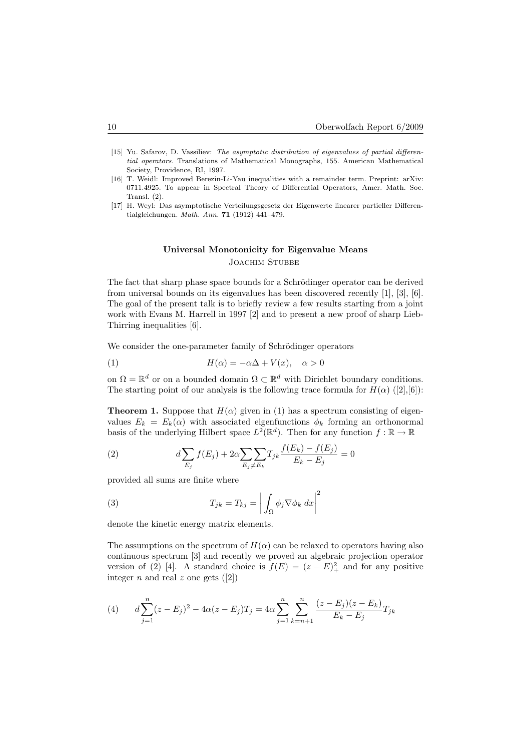[15] Yu. Safarov, D. Vassiliev: *The asymptotic distribution of eigenvalues of partial differential operators.* Translations of Mathematical Monographs, 155. American Mathematical Society, Providence, RI, 1997.

[16] T. Weidl: Improved Berezin-Li-Yau inequalities with a remainder term. Preprint: arXiv: 0711.4925. To appear in Spectral Theory of Differential Operators, Amer. Math. Soc. Transl. (2).

[17] H. Weyl: Das asymptotische Verteilungsgesetz der Eigenwerte linearer partieller Differentialgleichungen. *Math. Ann.* **71** (1912) 441–479.

## Universal Monotonicity for Eigenvalue Means

Joachim Stubbe

The fact that sharp phase space bounds for a Schrödinger operator can be derived from universal bounds on its eigenvalues has been discovered recently [1], [3], [6]. The goal of the present talk is to briefly review a few results starting from a joint work with Evans M. Harrell in 1997 [2] and to present a new proof of sharp Lieb-Thirring inequalities [6].

We consider the one-parameter family of Schrödinger operators

$$H(\alpha) = -\alpha\Delta + V(x), \quad \alpha > 0 \tag{1}$$

on $\Omega = \mathbb{R}^d$ or on a bounded domain $\Omega \subset \mathbb{R}^d$ with Dirichlet boundary conditions. The starting point of our analysis is the following trace formula for $H(\alpha)$ ([2],[6]):

**Theorem 1.** Suppose that $H(\alpha)$ given in (1) has a spectrum consisting of eigenvalues $E_k = E_k(\alpha)$ with associated eigenfunctions $\phi_k$ forming an orthonormal basis of the underlying Hilbert space $L^2(\mathbb{R}^d)$. Then for any function $f : \mathbb{R} \to \mathbb{R}$

$$d\sum_{E_j} f(E_j) + 2\alpha \sum_{E_j \neq E_k}\sum T_{jk}\frac{f(E_k) - f(E_j)}{E_k - E_j} = 0 \tag{2}$$

provided all sums are finite where

$$T_{jk} = T_{kj} = \left| \int_\Omega \phi_j \nabla \phi_k \; dx \right|^2 \tag{3}$$

denote the kinetic energy matrix elements.

The assumptions on the spectrum of $H(\alpha)$ can be relaxed to operators having also continuous spectrum [3] and recently we proved an algebraic projection operator version of (2) [4]. A standard choice is $f(E) = (z - E)_+^2$ and for any positive integer $n$ and real $z$ one gets ([2])

$$d\sum_{j=1}^{n}(z - E_j)^2 - 4\alpha(z - E_j)T_j = 4\alpha \sum_{j=1}^{n}\sum_{k=n+1}^{n} \frac{(z - E_j)(z - E_k)}{E_k - E_j} T_{jk} \tag{4}$$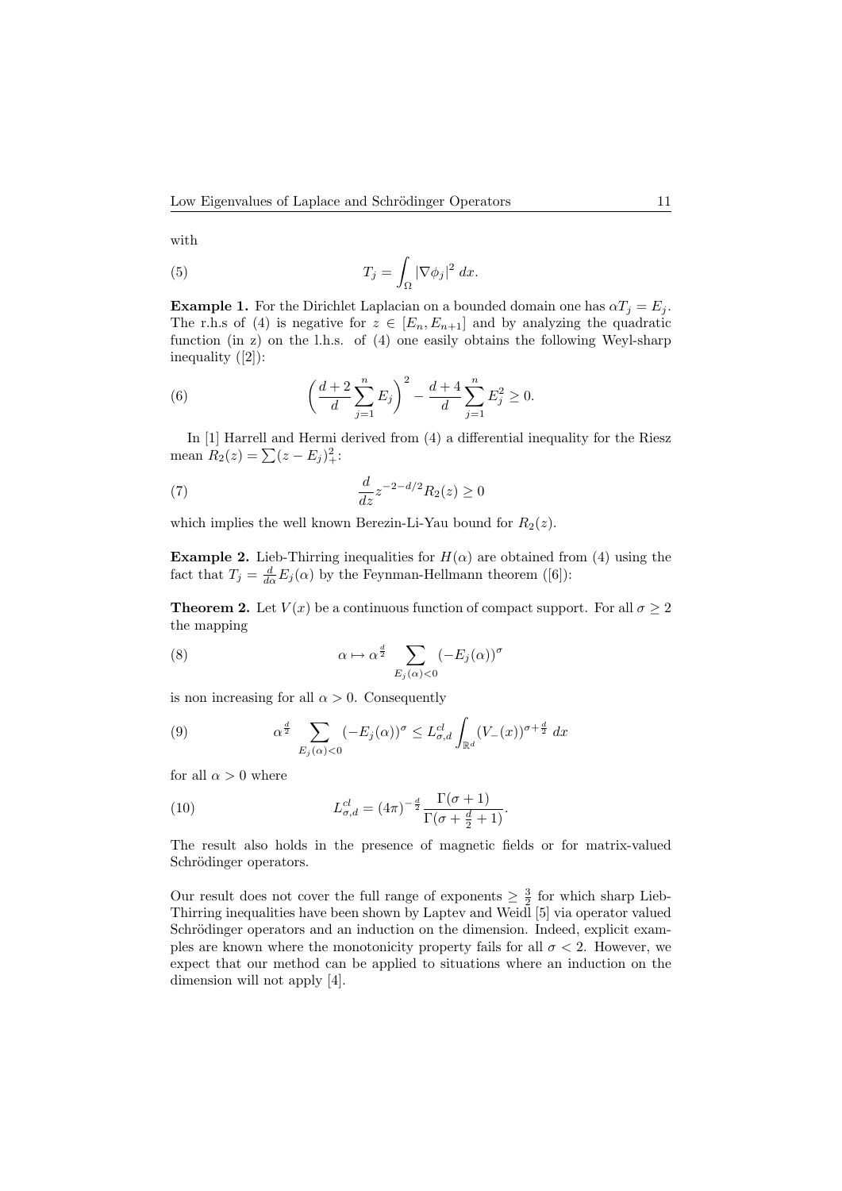with

$$T_j = \int_\Omega |\nabla \phi_j|^2 \, dx. \tag{5}$$

**Example 1.** For the Dirichlet Laplacian on a bounded domain one has $\alpha T_j = E_j$. The r.h.s of (4) is negative for $z \in [E_n, E_{n+1}]$ and by analyzing the quadratic function (in z) on the l.h.s. of (4) one easily obtains the following Weyl-sharp inequality ([2]):

$$\left( \frac{d+2}{d} \sum_{j=1}^{n} E_j \right)^2 - \frac{d+4}{d} \sum_{j=1}^{n} E_j^2 \geq 0. \tag{6}$$

In [1] Harrell and Hermi derived from (4) a differential inequality for the Riesz mean $R_2(z) = \sum (z - E_j)_+^2$:

$$\frac{d}{dz} z^{-2-d/2} R_2(z) \geq 0 \tag{7}$$

which implies the well known Berezin-Li-Yau bound for $R_2(z)$.

**Example 2.** Lieb-Thirring inequalities for $H(\alpha)$ are obtained from (4) using the fact that $T_j = \frac{d}{d\alpha} E_j(\alpha)$ by the Feynman-Hellmann theorem ([6]):

**Theorem 2.** Let $V(x)$ be a continuous function of compact support. For all $\sigma \geq 2$ the mapping

$$\alpha \mapsto \alpha^{\frac{d}{2}} \sum_{E_j(\alpha) < 0} (-E_j(\alpha))^\sigma \tag{8}$$

is non increasing for all $\alpha > 0$. Consequently

$$\alpha^{\frac{d}{2}} \sum_{E_j(\alpha) < 0} (-E_j(\alpha))^\sigma \leq L^{cl}_{\sigma,d} \int_{\mathbb{R}^d} (V_-(x))^{\sigma + \frac{d}{2}} \, dx \tag{9}$$

for all $\alpha > 0$ where

$$L^{cl}_{\sigma,d} = (4\pi)^{-\frac{d}{2}} \frac{\Gamma(\sigma+1)}{\Gamma(\sigma + \frac{d}{2} + 1)}. \tag{10}$$

The result also holds in the presence of magnetic fields or for matrix-valued Schrödinger operators.

Our result does not cover the full range of exponents $\geq \frac{3}{2}$ for which sharp Lieb-Thirring inequalities have been shown by Laptev and Weidl [5] via operator valued Schrödinger operators and an induction on the dimension. Indeed, explicit examples are known where the monotonicity property fails for all $\sigma < 2$. However, we expect that our method can be applied to situations where an induction on the dimension will not apply [4].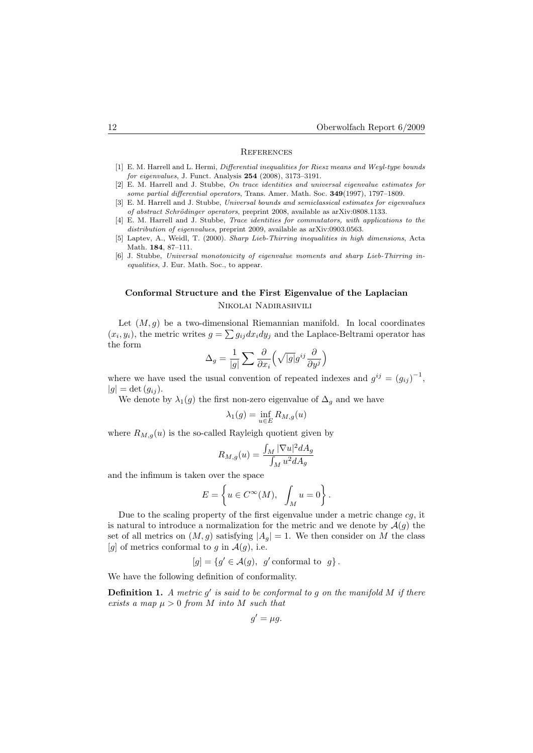### References

[1] E. M. Harrell and L. Hermi, *Differential inequalities for Riesz means and Weyl-type bounds for eigenvalues*, J. Funct. Analysis **254** (2008), 3173–3191.

[2] E. M. Harrell and J. Stubbe, *On trace identities and universal eigenvalue estimates for some partial differential operators*, Trans. Amer. Math. Soc. **349**(1997), 1797–1809.

[3] E. M. Harrell and J. Stubbe, *Universal bounds and semiclassical estimates for eigenvalues of abstract Schrödinger operators*, preprint 2008, available as arXiv:0808.1133.

[4] E. M. Harrell and J. Stubbe, *Trace identities for commutators, with applications to the distribution of eigenvalues*, preprint 2009, available as arXiv:0903.0563.

[5] Laptev, A., Weidl, T. (2000). *Sharp Lieb-Thirring inequalities in high dimensions*, Acta Math. **184**, 87–111.

[6] J. Stubbe, *Universal monotonicity of eigenvalue moments and sharp Lieb-Thirring inequalities*, J. Eur. Math. Soc., to appear.

## Conformal Structure and the First Eigenvalue of the Laplacian

Nikolai Nadirashvili

Let $(M, g)$ be a two-dimensional Riemannian manifold. In local coordinates $(x_i, y_i)$, the metric writes $g = \sum g_{ij} dx_i dy_j$ and the Laplace-Beltrami operator has the form

$$\Delta_g = \frac{1}{|g|} \sum \frac{\partial}{\partial x_i}\Big(\sqrt{|g|} g^{ij} \frac{\partial}{\partial y^j}\Big)$$

where we have used the usual convention of repeated indexes and $g^{ij} = (g_{ij})^{-1}$, $|g| = \det(g_{ij})$.

We denote by $\lambda_1(g)$ the first non-zero eigenvalue of $\Delta_g$ and we have

$$\lambda_1(g) = \inf_{u \in E} R_{M,g}(u)$$

where $R_{M,g}(u)$ is the so-called Rayleigh quotient given by

$$R_{M,g}(u) = \frac{\int_M |\nabla u|^2 dA_g}{\int_M u^2 dA_g}$$

and the infimum is taken over the space

$$E = \left\{ u \in C^\infty(M), \quad \int_M u = 0 \right\}.$$

Due to the scaling property of the first eigenvalue under a metric change $cg$, it is natural to introduce a normalization for the metric and we denote by $\mathcal{A}(g)$ the set of all metrics on $(M, g)$ satisfying $|A_g| = 1$. We then consider on $M$ the class $[g]$ of metrics conformal to $g$ in $\mathcal{A}(g)$, i.e.

$$[g] = \{g' \in \mathcal{A}(g), \;\; g' \,\text{conformal to} \;\; g\}.$$

We have the following definition of conformality.

**Definition 1.** *A metric $g'$ is said to be conformal to $g$ on the manifold $M$ if there exists a map $\mu > 0$ from $M$ into $M$ such that*

$$g' = \mu g.$$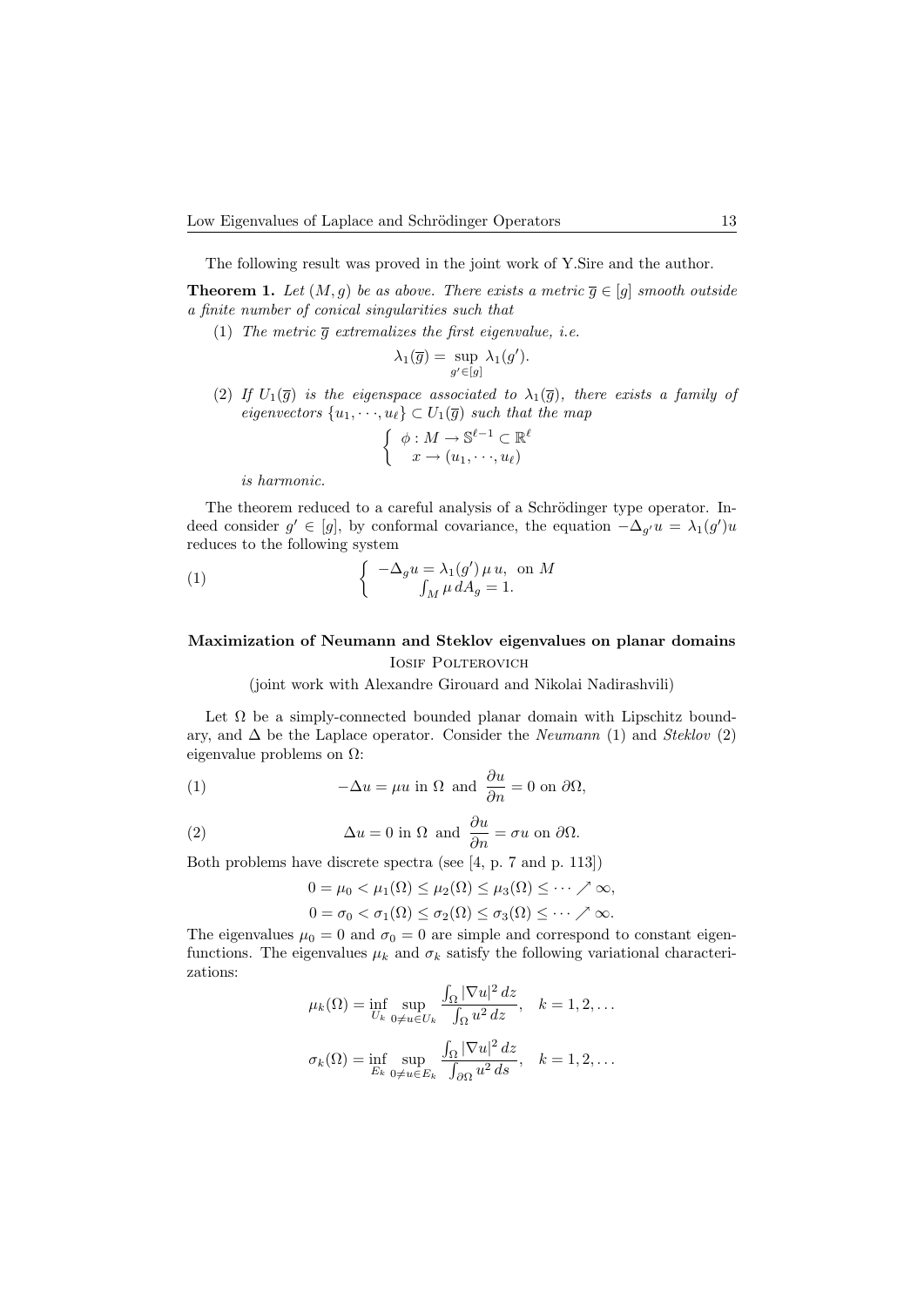The following result was proved in the joint work of Y.Sire and the author.

**Theorem 1.** *Let $(M, g)$ be as above. There exists a metric $\overline{g} \in [g]$ smooth outside a finite number of conical singularities such that*

(1) *The metric $\overline{g}$ extremalizes the first eigenvalue, i.e.*

$$\lambda_1(\overline{g}) = \sup_{g' \in [g]} \lambda_1(g').$$

(2) *If $U_1(\overline{g})$ is the eigenspace associated to $\lambda_1(\overline{g})$, there exists a family of eigenvectors $\{u_1, \cdots, u_\ell\} \subset U_1(\overline{g})$ such that the map*

$$\begin{cases} \phi : M \to \mathbb{S}^{\ell-1} \subset \mathbb{R}^\ell \\ x \to (u_1, \cdots, u_\ell) \end{cases}$$

*is harmonic.*

The theorem reduced to a careful analysis of a Schrödinger type operator. Indeed consider $g' \in [g]$, by conformal covariance, the equation $-\Delta_{g'} u = \lambda_1(g') u$ reduces to the following system

$$\begin{cases} -\Delta_g u = \lambda_1(g') \, \mu \, u, \text{ on } M \\ \int_M \mu \, dA_g = 1. \end{cases} \tag{1}$$

## Maximization of Neumann and Steklov eigenvalues on planar domains

Iosif Polterovich

(joint work with Alexandre Girouard and Nikolai Nadirashvili)

Let $\Omega$ be a simply-connected bounded planar domain with Lipschitz boundary, and $\Delta$ be the Laplace operator. Consider the *Neumann* (1) and *Steklov* (2) eigenvalue problems on $\Omega$:

$$-\Delta u = \mu u \text{ in } \Omega \text{ and } \frac{\partial u}{\partial n} = 0 \text{ on } \partial\Omega, \tag{1}$$

$$\Delta u = 0 \text{ in } \Omega \text{ and } \frac{\partial u}{\partial n} = \sigma u \text{ on } \partial\Omega. \tag{2}$$

Both problems have discrete spectra (see [4, p. 7 and p. 113])

$$0 = \mu_0 < \mu_1(\Omega) \le \mu_2(\Omega) \le \mu_3(\Omega) \le \cdots \nearrow \infty,$$

$$0 = \sigma_0 < \sigma_1(\Omega) \le \sigma_2(\Omega) \le \sigma_3(\Omega) \le \cdots \nearrow \infty.$$

The eigenvalues $\mu_0 = 0$ and $\sigma_0 = 0$ are simple and correspond to constant eigenfunctions. The eigenvalues $\mu_k$ and $\sigma_k$ satisfy the following variational characterizations:

$$\mu_k(\Omega) = \inf_{U_k} \sup_{0 \neq u \in U_k} \frac{\int_\Omega |\nabla u|^2 \, dz}{\int_\Omega u^2 \, dz}, \quad k = 1, 2, \ldots$$

$$\sigma_k(\Omega) = \inf_{E_k} \sup_{0 \neq u \in E_k} \frac{\int_\Omega |\nabla u|^2 \, dz}{\int_{\partial\Omega} u^2 \, ds}, \quad k = 1, 2, \ldots$$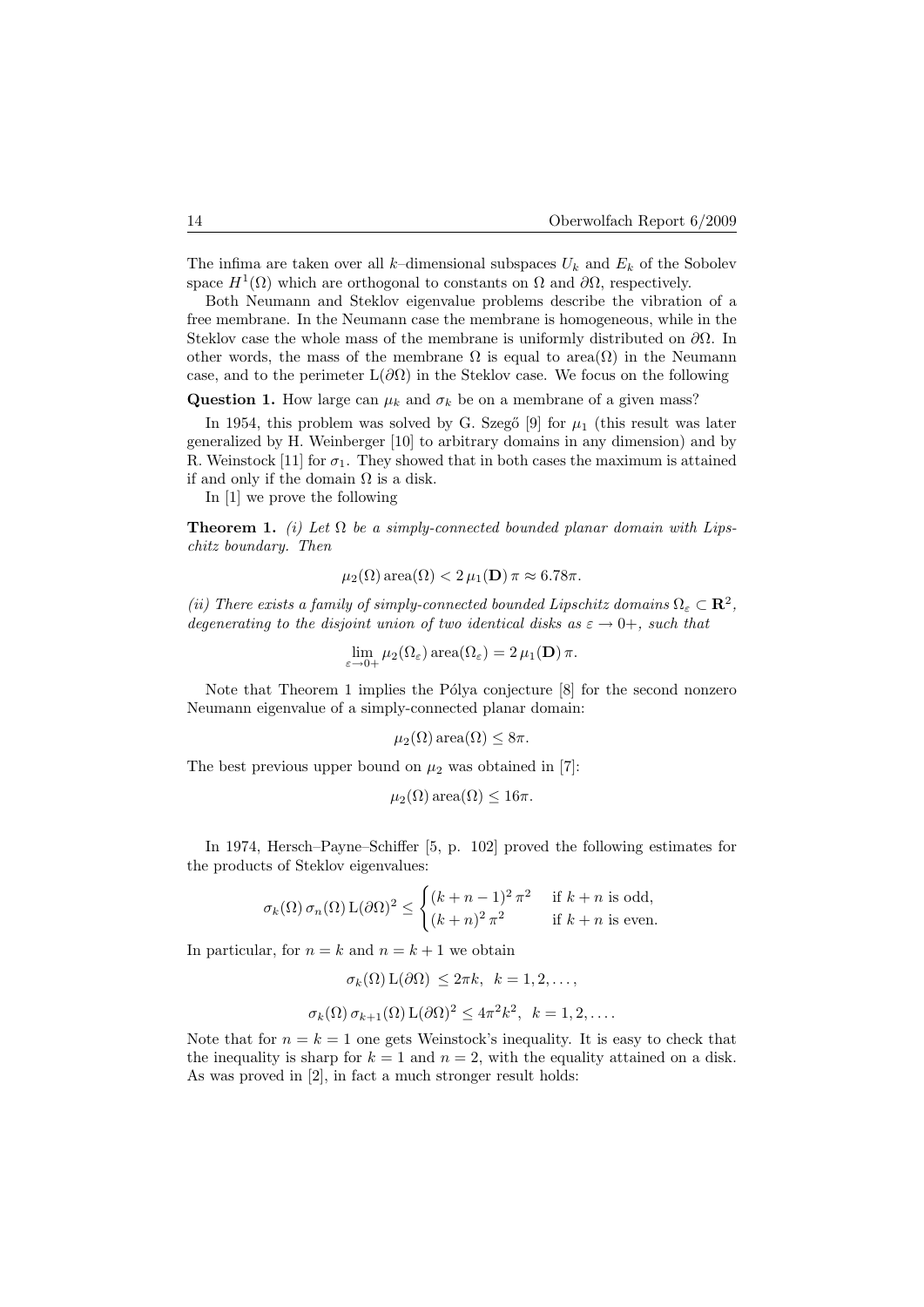The infima are taken over all $k$–dimensional subspaces $U_k$ and $E_k$ of the Sobolev space $H^1(\Omega)$ which are orthogonal to constants on $\Omega$ and $\partial\Omega$, respectively.

Both Neumann and Steklov eigenvalue problems describe the vibration of a free membrane. In the Neumann case the membrane is homogeneous, while in the Steklov case the whole mass of the membrane is uniformly distributed on $\partial\Omega$. In other words, the mass of the membrane $\Omega$ is equal to $\text{area}(\Omega)$ in the Neumann case, and to the perimeter $\mathrm{L}(\partial\Omega)$ in the Steklov case. We focus on the following

**Question 1.** How large can $\mu_k$ and $\sigma_k$ be on a membrane of a given mass?

In 1954, this problem was solved by G. Szegő [9] for $\mu_1$ (this result was later generalized by H. Weinberger [10] to arbitrary domains in any dimension) and by R. Weinstock [11] for $\sigma_1$. They showed that in both cases the maximum is attained if and only if the domain $\Omega$ is a disk.

In [1] we prove the following

**Theorem 1.** *(i) Let $\Omega$ be a simply-connected bounded planar domain with Lipschitz boundary. Then*

$$\mu_2(\Omega)\,\text{area}(\Omega) < 2\,\mu_1(\mathbf{D})\,\pi \approx 6.78\pi.$$

*(ii) There exists a family of simply-connected bounded Lipschitz domains $\Omega_\varepsilon \subset \mathbf{R}^2$, degenerating to the disjoint union of two identical disks as $\varepsilon \to 0+$, such that*

$$\lim_{\varepsilon\to 0+} \mu_2(\Omega_\varepsilon)\,\text{area}(\Omega_\varepsilon) = 2\,\mu_1(\mathbf{D})\,\pi.$$

Note that Theorem 1 implies the Pólya conjecture [8] for the second nonzero Neumann eigenvalue of a simply-connected planar domain:

$$\mu_2(\Omega)\,\text{area}(\Omega) \le 8\pi.$$

The best previous upper bound on $\mu_2$ was obtained in [7]:

$$\mu_2(\Omega)\,\text{area}(\Omega) \le 16\pi.$$

In 1974, Hersch–Payne–Schiffer [5, p. 102] proved the following estimates for the products of Steklov eigenvalues:

$$\sigma_k(\Omega)\,\sigma_n(\Omega)\,\mathrm{L}(\partial\Omega)^2 \le \begin{cases} (k+n-1)^2\,\pi^2 & \text{if } k+n \text{ is odd,} \\ (k+n)^2\,\pi^2 & \text{if } k+n \text{ is even.} \end{cases}$$

In particular, for $n = k$ and $n = k+1$ we obtain

$$\sigma_k(\Omega)\,\mathrm{L}(\partial\Omega) \le 2\pi k, \quad k = 1, 2, \ldots,$$

$$\sigma_k(\Omega)\,\sigma_{k+1}(\Omega)\,\mathrm{L}(\partial\Omega)^2 \le 4\pi^2 k^2, \quad k = 1, 2, \ldots.$$

Note that for $n = k = 1$ one gets Weinstock's inequality. It is easy to check that the inequality is sharp for $k = 1$ and $n = 2$, with the equality attained on a disk. As was proved in [2], in fact a much stronger result holds: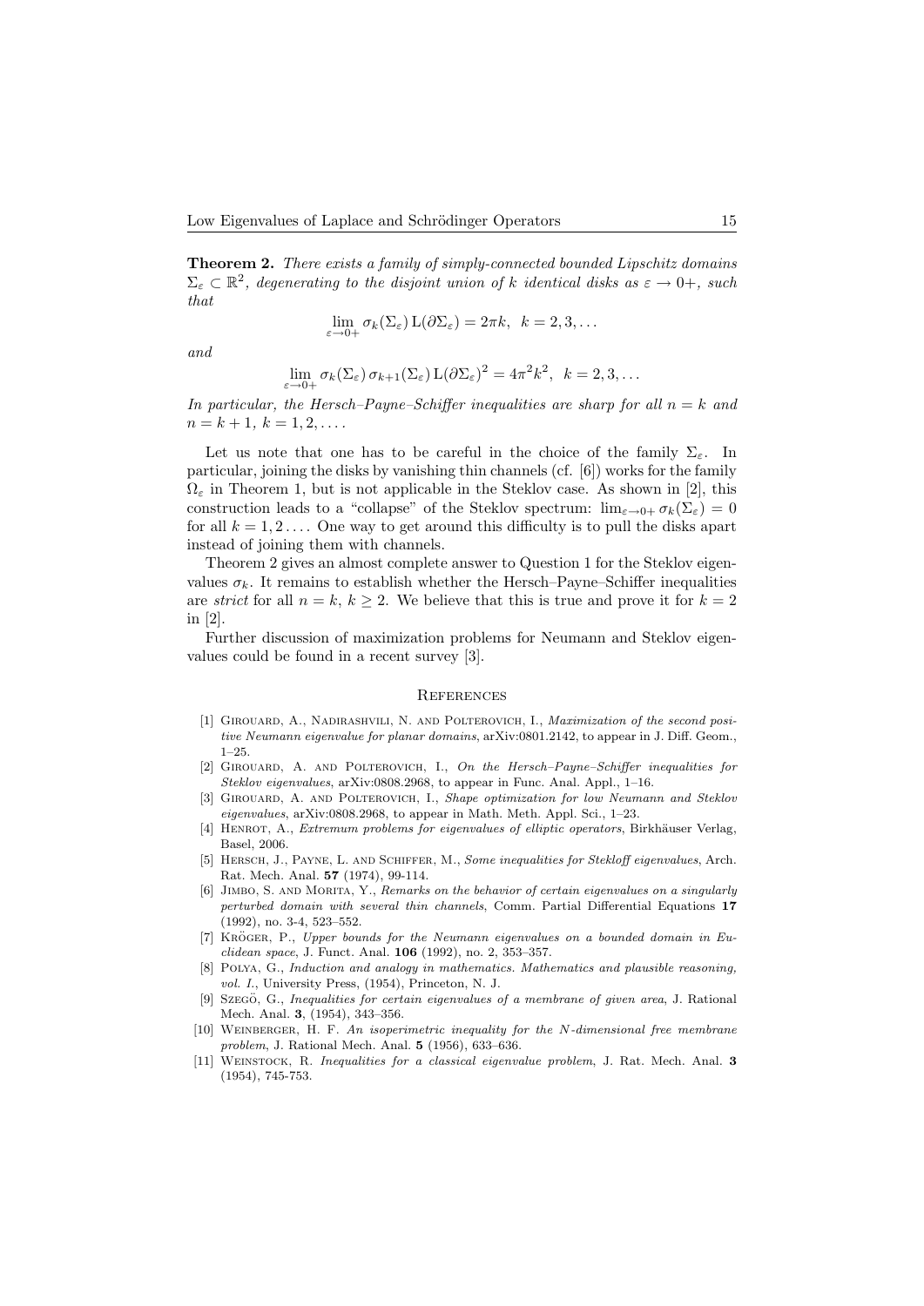**Theorem 2.** *There exists a family of simply-connected bounded Lipschitz domains $\Sigma_\varepsilon \subset \mathbb{R}^2$, degenerating to the disjoint union of $k$ identical disks as $\varepsilon \to 0+$, such that*

$$\lim_{\varepsilon \to 0+} \sigma_k(\Sigma_\varepsilon)\,\mathrm{L}(\partial\Sigma_\varepsilon) = 2\pi k, \ \ k = 2, 3, \ldots$$

*and*

$$\lim_{\varepsilon \to 0+} \sigma_k(\Sigma_\varepsilon)\,\sigma_{k+1}(\Sigma_\varepsilon)\,\mathrm{L}(\partial\Sigma_\varepsilon)^2 = 4\pi^2 k^2, \ \ k = 2, 3, \ldots$$

*In particular, the Hersch–Payne–Schiffer inequalities are sharp for all $n = k$ and $n = k+1$, $k = 1, 2, \ldots$.*

Let us note that one has to be careful in the choice of the family $\Sigma_\varepsilon$. In particular, joining the disks by vanishing thin channels (cf. [6]) works for the family $\Omega_\varepsilon$ in Theorem 1, but is not applicable in the Steklov case. As shown in [2], this construction leads to a "collapse" of the Steklov spectrum: $\lim_{\varepsilon \to 0+} \sigma_k(\Sigma_\varepsilon) = 0$ for all $k = 1, 2 \ldots$. One way to get around this difficulty is to pull the disks apart instead of joining them with channels.

Theorem 2 gives an almost complete answer to Question 1 for the Steklov eigenvalues $\sigma_k$. It remains to establish whether the Hersch–Payne–Schiffer inequalities are *strict* for all $n = k$, $k \geq 2$. We believe that this is true and prove it for $k = 2$ in [2].

Further discussion of maximization problems for Neumann and Steklov eigenvalues could be found in a recent survey [3].

## References

[1] Girouard, A., Nadirashvili, N. and Polterovich, I., *Maximization of the second positive Neumann eigenvalue for planar domains*, arXiv:0801.2142, to appear in J. Diff. Geom., 1–25.

[2] Girouard, A. and Polterovich, I., *On the Hersch–Payne–Schiffer inequalities for Steklov eigenvalues*, arXiv:0808.2968, to appear in Func. Anal. Appl., 1–16.

[3] Girouard, A. and Polterovich, I., *Shape optimization for low Neumann and Steklov eigenvalues*, arXiv:0808.2968, to appear in Math. Meth. Appl. Sci., 1–23.

[4] Henrot, A., *Extremum problems for eigenvalues of elliptic operators*, Birkhäuser Verlag, Basel, 2006.

[5] Hersch, J., Payne, L. and Schiffer, M., *Some inequalities for Stekloff eigenvalues*, Arch. Rat. Mech. Anal. **57** (1974), 99-114.

[6] Jimbo, S. and Morita, Y., *Remarks on the behavior of certain eigenvalues on a singularly perturbed domain with several thin channels*, Comm. Partial Differential Equations **17** (1992), no. 3-4, 523–552.

[7] Kröger, P., *Upper bounds for the Neumann eigenvalues on a bounded domain in Euclidean space*, J. Funct. Anal. **106** (1992), no. 2, 353–357.

[8] Polya, G., *Induction and analogy in mathematics. Mathematics and plausible reasoning, vol. I.*, University Press, (1954), Princeton, N. J.

[9] Szegö, G., *Inequalities for certain eigenvalues of a membrane of given area*, J. Rational Mech. Anal. **3**, (1954), 343–356.

[10] Weinberger, H. F. *An isoperimetric inequality for the N-dimensional free membrane problem*, J. Rational Mech. Anal. **5** (1956), 633–636.

[11] Weinstock, R. *Inequalities for a classical eigenvalue problem*, J. Rat. Mech. Anal. **3** (1954), 745-753.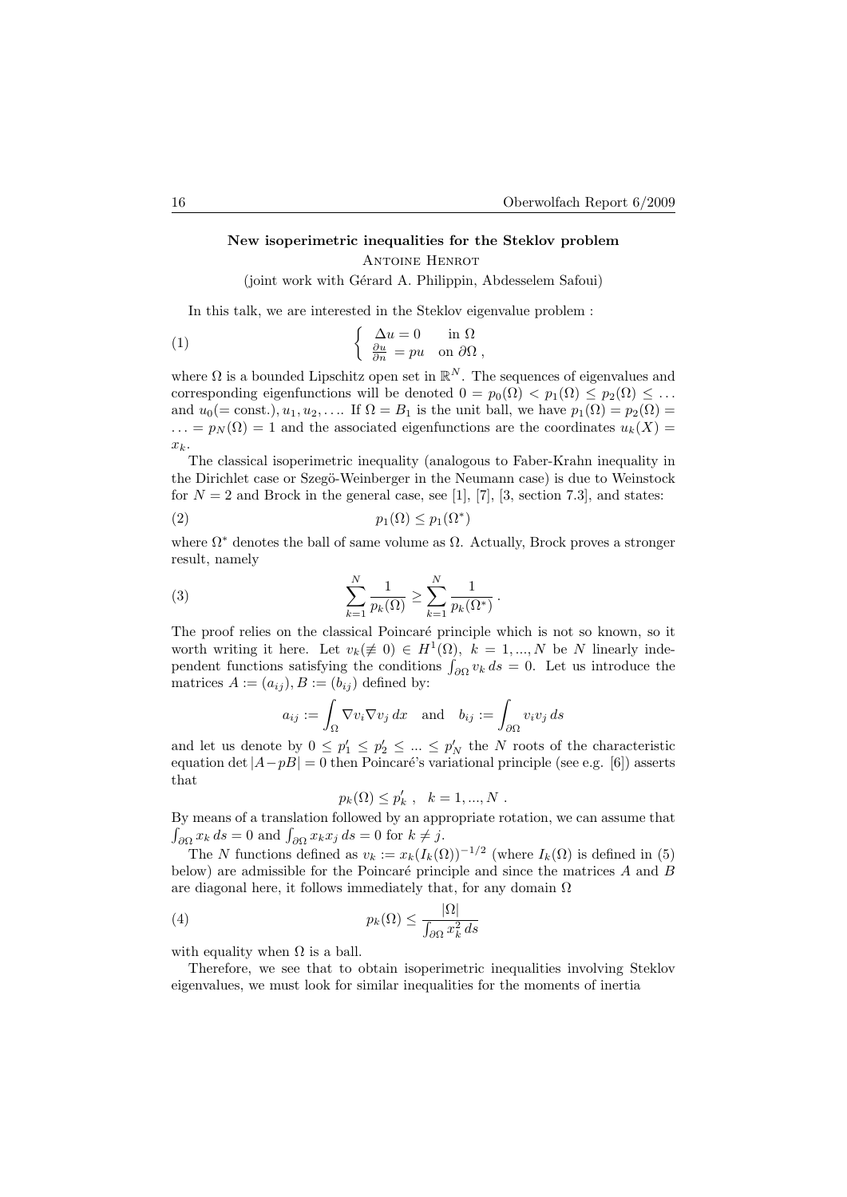## New isoperimetric inequalities for the Steklov problem

Antoine Henrot

(joint work with Gérard A. Philippin, Abdesselem Safoui)

In this talk, we are interested in the Steklov eigenvalue problem :

$$\begin{cases} \Delta u = 0 & \text{in } \Omega \\ \frac{\partial u}{\partial n} = pu & \text{on } \partial\Omega\,, \end{cases} \tag{1}$$

where $\Omega$ is a bounded Lipschitz open set in $\mathbb{R}^N$. The sequences of eigenvalues and corresponding eigenfunctions will be denoted $0 = p_0(\Omega) < p_1(\Omega) \leq p_2(\Omega) \leq \ldots$ and $u_0(=\text{const.}), u_1, u_2, \ldots$. If $\Omega = B_1$ is the unit ball, we have $p_1(\Omega) = p_2(\Omega) = \ldots = p_N(\Omega) = 1$ and the associated eigenfunctions are the coordinates $u_k(X) = x_k$.

The classical isoperimetric inequality (analogous to Faber-Krahn inequality in the Dirichlet case or Szegö-Weinberger in the Neumann case) is due to Weinstock for $N = 2$ and Brock in the general case, see [1], [7], [3, section 7.3], and states:

$$p_1(\Omega) \leq p_1(\Omega^*) \tag{2}$$

where $\Omega^*$ denotes the ball of same volume as $\Omega$. Actually, Brock proves a stronger result, namely

$$\sum_{k=1}^{N} \frac{1}{p_k(\Omega)} \geq \sum_{k=1}^{N} \frac{1}{p_k(\Omega^*)}\,. \tag{3}$$

The proof relies on the classical Poincaré principle which is not so known, so it worth writing it here. Let $v_k(\not\equiv 0) \in H^1(\Omega),\ k = 1, ..., N$ be $N$ linearly independent functions satisfying the conditions $\int_{\partial\Omega} v_k\, ds = 0$. Let us introduce the matrices $A := (a_{ij}), B := (b_{ij})$ defined by:

$$a_{ij} := \int_\Omega \nabla v_i \nabla v_j\, dx \quad \text{and} \quad b_{ij} := \int_{\partial\Omega} v_i v_j\, ds$$

and let us denote by $0 \leq p'_1 \leq p'_2 \leq \ldots \leq p'_N$ the $N$ roots of the characteristic equation $\det |A - pB| = 0$ then Poincaré's variational principle (see e.g. [6]) asserts that

$$p_k(\Omega) \leq p'_k\ , \quad k = 1, ..., N\ .$$

By means of a translation followed by an appropriate rotation, we can assume that $\int_{\partial\Omega} x_k\, ds = 0$ and $\int_{\partial\Omega} x_k x_j\, ds = 0$ for $k \neq j$.

The $N$ functions defined as $v_k := x_k (I_k(\Omega))^{-1/2}$ (where $I_k(\Omega)$ is defined in (5) below) are admissible for the Poincaré principle and since the matrices $A$ and $B$ are diagonal here, it follows immediately that, for any domain $\Omega$

$$p_k(\Omega) \leq \frac{|\Omega|}{\int_{\partial\Omega} x_k^2\, ds} \tag{4}$$

with equality when $\Omega$ is a ball.

Therefore, we see that to obtain isoperimetric inequalities involving Steklov eigenvalues, we must look for similar inequalities for the moments of inertia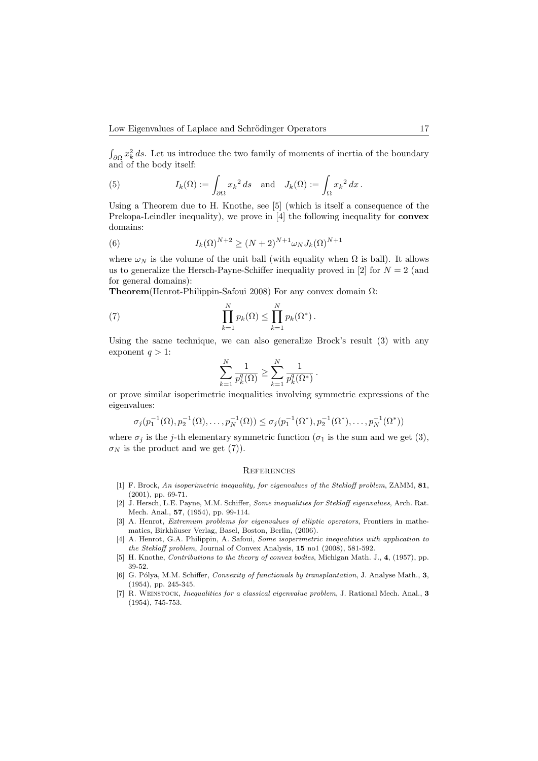$\int_{\partial\Omega} x_k^2 \, ds$. Let us introduce the two family of moments of inertia of the boundary and of the body itself:

$$I_k(\Omega) := \int_{\partial\Omega} {x_k}^2 \, ds \quad \text{and} \quad J_k(\Omega) := \int_{\Omega} {x_k}^2 \, dx \,. \tag{5}$$

Using a Theorem due to H. Knothe, see [5] (which is itself a consequence of the Prekopa-Leindler inequality), we prove in [4] the following inequality for **convex** domains:

$$I_k(\Omega)^{N+2} \geq (N+2)^{N+1} \omega_N J_k(\Omega)^{N+1} \tag{6}$$

where $\omega_N$ is the volume of the unit ball (with equality when $\Omega$ is ball). It allows us to generalize the Hersch-Payne-Schiffer inequality proved in [2] for $N = 2$ (and for general domains):

**Theorem**(Henrot-Philippin-Safoui 2008) For any convex domain $\Omega$:

$$\prod_{k=1}^{N} p_k(\Omega) \leq \prod_{k=1}^{N} p_k(\Omega^*) \,. \tag{7}$$

Using the same technique, we can also generalize Brock's result (3) with any exponent $q > 1$:

$$\sum_{k=1}^{N} \frac{1}{p_k^q(\Omega)} \geq \sum_{k=1}^{N} \frac{1}{p_k^q(\Omega^*)} \,.$$

or prove similar isoperimetric inequalities involving symmetric expressions of the eigenvalues:

$$\sigma_j(p_1^{-1}(\Omega), p_2^{-1}(\Omega), \ldots, p_N^{-1}(\Omega)) \leq \sigma_j(p_1^{-1}(\Omega^*), p_2^{-1}(\Omega^*), \ldots, p_N^{-1}(\Omega^*))$$

where $\sigma_j$ is the $j$-th elementary symmetric function ($\sigma_1$ is the sum and we get (3), $\sigma_N$ is the product and we get (7)).

## References

[1] F. Brock, *An isoperimetric inequality, for eigenvalues of the Stekloff problem*, ZAMM, **81**, (2001), pp. 69-71.

[2] J. Hersch, L.E. Payne, M.M. Schiffer, *Some inequalities for Stekloff eigenvalues*, Arch. Rat. Mech. Anal., **57**, (1954), pp. 99-114.

[3] A. Henrot, *Extremum problems for eigenvalues of elliptic operators*, Frontiers in mathematics, Birkhäuser Verlag, Basel, Boston, Berlin, (2006).

[4] A. Henrot, G.A. Philippin, A. Safoui, *Some isoperimetric inequalities with application to the Stekloff problem*, Journal of Convex Analysis, **15** no1 (2008), 581-592.

[5] H. Knothe, *Contributions to the theory of convex bodies*, Michigan Math. J., **4**, (1957), pp. 39-52.

[6] G. Pólya, M.M. Schiffer, *Convexity of functionals by transplantation*, J. Analyse Math., **3**, (1954), pp. 245-345.

[7] R. Weinstock, *Inequalities for a classical eigenvalue problem*, J. Rational Mech. Anal., **3** (1954), 745-753.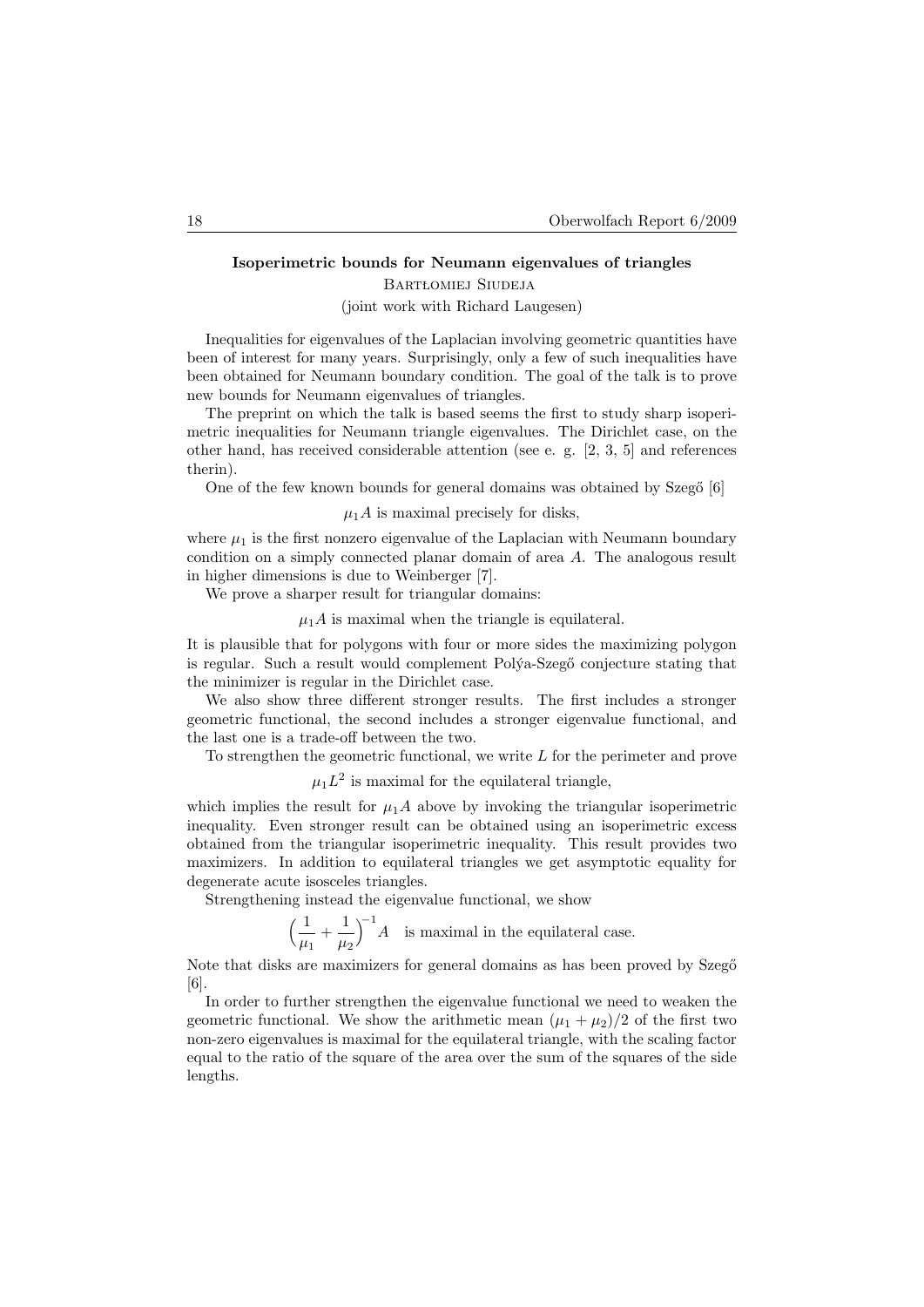### Isoperimetric bounds for Neumann eigenvalues of triangles

Bartłomiej Siudeja

(joint work with Richard Laugesen)

Inequalities for eigenvalues of the Laplacian involving geometric quantities have been of interest for many years. Surprisingly, only a few of such inequalities have been obtained for Neumann boundary condition. The goal of the talk is to prove new bounds for Neumann eigenvalues of triangles.

The preprint on which the talk is based seems the first to study sharp isoperimetric inequalities for Neumann triangle eigenvalues. The Dirichlet case, on the other hand, has received considerable attention (see e. g. [2, 3, 5] and references therin).

One of the few known bounds for general domains was obtained by Szegő [6]

$$\mu_1 A \text{ is maximal precisely for disks,}$$

where $\mu_1$ is the first nonzero eigenvalue of the Laplacian with Neumann boundary condition on a simply connected planar domain of area $A$. The analogous result in higher dimensions is due to Weinberger [7].

We prove a sharper result for triangular domains:

$$\mu_1 A \text{ is maximal when the triangle is equilateral.}$$

It is plausible that for polygons with four or more sides the maximizing polygon is regular. Such a result would complement Polýa-Szegő conjecture stating that the minimizer is regular in the Dirichlet case.

We also show three different stronger results. The first includes a stronger geometric functional, the second includes a stronger eigenvalue functional, and the last one is a trade-off between the two.

To strengthen the geometric functional, we write $L$ for the perimeter and prove

$$\mu_1 L^2 \text{ is maximal for the equilateral triangle,}$$

which implies the result for $\mu_1 A$ above by invoking the triangular isoperimetric inequality. Even stronger result can be obtained using an isoperimetric excess obtained from the triangular isoperimetric inequality. This result provides two maximizers. In addition to equilateral triangles we get asymptotic equality for degenerate acute isosceles triangles.

Strengthening instead the eigenvalue functional, we show

$$\Big(\frac{1}{\mu_1} + \frac{1}{\mu_2}\Big)^{-1} A \quad \text{is maximal in the equilateral case.}$$

Note that disks are maximizers for general domains as has been proved by Szegő [6].

In order to further strengthen the eigenvalue functional we need to weaken the geometric functional. We show the arithmetic mean $(\mu_1 + \mu_2)/2$ of the first two non-zero eigenvalues is maximal for the equilateral triangle, with the scaling factor equal to the ratio of the square of the area over the sum of the squares of the side lengths.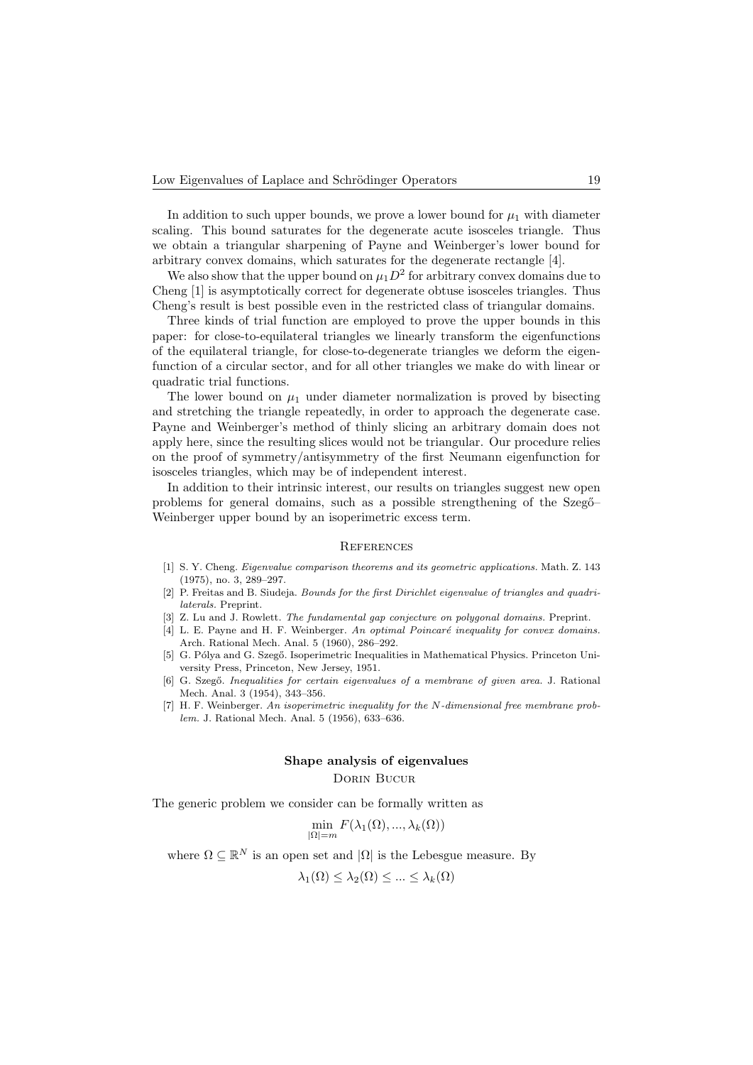In addition to such upper bounds, we prove a lower bound for $\mu_1$ with diameter scaling. This bound saturates for the degenerate acute isosceles triangle. Thus we obtain a triangular sharpening of Payne and Weinberger's lower bound for arbitrary convex domains, which saturates for the degenerate rectangle [4].

We also show that the upper bound on $\mu_1 D^2$ for arbitrary convex domains due to Cheng [1] is asymptotically correct for degenerate obtuse isosceles triangles. Thus Cheng's result is best possible even in the restricted class of triangular domains.

Three kinds of trial function are employed to prove the upper bounds in this paper: for close-to-equilateral triangles we linearly transform the eigenfunctions of the equilateral triangle, for close-to-degenerate triangles we deform the eigenfunction of a circular sector, and for all other triangles we make do with linear or quadratic trial functions.

The lower bound on $\mu_1$ under diameter normalization is proved by bisecting and stretching the triangle repeatedly, in order to approach the degenerate case. Payne and Weinberger's method of thinly slicing an arbitrary domain does not apply here, since the resulting slices would not be triangular. Our procedure relies on the proof of symmetry/antisymmetry of the first Neumann eigenfunction for isosceles triangles, which may be of independent interest.

In addition to their intrinsic interest, our results on triangles suggest new open problems for general domains, such as a possible strengthening of the Szegő–Weinberger upper bound by an isoperimetric excess term.

## References

[1] S. Y. Cheng. *Eigenvalue comparison theorems and its geometric applications.* Math. Z. 143 (1975), no. 3, 289–297.

[2] P. Freitas and B. Siudeja. *Bounds for the first Dirichlet eigenvalue of triangles and quadrilaterals.* Preprint.

[3] Z. Lu and J. Rowlett. *The fundamental gap conjecture on polygonal domains.* Preprint.

[4] L. E. Payne and H. F. Weinberger. *An optimal Poincaré inequality for convex domains.* Arch. Rational Mech. Anal. 5 (1960), 286–292.

[5] G. Pólya and G. Szegő. Isoperimetric Inequalities in Mathematical Physics. Princeton University Press, Princeton, New Jersey, 1951.

[6] G. Szegő. *Inequalities for certain eigenvalues of a membrane of given area.* J. Rational Mech. Anal. 3 (1954), 343–356.

[7] H. F. Weinberger. *An isoperimetric inequality for the N-dimensional free membrane problem.* J. Rational Mech. Anal. 5 (1956), 633–636.

## Shape analysis of eigenvalues

Dorin Bucur

The generic problem we consider can be formally written as

$$\min_{|\Omega|=m} F(\lambda_1(\Omega), ..., \lambda_k(\Omega))$$

where $\Omega \subseteq \mathbb{R}^N$ is an open set and $|\Omega|$ is the Lebesgue measure. By

$$\lambda_1(\Omega) \leq \lambda_2(\Omega) \leq ... \leq \lambda_k(\Omega)$$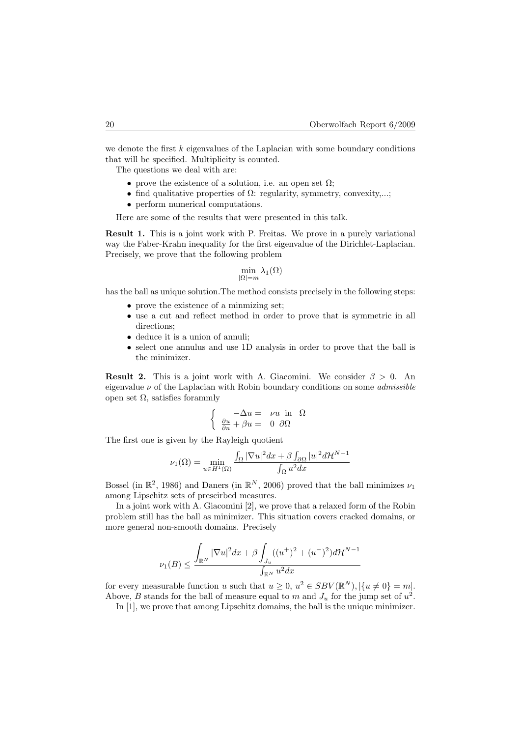we denote the first $k$ eigenvalues of the Laplacian with some boundary conditions that will be specified. Multiplicity is counted.

The questions we deal with are:

- prove the existence of a solution, i.e. an open set $\Omega$;
- find qualitative properties of $\Omega$: regularity, symmetry, convexity,...;
- perform numerical computations.

Here are some of the results that were presented in this talk.

**Result 1.** This is a joint work with P. Freitas. We prove in a purely variational way the Faber-Krahn inequality for the first eigenvalue of the Dirichlet-Laplacian. Precisely, we prove that the following problem

$$\min_{|\Omega|=m} \lambda_1(\Omega)$$

has the ball as unique solution.The method consists precisely in the following steps:

- prove the existence of a minmizing set;
- use a cut and reflect method in order to prove that is symmetric in all directions;
- deduce it is a union of annuli;
- select one annulus and use 1D analysis in order to prove that the ball is the minimizer.

**Result 2.** This is a joint work with A. Giacomini. We consider $\beta > 0$. An eigenvalue $\nu$ of the Laplacian with Robin boundary conditions on some *admissible* open set $\Omega$, satisfies forammly

$$\begin{cases} -\Delta u = \nu u \text{ in } \Omega \\ \frac{\partial u}{\partial n} + \beta u = 0 \ \partial\Omega \end{cases}$$

The first one is given by the Rayleigh quotient

$$\nu_1(\Omega) = \min_{u \in H^1(\Omega)} \frac{\int_\Omega |\nabla u|^2 dx + \beta \int_{\partial\Omega} |u|^2 d\mathcal{H}^{N-1}}{\int_\Omega u^2 dx}$$

Bossel (in $\mathbb{R}^2$, 1986) and Daners (in $\mathbb{R}^N$, 2006) proved that the ball minimizes $\nu_1$ among Lipschitz sets of prescirbed measures.

In a joint work with A. Giacomini [2], we prove that a relaxed form of the Robin problem still has the ball as minimizer. This situation covers cracked domains, or more general non-smooth domains. Precisely

$$\nu_1(B) \leq \frac{\displaystyle\int_{\mathbb{R}^N} |\nabla u|^2 dx + \beta \int_{J_u} ((u^+)^2 + (u^-)^2) d\mathcal{H}^{N-1}}{\int_{\mathbb{R}^N} u^2 dx}$$

for every measurable function $u$ such that $u \geq 0$, $u^2 \in SBV(\mathbb{R}^N), |\{u \neq 0\} = m|$. Above, $B$ stands for the ball of measure equal to $m$ and $J_u$ for the jump set of $u^2$.

In [1], we prove that among Lipschitz domains, the ball is the unique minimizer.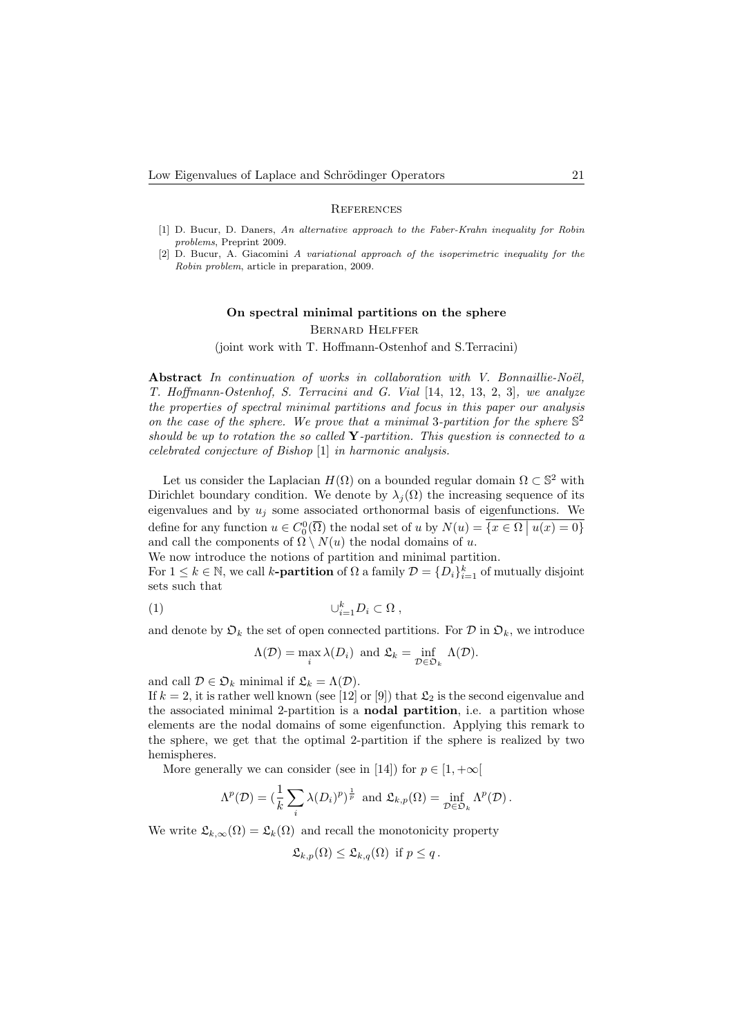## References

[1] D. Bucur, D. Daners, *An alternative approach to the Faber-Krahn inequality for Robin problems*, Preprint 2009.

[2] D. Bucur, A. Giacomini *A variational approach of the isoperimetric inequality for the Robin problem*, article in preparation, 2009.

### On spectral minimal partitions on the sphere

Bernard Helffer

(joint work with T. Hoffmann-Ostenhof and S.Terracini)

**Abstract** *In continuation of works in collaboration with V. Bonnaillie-Noël, T. Hoffmann-Ostenhof, S. Terracini and G. Vial* [14, 12, 13, 2, 3]*, we analyze the properties of spectral minimal partitions and focus in this paper our analysis on the case of the sphere. We prove that a minimal 3-partition for the sphere $\mathbb{S}^2$ should be up to rotation the so called* $\mathbf{Y}$*-partition. This question is connected to a celebrated conjecture of Bishop* [1] *in harmonic analysis.*

Let us consider the Laplacian $H(\Omega)$ on a bounded regular domain $\Omega \subset \mathbb{S}^2$ with Dirichlet boundary condition. We denote by $\lambda_j(\Omega)$ the increasing sequence of its eigenvalues and by $u_j$ some associated orthonormal basis of eigenfunctions. We define for any function $u \in C_0^0(\overline{\Omega})$ the nodal set of $u$ by $N(u) = \overline{\{x \in \Omega \mid u(x) = 0\}}$ and call the components of $\Omega \setminus N(u)$ the nodal domains of $u$.

We now introduce the notions of partition and minimal partition.

For $1 \leq k \in \mathbb{N}$, we call $k$**-partition** of $\Omega$ a family $\mathcal{D} = \{D_i\}_{i=1}^k$ of mutually disjoint sets such that

$$\cup_{i=1}^k D_i \subset \Omega \,, \tag{1}$$

and denote by $\mathfrak{O}_k$ the set of open connected partitions. For $\mathcal{D}$ in $\mathfrak{O}_k$, we introduce

$$\Lambda(\mathcal{D}) = \max_i \lambda(D_i) \text{ and } \mathfrak{L}_k = \inf_{\mathcal{D} \in \mathfrak{O}_k} \Lambda(\mathcal{D}).$$

and call $\mathcal{D} \in \mathfrak{O}_k$ minimal if $\mathfrak{L}_k = \Lambda(\mathcal{D})$.

If $k = 2$, it is rather well known (see [12] or [9]) that $\mathfrak{L}_2$ is the second eigenvalue and the associated minimal 2-partition is a **nodal partition**, i.e. a partition whose elements are the nodal domains of some eigenfunction. Applying this remark to the sphere, we get that the optimal 2-partition if the sphere is realized by two hemispheres.

More generally we can consider (see in [14]) for $p \in [1, +\infty[$

$$\Lambda^p(\mathcal{D}) = (\frac{1}{k} \sum_i \lambda(D_i)^p)^{\frac{1}{p}} \text{ and } \mathfrak{L}_{k,p}(\Omega) = \inf_{\mathcal{D} \in \mathfrak{O}_k} \Lambda^p(\mathcal{D})\,.$$

We write $\mathfrak{L}_{k,\infty}(\Omega) = \mathfrak{L}_k(\Omega)$ and recall the monotonicity property

$$\mathfrak{L}_{k,p}(\Omega) \leq \mathfrak{L}_{k,q}(\Omega) \text{ if } p \leq q\,.$$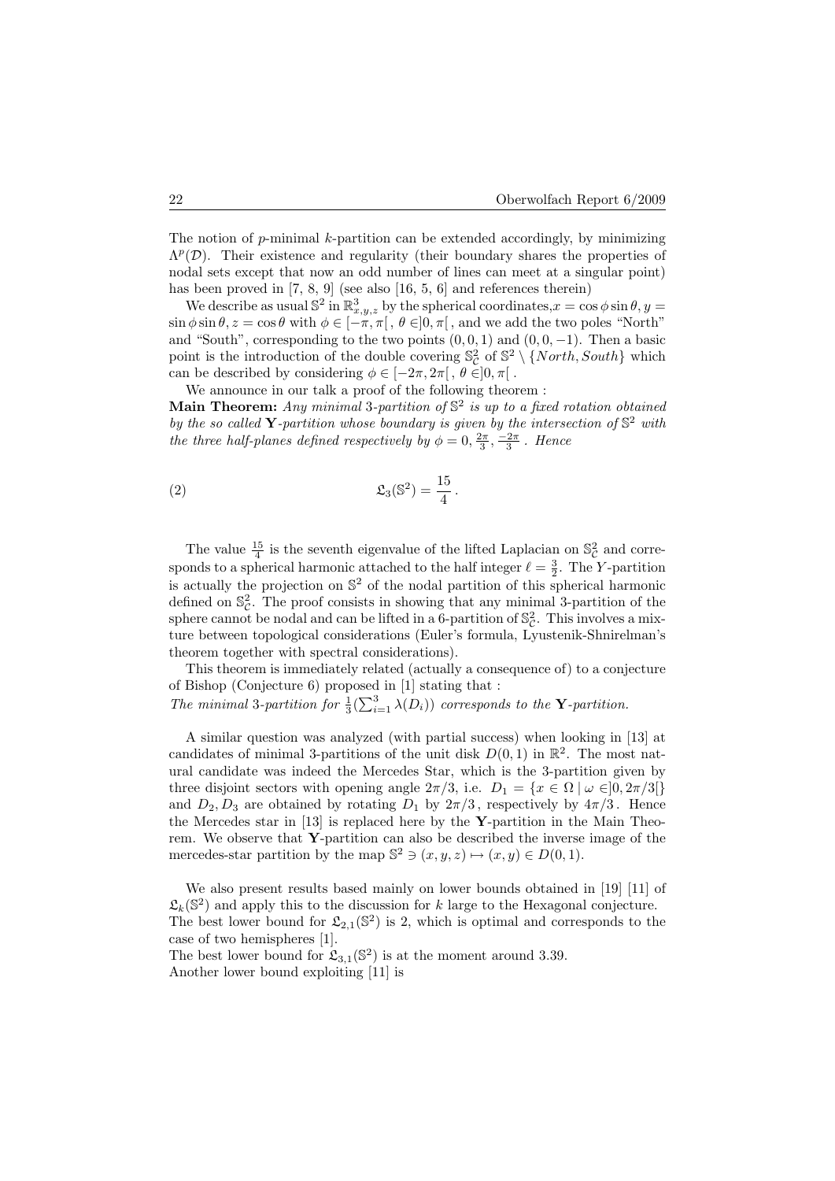The notion of $p$-minimal $k$-partition can be extended accordingly, by minimizing $\Lambda^p(\mathcal{D})$. Their existence and regularity (their boundary shares the properties of nodal sets except that now an odd number of lines can meet at a singular point) has been proved in [7, 8, 9] (see also [16, 5, 6] and references therein)

We describe as usual $\mathbb{S}^2$ in $\mathbb{R}^3_{x,y,z}$ by the spherical coordinates,$x = \cos\phi\sin\theta, y = \sin\phi\sin\theta, z = \cos\theta$ with $\phi \in [-\pi, \pi[\,,\ \theta \in ]0, \pi[\,$, and we add the two poles "North" and "South", corresponding to the two points $(0, 0, 1)$ and $(0, 0, -1)$. Then a basic point is the introduction of the double covering $\mathbb{S}^2_{\mathcal{C}}$ of $\mathbb{S}^2 \setminus \{North, South\}$ which can be described by considering $\phi \in [-2\pi, 2\pi[\,,\ \theta \in ]0, \pi[\,$.

We announce in our talk a proof of the following theorem :

**Main Theorem:** *Any minimal 3-partition of $\mathbb{S}^2$ is up to a fixed rotation obtained by the so called* **Y***-partition whose boundary is given by the intersection of $\mathbb{S}^2$ with the three half-planes defined respectively by $\phi = 0, \frac{2\pi}{3}, \frac{-2\pi}{3}$ . Hence*

$$\mathfrak{L}_3(\mathbb{S}^2) = \frac{15}{4}\,. \tag{2}$$

The value $\frac{15}{4}$ is the seventh eigenvalue of the lifted Laplacian on $\mathbb{S}^2_{\mathcal{C}}$ and corresponds to a spherical harmonic attached to the half integer $\ell = \frac{3}{2}$. The $Y$-partition is actually the projection on $\mathbb{S}^2$ of the nodal partition of this spherical harmonic defined on $\mathbb{S}^2_{\mathcal{C}}$. The proof consists in showing that any minimal 3-partition of the sphere cannot be nodal and can be lifted in a 6-partition of $\mathbb{S}^2_{\mathcal{C}}$. This involves a mixture between topological considerations (Euler's formula, Lyustenik-Shnirelman's theorem together with spectral considerations).

This theorem is immediately related (actually a consequence of) to a conjecture of Bishop (Conjecture 6) proposed in [1] stating that :

*The minimal 3-partition for $\frac{1}{3}(\sum_{i=1}^{3} \lambda(D_i))$ corresponds to the* **Y***-partition.*

A similar question was analyzed (with partial success) when looking in [13] at candidates of minimal 3-partitions of the unit disk $D(0, 1)$ in $\mathbb{R}^2$. The most natural candidate was indeed the Mercedes Star, which is the 3-partition given by three disjoint sectors with opening angle $2\pi/3$, i.e. $D_1 = \{x \in \Omega \mid \omega \in ]0, 2\pi/3[\}$ and $D_2, D_3$ are obtained by rotating $D_1$ by $2\pi/3$ , respectively by $4\pi/3$ . Hence the Mercedes star in [13] is replaced here by the **Y**-partition in the Main Theorem. We observe that **Y**-partition can also be described the inverse image of the mercedes-star partition by the map $\mathbb{S}^2 \ni (x, y, z) \mapsto (x, y) \in D(0, 1)$.

We also present results based mainly on lower bounds obtained in [19] [11] of $\mathfrak{L}_k(\mathbb{S}^2)$ and apply this to the discussion for $k$ large to the Hexagonal conjecture.
The best lower bound for $\mathfrak{L}_{2,1}(\mathbb{S}^2)$ is 2, which is optimal and corresponds to the case of two hemispheres [1].
The best lower bound for $\mathfrak{L}_{3,1}(\mathbb{S}^2)$ is at the moment around 3.39.
Another lower bound exploiting [11] is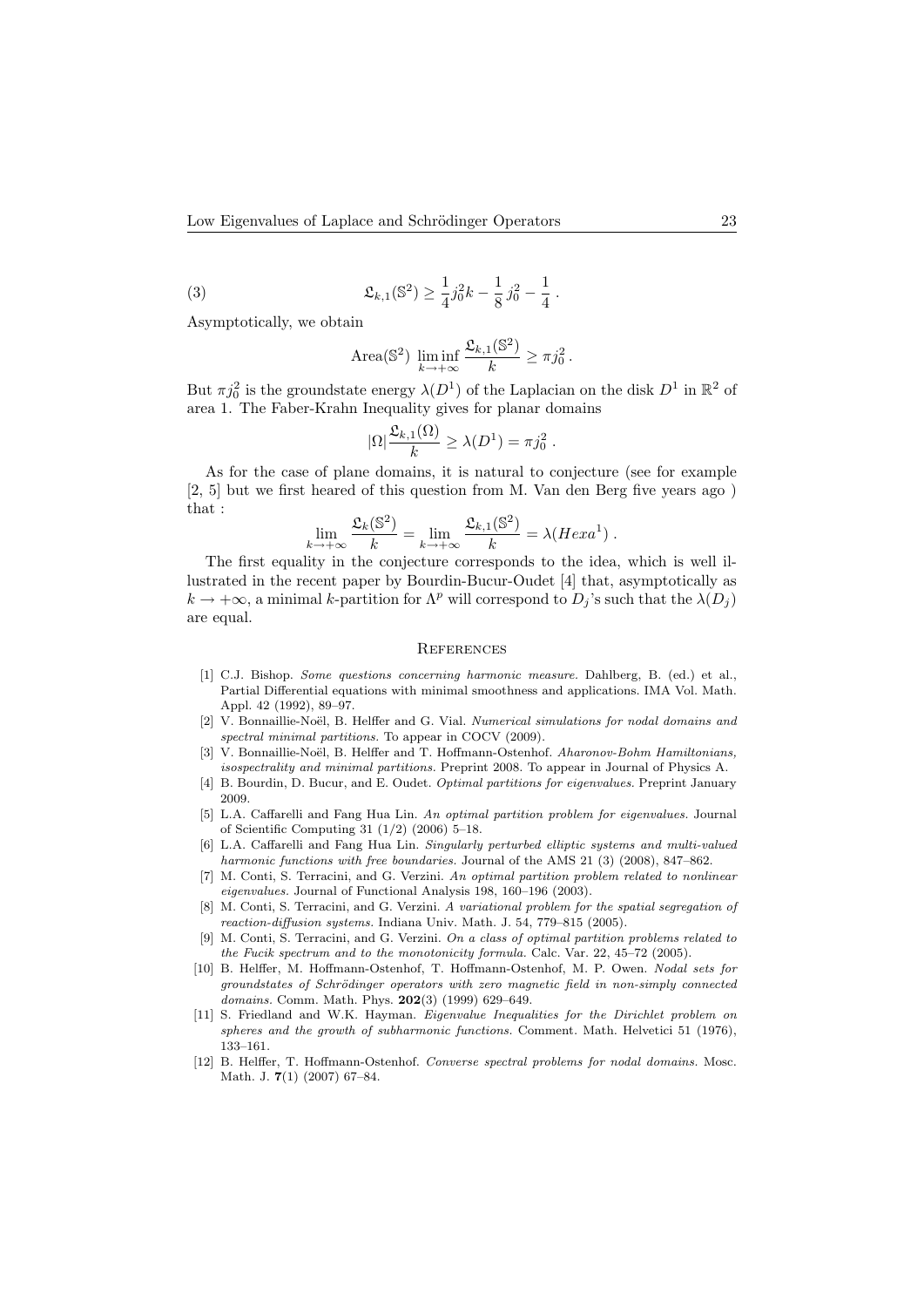$$\mathfrak{L}_{k,1}(\mathbb{S}^2) \geq \frac{1}{4} j_0^2 k - \frac{1}{8}\, j_0^2 - \frac{1}{4}\,. \tag{3}$$

Asymptotically, we obtain

$$\text{Area}(\mathbb{S}^2)\ \liminf_{k\to+\infty} \frac{\mathfrak{L}_{k,1}(\mathbb{S}^2)}{k} \geq \pi j_0^2\,.$$

But $\pi j_0^2$ is the groundstate energy $\lambda(D^1)$ of the Laplacian on the disk $D^1$ in $\mathbb{R}^2$ of area 1. The Faber-Krahn Inequality gives for planar domains

$$|\Omega| \frac{\mathfrak{L}_{k,1}(\Omega)}{k} \geq \lambda(D^1) = \pi j_0^2\,.$$

As for the case of plane domains, it is natural to conjecture (see for example [2, 5] but we first heared of this question from M. Van den Berg five years ago ) that :

$$\lim_{k\to+\infty} \frac{\mathfrak{L}_k(\mathbb{S}^2)}{k} = \lim_{k\to+\infty} \frac{\mathfrak{L}_{k,1}(\mathbb{S}^2)}{k} = \lambda(Hexa^1)\,.$$

The first equality in the conjecture corresponds to the idea, which is well illustrated in the recent paper by Bourdin-Bucur-Oudet [4] that, asymptotically as $k \to +\infty$, a minimal $k$-partition for $\Lambda^p$ will correspond to $D_j$'s such that the $\lambda(D_j)$ are equal.

## References

[1] C.J. Bishop. *Some questions concerning harmonic measure.* Dahlberg, B. (ed.) et al., Partial Differential equations with minimal smoothness and applications. IMA Vol. Math. Appl. 42 (1992), 89–97.

[2] V. Bonnaillie-Noël, B. Helffer and G. Vial. *Numerical simulations for nodal domains and spectral minimal partitions.* To appear in COCV (2009).

[3] V. Bonnaillie-Noël, B. Helffer and T. Hoffmann-Ostenhof. *Aharonov-Bohm Hamiltonians, isospectrality and minimal partitions.* Preprint 2008. To appear in Journal of Physics A.

[4] B. Bourdin, D. Bucur, and E. Oudet. *Optimal partitions for eigenvalues.* Preprint January 2009.

[5] L.A. Caffarelli and Fang Hua Lin. *An optimal partition problem for eigenvalues.* Journal of Scientific Computing 31 (1/2) (2006) 5–18.

[6] L.A. Caffarelli and Fang Hua Lin. *Singularly perturbed elliptic systems and multi-valued harmonic functions with free boundaries.* Journal of the AMS 21 (3) (2008), 847–862.

[7] M. Conti, S. Terracini, and G. Verzini. *An optimal partition problem related to nonlinear eigenvalues.* Journal of Functional Analysis 198, 160–196 (2003).

[8] M. Conti, S. Terracini, and G. Verzini. *A variational problem for the spatial segregation of reaction-diffusion systems.* Indiana Univ. Math. J. 54, 779–815 (2005).

[9] M. Conti, S. Terracini, and G. Verzini. *On a class of optimal partition problems related to the Fucik spectrum and to the monotonicity formula.* Calc. Var. 22, 45–72 (2005).

[10] B. Helffer, M. Hoffmann-Ostenhof, T. Hoffmann-Ostenhof, M. P. Owen. *Nodal sets for groundstates of Schrödinger operators with zero magnetic field in non-simply connected domains.* Comm. Math. Phys. **202**(3) (1999) 629–649.

[11] S. Friedland and W.K. Hayman. *Eigenvalue Inequalities for the Dirichlet problem on spheres and the growth of subharmonic functions.* Comment. Math. Helvetici 51 (1976), 133–161.

[12] B. Helffer, T. Hoffmann-Ostenhof. *Converse spectral problems for nodal domains.* Mosc. Math. J. **7**(1) (2007) 67–84.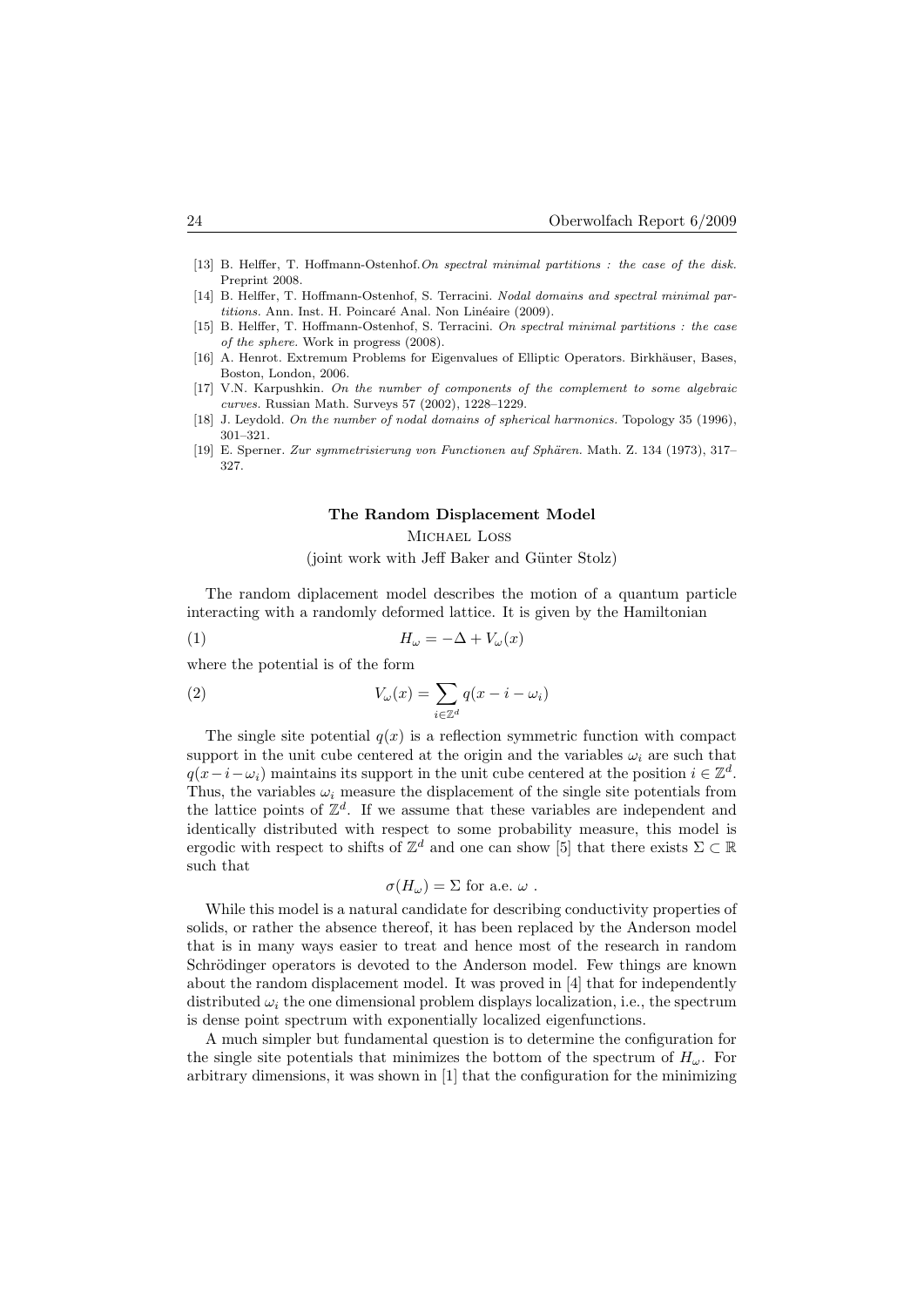[13] B. Helffer, T. Hoffmann-Ostenhof. *On spectral minimal partitions : the case of the disk.* Preprint 2008.

[14] B. Helffer, T. Hoffmann-Ostenhof, S. Terracini. *Nodal domains and spectral minimal partitions.* Ann. Inst. H. Poincaré Anal. Non Linéaire (2009).

[15] B. Helffer, T. Hoffmann-Ostenhof, S. Terracini. *On spectral minimal partitions : the case of the sphere.* Work in progress (2008).

[16] A. Henrot. Extremum Problems for Eigenvalues of Elliptic Operators. Birkhäuser, Bases, Boston, London, 2006.

[17] V.N. Karpushkin. *On the number of components of the complement to some algebraic curves.* Russian Math. Surveys 57 (2002), 1228–1229.

[18] J. Leydold. *On the number of nodal domains of spherical harmonics.* Topology 35 (1996), 301–321.

[19] E. Sperner. *Zur symmetrisierung von Functionen auf Sphären.* Math. Z. 134 (1973), 317–327.

## The Random Displacement Model

Michael Loss

(joint work with Jeff Baker and Günter Stolz)

The random diplacement model describes the motion of a quantum particle interacting with a randomly deformed lattice. It is given by the Hamiltonian

$$H_\omega = -\Delta + V_\omega(x) \tag{1}$$

where the potential is of the form

$$V_\omega(x) = \sum_{i \in \mathbb{Z}^d} q(x - i - \omega_i) \tag{2}$$

The single site potential $q(x)$ is a reflection symmetric function with compact support in the unit cube centered at the origin and the variables $\omega_i$ are such that $q(x-i-\omega_i)$ maintains its support in the unit cube centered at the position $i \in \mathbb{Z}^d$. Thus, the variables $\omega_i$ measure the displacement of the single site potentials from the lattice points of $\mathbb{Z}^d$. If we assume that these variables are independent and identically distributed with respect to some probability measure, this model is ergodic with respect to shifts of $\mathbb{Z}^d$ and one can show [5] that there exists $\Sigma \subset \mathbb{R}$ such that

$$\sigma(H_\omega) = \Sigma \text{ for a.e. } \omega \ .$$

While this model is a natural candidate for describing conductivity properties of solids, or rather the absence thereof, it has been replaced by the Anderson model that is in many ways easier to treat and hence most of the research in random Schrödinger operators is devoted to the Anderson model. Few things are known about the random displacement model. It was proved in [4] that for independently distributed $\omega_i$ the one dimensional problem displays localization, i.e., the spectrum is dense point spectrum with exponentially localized eigenfunctions.

A much simpler but fundamental question is to determine the configuration for the single site potentials that minimizes the bottom of the spectrum of $H_\omega$. For arbitrary dimensions, it was shown in [1] that the configuration for the minimizing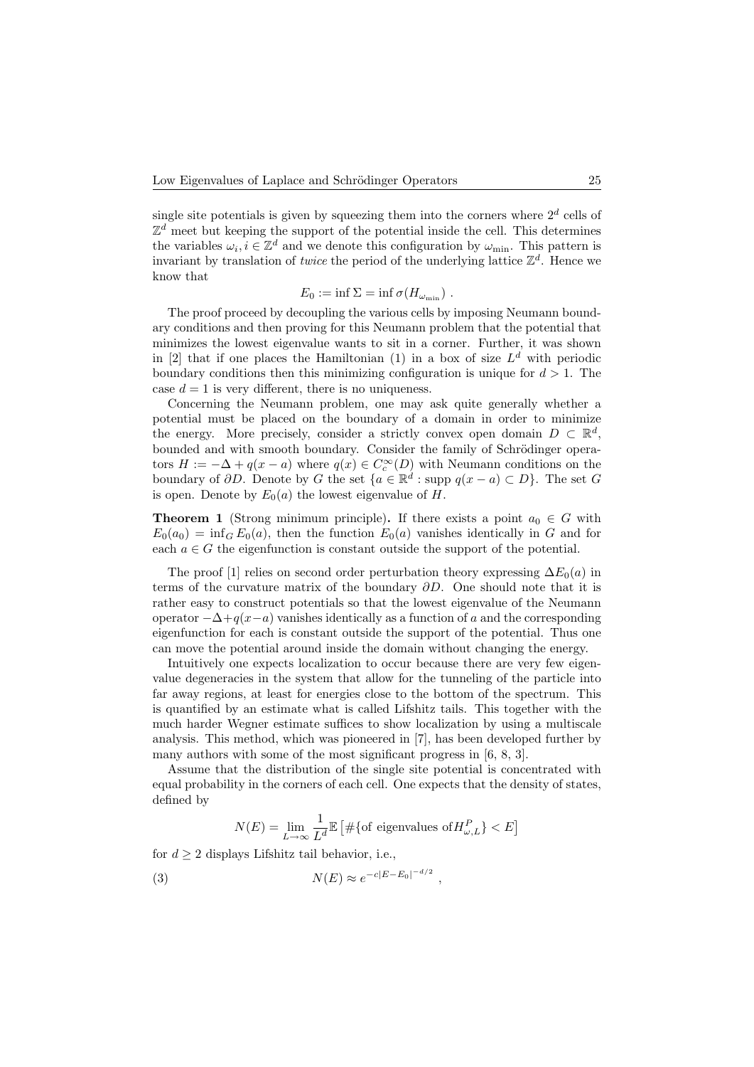single site potentials is given by squeezing them into the corners where $2^d$ cells of $\mathbb{Z}^d$ meet but keeping the support of the potential inside the cell. This determines the variables $\omega_i, i \in \mathbb{Z}^d$ and we denote this configuration by $\omega_{\min}$. This pattern is invariant by translation of *twice* the period of the underlying lattice $\mathbb{Z}^d$. Hence we know that

$$E_0 := \inf \Sigma = \inf \sigma(H_{\omega_{\min}}) \ .$$

The proof proceed by decoupling the various cells by imposing Neumann boundary conditions and then proving for this Neumann problem that the potential that minimizes the lowest eigenvalue wants to sit in a corner. Further, it was shown in [2] that if one places the Hamiltonian (1) in a box of size $L^d$ with periodic boundary conditions then this minimizing configuration is unique for $d > 1$. The case $d = 1$ is very different, there is no uniqueness.

Concerning the Neumann problem, one may ask quite generally whether a potential must be placed on the boundary of a domain in order to minimize the energy. More precisely, consider a strictly convex open domain $D \subset \mathbb{R}^d$, bounded and with smooth boundary. Consider the family of Schrödinger operators $H := -\Delta + q(x-a)$ where $q(x) \in C_c^\infty(D)$ with Neumann conditions on the boundary of $\partial D$. Denote by $G$ the set $\{a \in \mathbb{R}^d : \text{supp } q(x-a) \subset D\}$. The set $G$ is open. Denote by $E_0(a)$ the lowest eigenvalue of $H$.

**Theorem 1** (Strong minimum principle)**.** If there exists a point $a_0 \in G$ with $E_0(a_0) = \inf_G E_0(a)$, then the function $E_0(a)$ vanishes identically in $G$ and for each $a \in G$ the eigenfunction is constant outside the support of the potential.

The proof [1] relies on second order perturbation theory expressing $\Delta E_0(a)$ in terms of the curvature matrix of the boundary $\partial D$. One should note that it is rather easy to construct potentials so that the lowest eigenvalue of the Neumann operator $-\Delta + q(x-a)$ vanishes identically as a function of $a$ and the corresponding eigenfunction for each is constant outside the support of the potential. Thus one can move the potential around inside the domain without changing the energy.

Intuitively one expects localization to occur because there are very few eigenvalue degeneracies in the system that allow for the tunneling of the particle into far away regions, at least for energies close to the bottom of the spectrum. This is quantified by an estimate what is called Lifshitz tails. This together with the much harder Wegner estimate suffices to show localization by using a multiscale analysis. This method, which was pioneered in [7], has been developed further by many authors with some of the most significant progress in [6, 8, 3].

Assume that the distribution of the single site potential is concentrated with equal probability in the corners of each cell. One expects that the density of states, defined by

$$N(E) = \lim_{L \to \infty} \frac{1}{L^d} \mathbb{E} \left[ \#\{\text{of eigenvalues of} H^P_{\omega,L}\} < E \right]$$

for $d \geq 2$ displays Lifshitz tail behavior, i.e.,

$$N(E) \approx e^{-c|E-E_0|^{-d/2}} \ , \tag{3}$$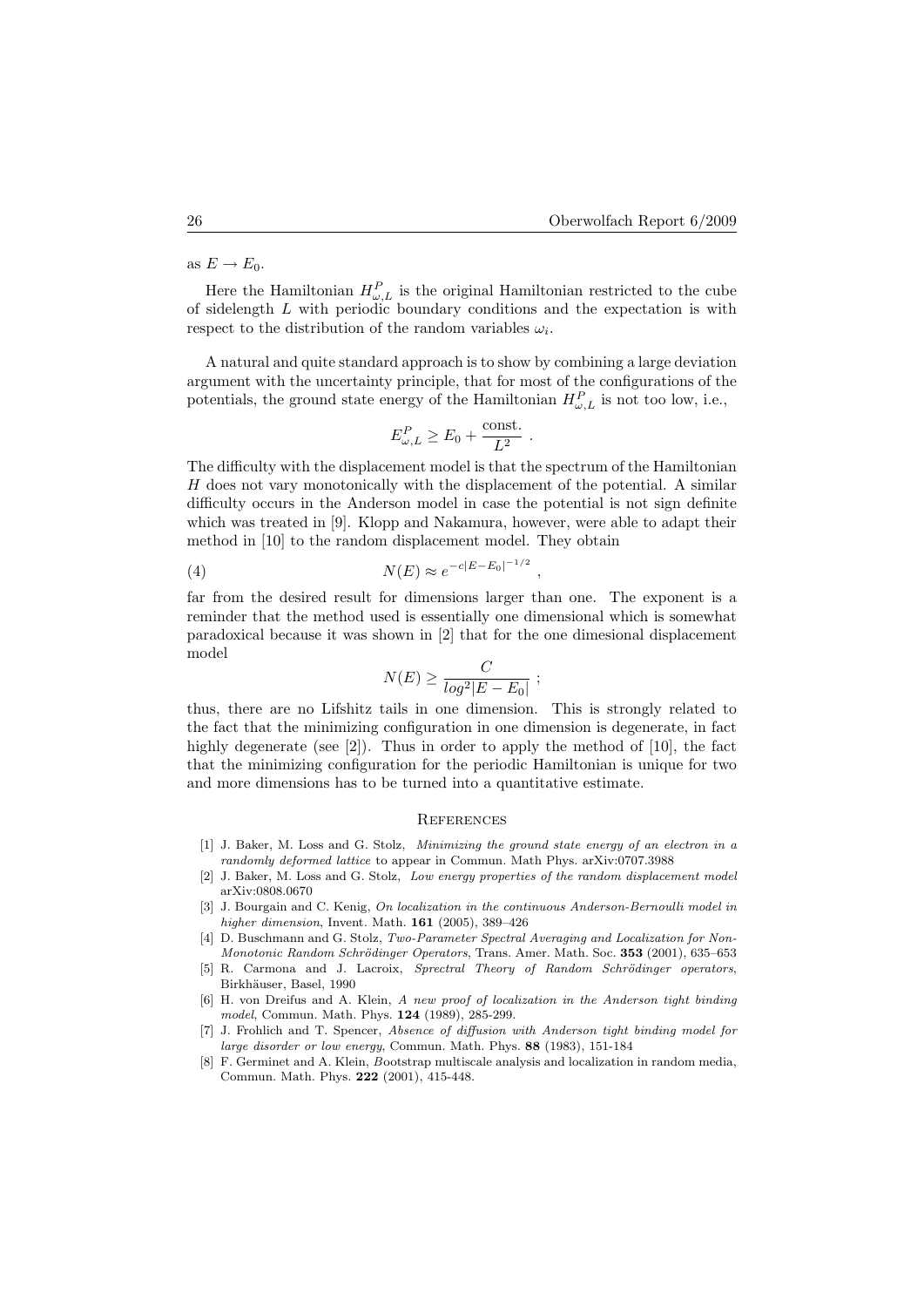as $E \to E_0$.

Here the Hamiltonian $H^P_{\omega,L}$ is the original Hamiltonian restricted to the cube of sidelength $L$ with periodic boundary conditions and the expectation is with respect to the distribution of the random variables $\omega_i$.

A natural and quite standard approach is to show by combining a large deviation argument with the uncertainty principle, that for most of the configurations of the potentials, the ground state energy of the Hamiltonian $H^P_{\omega,L}$ is not too low, i.e.,

$$E^P_{\omega,L} \geq E_0 + \frac{\text{const.}}{L^2} \ .$$

The difficulty with the displacement model is that the spectrum of the Hamiltonian $H$ does not vary monotonically with the displacement of the potential. A similar difficulty occurs in the Anderson model in case the potential is not sign definite which was treated in [9]. Klopp and Nakamura, however, were able to adapt their method in [10] to the random displacement model. They obtain

$$N(E) \approx e^{-c|E-E_0|^{-1/2}} \ , \tag{4}$$

far from the desired result for dimensions larger than one. The exponent is a reminder that the method used is essentially one dimensional which is somewhat paradoxical because it was shown in [2] that for the one dimesional displacement model

$$N(E) \geq \frac{C}{log^2|E - E_0|} \ ;$$

thus, there are no Lifshitz tails in one dimension. This is strongly related to the fact that the minimizing configuration in one dimension is degenerate, in fact highly degenerate (see [2]). Thus in order to apply the method of [10], the fact that the minimizing configuration for the periodic Hamiltonian is unique for two and more dimensions has to be turned into a quantitative estimate.

## References

[1] J. Baker, M. Loss and G. Stolz, *Minimizing the ground state energy of an electron in a randomly deformed lattice* to appear in Commun. Math Phys. arXiv:0707.3988

[2] J. Baker, M. Loss and G. Stolz, *Low energy properties of the random displacement model* arXiv:0808.0670

[3] J. Bourgain and C. Kenig, *On localization in the continuous Anderson-Bernoulli model in higher dimension*, Invent. Math. **161** (2005), 389–426

[4] D. Buschmann and G. Stolz, *Two-Parameter Spectral Averaging and Localization for Non-Monotonic Random Schrödinger Operators*, Trans. Amer. Math. Soc. **353** (2001), 635–653

[5] R. Carmona and J. Lacroix, *Sprectral Theory of Random Schrödinger operators*, Birkhäuser, Basel, 1990

[6] H. von Dreifus and A. Klein, *A new proof of localization in the Anderson tight binding model*, Commun. Math. Phys. **124** (1989), 285-299.

[7] J. Frohlich and T. Spencer, *Absence of diffusion with Anderson tight binding model for large disorder or low energy*, Commun. Math. Phys. **88** (1983), 151-184

[8] F. Germinet and A. Klein, *Bootstrap multiscale analysis and localization in random media*, Commun. Math. Phys. **222** (2001), 415-448.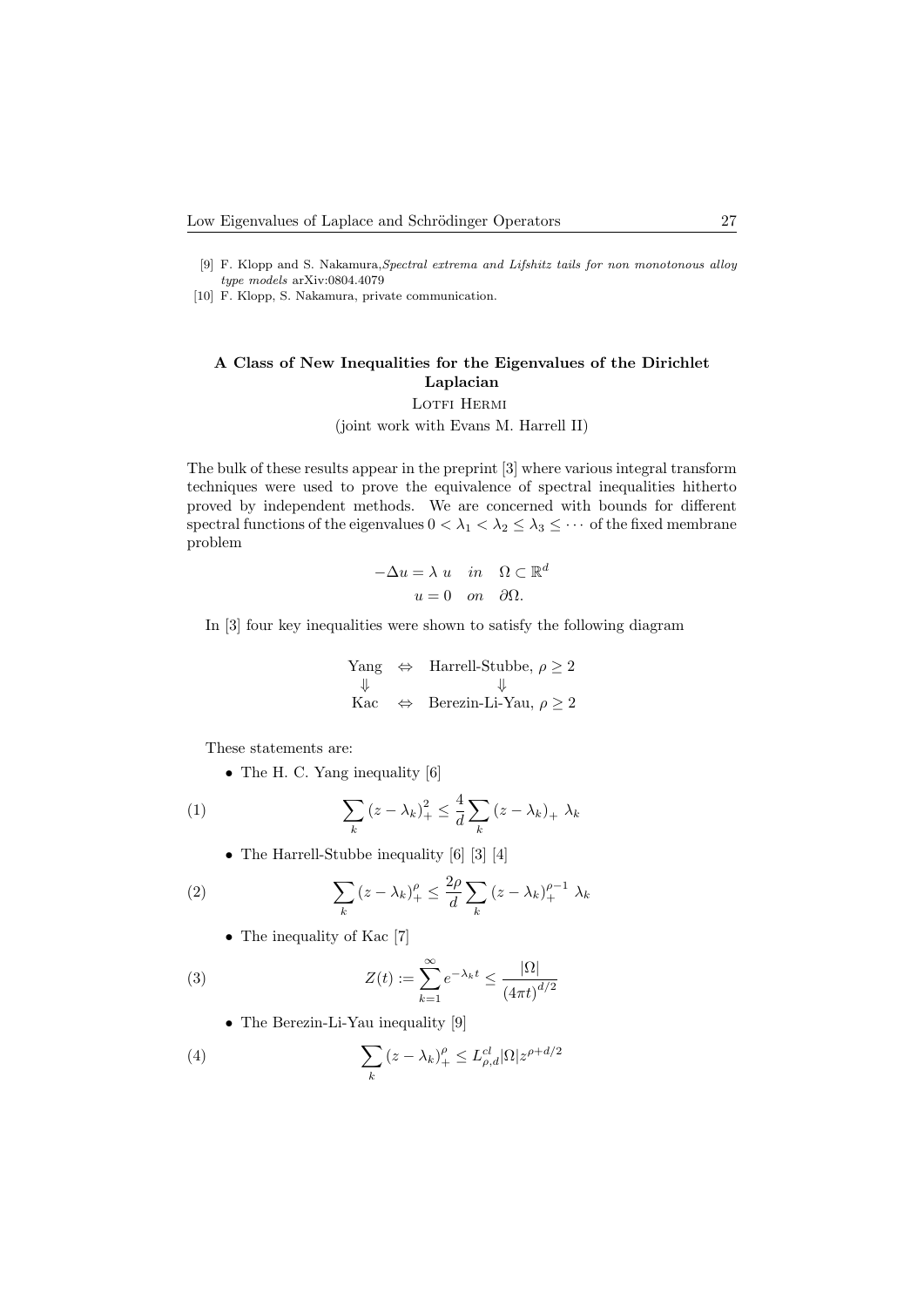[9] F. Klopp and S. Nakamura,*Spectral extrema and Lifshitz tails for non monotonous alloy type models* arXiv:0804.4079

[10] F. Klopp, S. Nakamura, private communication.

## A Class of New Inequalities for the Eigenvalues of the Dirichlet Laplacian

Lotfi Hermi

(joint work with Evans M. Harrell II)

The bulk of these results appear in the preprint [3] where various integral transform techniques were used to prove the equivalence of spectral inequalities hitherto proved by independent methods. We are concerned with bounds for different spectral functions of the eigenvalues $0 < \lambda_1 < \lambda_2 \leq \lambda_3 \leq \cdots$ of the fixed membrane problem

$$
\begin{aligned}
-\Delta u = \lambda \; u \quad in \quad \Omega \subset \mathbb{R}^d \\
u = 0 \quad on \quad \partial\Omega.
\end{aligned}
$$

In [3] four key inequalities were shown to satisfy the following diagram

$$
\begin{array}{ccc}
\text{Yang} & \Leftrightarrow & \text{Harrell-Stubbe, } \rho \geq 2 \\
\Downarrow & & \Downarrow \\
\text{Kac} & \Leftrightarrow & \text{Berezin-Li-Yau, } \rho \geq 2
\end{array}
$$

These statements are:

- The H. C. Yang inequality [6]

$$
\sum_k (z - \lambda_k)_+^2 \leq \frac{4}{d} \sum_k (z - \lambda_k)_+ \lambda_k \tag{1}
$$

- The Harrell-Stubbe inequality [6] [3] [4]

$$
\sum_k (z - \lambda_k)_+^\rho \leq \frac{2\rho}{d} \sum_k (z - \lambda_k)_+^{\rho - 1} \lambda_k \tag{2}
$$

- The inequality of Kac [7]

$$
Z(t) := \sum_{k=1}^{\infty} e^{-\lambda_k t} \leq \frac{|\Omega|}{(4\pi t)^{d/2}} \tag{3}
$$

- The Berezin-Li-Yau inequality [9]

$$
\sum_k (z - \lambda_k)_+^\rho \leq L_{\rho,d}^{cl} |\Omega| z^{\rho + d/2} \tag{4}
$$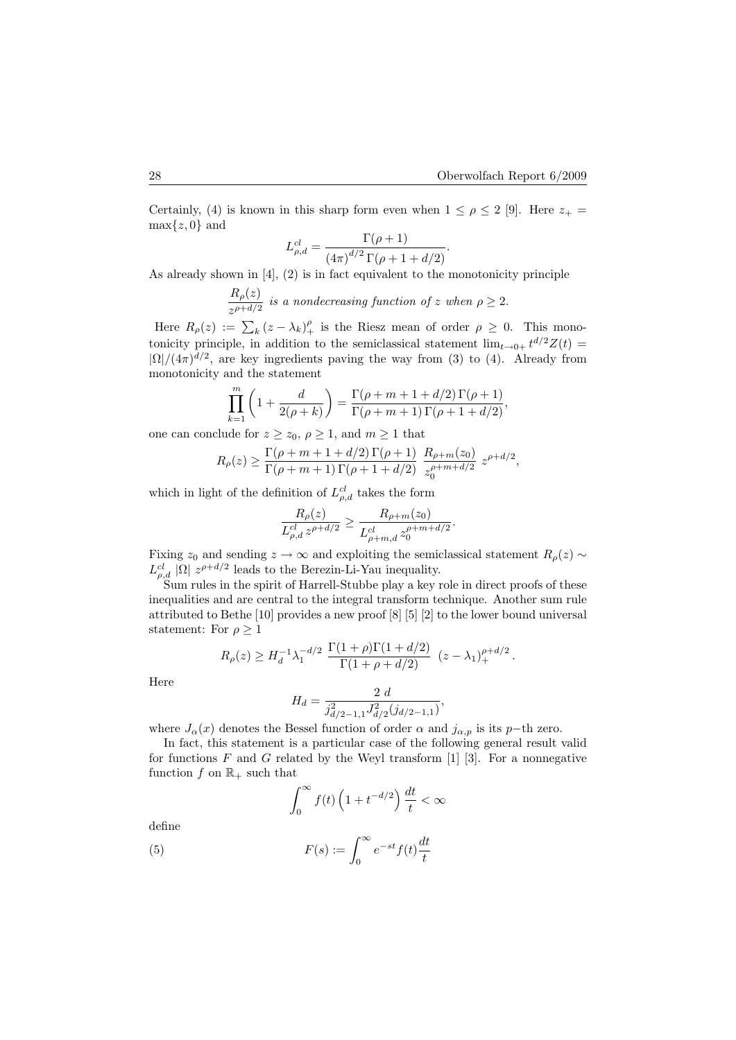Certainly, (4) is known in this sharp form even when $1 \leq \rho \leq 2$ [9]. Here $z_+ = \max\{z, 0\}$ and

$$L^{cl}_{\rho,d} = \frac{\Gamma(\rho+1)}{(4\pi)^{d/2}\,\Gamma(\rho+1+d/2)}.$$

As already shown in [4], (2) is in fact equivalent to the monotonicity principle

$$\frac{R_\rho(z)}{z^{\rho+d/2}} \text{ is a nondecreasing function of } z \text{ when } \rho \geq 2.$$

Here $R_\rho(z) := \sum_k (z-\lambda_k)_+^\rho$ is the Riesz mean of order $\rho \geq 0$. This monotonicity principle, in addition to the semiclassical statement $\lim_{t\to 0+} t^{d/2} Z(t) = |\Omega|/(4\pi)^{d/2}$, are key ingredients paving the way from (3) to (4). Already from monotonicity and the statement

$$\prod_{k=1}^{m}\left(1+\frac{d}{2(\rho+k)}\right) = \frac{\Gamma(\rho+m+1+d/2)\,\Gamma(\rho+1)}{\Gamma(\rho+m+1)\,\Gamma(\rho+1+d/2)},$$

one can conclude for $z \geq z_0$, $\rho \geq 1$, and $m \geq 1$ that

$$R_\rho(z) \geq \frac{\Gamma(\rho+m+1+d/2)\,\Gamma(\rho+1)}{\Gamma(\rho+m+1)\,\Gamma(\rho+1+d/2)}\;\frac{R_{\rho+m}(z_0)}{z_0^{\rho+m+d/2}}\;z^{\rho+d/2},$$

which in light of the definition of $L^{cl}_{\rho,d}$ takes the form

$$\frac{R_\rho(z)}{L^{cl}_{\rho,d}\, z^{\rho+d/2}} \geq \frac{R_{\rho+m}(z_0)}{L^{cl}_{\rho+m,d}\, z_0^{\rho+m+d/2}}.$$

Fixing $z_0$ and sending $z \to \infty$ and exploiting the semiclassical statement $R_\rho(z) \sim L^{cl}_{\rho,d}\,|\Omega|\; z^{\rho+d/2}$ leads to the Berezin-Li-Yau inequality.

Sum rules in the spirit of Harrell-Stubbe play a key role in direct proofs of these inequalities and are central to the integral transform technique. Another sum rule attributed to Bethe [10] provides a new proof [8] [5] [2] to the lower bound universal statement: For $\rho \geq 1$

$$R_\rho(z) \geq H_d^{-1}\lambda_1^{-d/2}\;\frac{\Gamma(1+\rho)\Gamma(1+d/2)}{\Gamma(1+\rho+d/2)}\;(z-\lambda_1)_+^{\rho+d/2}.$$

Here

$$H_d = \frac{2\;d}{j^2_{d/2-1,1}J^2_{d/2}(j_{d/2-1,1})},$$

where $J_\alpha(x)$ denotes the Bessel function of order $\alpha$ and $j_{\alpha,p}$ is its $p$−th zero.

In fact, this statement is a particular case of the following general result valid for functions $F$ and $G$ related by the Weyl transform [1] [3]. For a nonnegative function $f$ on $\mathbb{R}_+$ such that

$$\int_0^\infty f(t)\left(1+t^{-d/2}\right)\frac{dt}{t} < \infty$$

define

$$F(s) := \int_0^\infty e^{-st} f(t)\frac{dt}{t} \tag{5}$$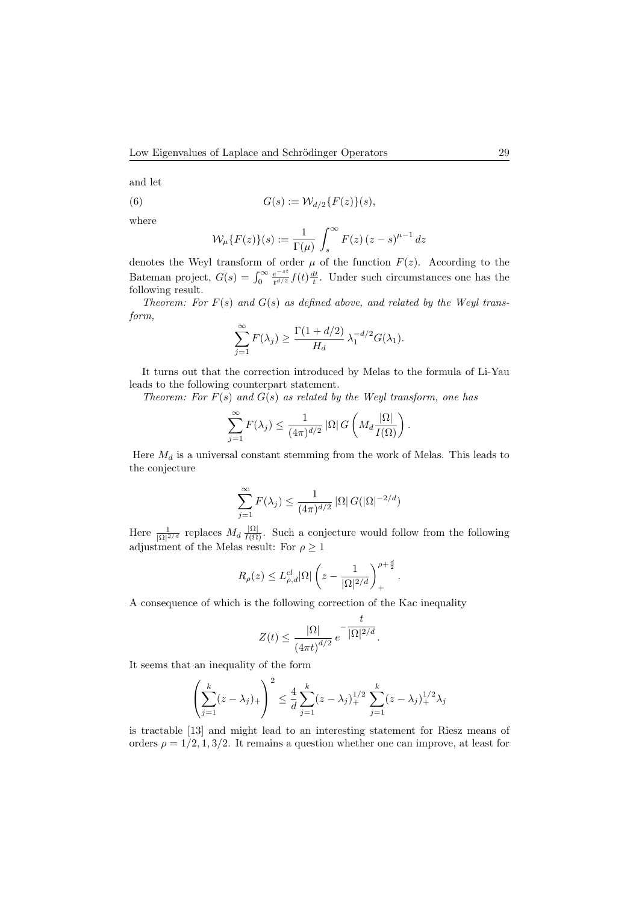and let

$$G(s) := \mathcal{W}_{d/2}\{F(z)\}(s), \tag{6}$$

where

$$\mathcal{W}_\mu\{F(z)\}(s) := \frac{1}{\Gamma(\mu)} \int_s^\infty F(z)\,(z-s)^{\mu-1}\,dz$$

denotes the Weyl transform of order $\mu$ of the function $F(z)$. According to the Bateman project, $G(s) = \int_0^\infty \frac{e^{-st}}{t^{d/2}} f(t) \frac{dt}{t}$. Under such circumstances one has the following result.

*Theorem: For $F(s)$ and $G(s)$ as defined above, and related by the Weyl transform,*

$$\sum_{j=1}^\infty F(\lambda_j) \geq \frac{\Gamma(1+d/2)}{H_d}\,\lambda_1^{-d/2} G(\lambda_1).$$

It turns out that the correction introduced by Melas to the formula of Li-Yau leads to the following counterpart statement.

*Theorem: For $F(s)$ and $G(s)$ as related by the Weyl transform, one has*

$$\sum_{j=1}^\infty F(\lambda_j) \leq \frac{1}{(4\pi)^{d/2}}\,|\Omega|\,G\left(M_d \frac{|\Omega|}{I(\Omega)}\right).$$

Here $M_d$ is a universal constant stemming from the work of Melas. This leads to the conjecture

$$\sum_{j=1}^\infty F(\lambda_j) \leq \frac{1}{(4\pi)^{d/2}}\,|\Omega|\,G(|\Omega|^{-2/d})$$

Here $\frac{1}{|\Omega|^{2/d}}$ replaces $M_d \frac{|\Omega|}{I(\Omega)}$. Such a conjecture would follow from the following adjustment of the Melas result: For $\rho \geq 1$

$$R_\rho(z) \leq L^{cl}_{\rho,d}|\Omega| \left(z - \frac{1}{|\Omega|^{2/d}}\right)_+^{\rho+\frac{d}{2}}.$$

A consequence of which is the following correction of the Kac inequality

$$Z(t) \leq \frac{|\Omega|}{(4\pi t)^{d/2}}\,e^{-\dfrac{t}{|\Omega|^{2/d}}}.$$

It seems that an inequality of the form

$$\left(\sum_{j=1}^k (z-\lambda_j)_+\right)^2 \leq \frac{4}{d} \sum_{j=1}^k (z-\lambda_j)_+^{1/2} \sum_{j=1}^k (z-\lambda_j)_+^{1/2} \lambda_j$$

is tractable [13] and might lead to an interesting statement for Riesz means of orders $\rho = 1/2, 1, 3/2$. It remains a question whether one can improve, at least for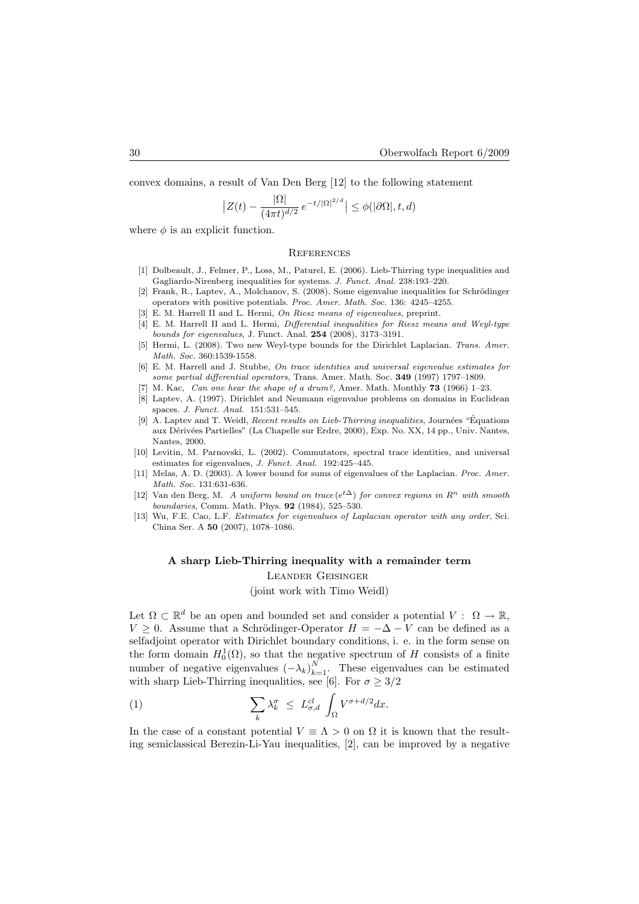convex domains, a result of Van Den Berg [12] to the following statement

$$\left|Z(t) - \frac{|\Omega|}{(4\pi t)^{d/2}}\, e^{-t/|\Omega|^{2/d}}\right| \leq \phi(|\partial\Omega|, t, d)$$

where $\phi$ is an explicit function.

### References

[1] Dolbeault, J., Felmer, P., Loss, M., Paturel, E. (2006). Lieb-Thirring type inequalities and Gagliardo-Nirenberg inequalities for systems. *J. Funct. Anal.* 238:193–220.

[2] Frank, R., Laptev, A., Molchanov, S. (2008). Some eigenvalue inequalities for Schrödinger operators with positive potentials. *Proc. Amer. Math. Soc.* 136: 4245–4255.

[3] E. M. Harrell II and L. Hermi, *On Riesz means of eigenvalues*, preprint.

[4] E. M. Harrell II and L. Hermi, *Differential inequalities for Riesz means and Weyl-type bounds for eigenvalues*, J. Funct. Anal. **254** (2008), 3173–3191.

[5] Hermi, L. (2008). Two new Weyl-type bounds for the Dirichlet Laplacian. *Trans. Amer. Math. Soc.* 360:1539-1558.

[6] E. M. Harrell and J. Stubbe, *On trace identities and universal eigenvalue estimates for some partial differential operators*, Trans. Amer. Math. Soc. **349** (1997) 1797–1809.

[7] M. Kac, *Can one hear the shape of a drum?*, Amer. Math. Monthly **73** (1966) 1–23.

[8] Laptev, A. (1997). Dirichlet and Neumann eigenvalue problems on domains in Euclidean spaces. *J. Funct. Anal.* 151:531–545.

[9] A. Laptev and T. Weidl, *Recent results on Lieb-Thirring inequalities*, Journées "Équations aux Dérivées Partielles" (La Chapelle sur Erdre, 2000), Exp. No. XX, 14 pp., Univ. Nantes, Nantes, 2000.

[10] Levitin, M. Parnovski, L. (2002). Commutators, spectral trace identities, and universal estimates for eigenvalues, *J. Funct. Anal.* 192:425–445.

[11] Melas, A. D. (2003). A lower bound for sums of eigenvalues of the Laplacian. *Proc. Amer. Math. Soc.* 131:631-636.

[12] Van den Berg, M. *A uniform bound on trace* $(e^{t\Delta})$ *for convex regions in* $R^n$ *with smooth boundaries*, Comm. Math. Phys. **92** (1984), 525–530.

[13] Wu, F.E. Cao, L.F. *Estimates for eigenvalues of Laplacian operator with any order*, Sci. China Ser. A **50** (2007), 1078–1086.

## A sharp Lieb-Thirring inequality with a remainder term

Leander Geisinger

(joint work with Timo Weidl)

Let $\Omega \subset \mathbb{R}^d$ be an open and bounded set and consider a potential $V : \Omega \to \mathbb{R}$, $V \geq 0$. Assume that a Schrödinger-Operator $H = -\Delta - V$ can be defined as a selfadjoint operator with Dirichlet boundary conditions, i. e. in the form sense on the form domain $H_0^1(\Omega)$, so that the negative spectrum of $H$ consists of a finite number of negative eigenvalues $(-\lambda_k)_{k=1}^N$. These eigenvalues can be estimated with sharp Lieb-Thirring inequalities, see [6]. For $\sigma \geq 3/2$

$$\sum_k \lambda_k^\sigma \;\leq\; L_{\sigma,d}^{cl} \int_\Omega V^{\sigma+d/2} dx. \tag{1}$$

In the case of a constant potential $V \equiv \Lambda > 0$ on $\Omega$ it is known that the resulting semiclassical Berezin-Li-Yau inequalities, [2], can be improved by a negative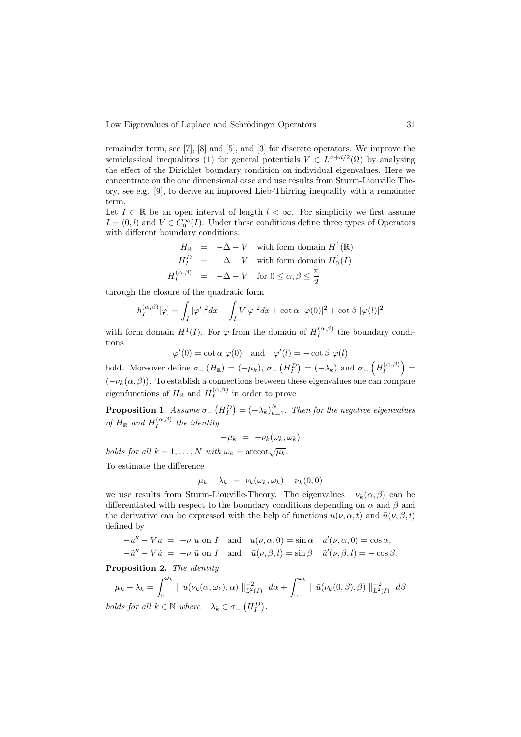remainder term, see [7], [8] and [5], and [3] for discrete operators. We improve the semiclassical inequalities (1) for general potentials $V \in L^{\sigma+d/2}(\Omega)$ by analysing the effect of the Dirichlet boundary condition on individual eigenvalues. Here we concentrate on the one dimensional case and use results from Sturm-Liouville Theory, see e.g. [9], to derive an improved Lieb-Thirring inequality with a remainder term.

Let $I \subset \mathbb{R}$ be an open interval of length $l < \infty$. For simplicity we first assume $I = (0, l)$ and $V \in C_0^\infty(I)$. Under these conditions define three types of Operators with different boundary conditions:

$$
\begin{aligned}
H_{\mathbb{R}} &= -\Delta - V \quad \text{with form domain } H^1(\mathbb{R}) \\
H_I^D &= -\Delta - V \quad \text{with form domain } H_0^1(I) \\
H_I^{(\alpha,\beta)} &= -\Delta - V \quad \text{for } 0 \leq \alpha, \beta \leq \frac{\pi}{2}
\end{aligned}
$$

through the closure of the quadratic form

$$
h_I^{(\alpha,\beta)}[\varphi] = \int_I |\varphi'|^2 dx - \int_I V |\varphi|^2 dx + \cot\alpha \ |\varphi(0)|^2 + \cot\beta \ |\varphi(l)|^2
$$

with form domain $H^1(I)$. For $\varphi$ from the domain of $H_I^{(\alpha,\beta)}$ the boundary conditions

$$
\varphi'(0) = \cot\alpha \ \varphi(0) \quad \text{and} \quad \varphi'(l) = -\cot\beta \ \varphi(l)
$$

hold. Moreover define $\sigma_-(H_{\mathbb{R}}) = (-\mu_k)$, $\sigma_-(H_I^D) = (-\lambda_k)$ and $\sigma_-\left(H_I^{(\alpha,\beta)}\right) = (-\nu_k(\alpha,\beta))$. To establish a connections between these eigenvalues one can compare eigenfunctions of $H_{\mathbb{R}}$ and $H_I^{(\alpha,\beta)}$ in order to prove

**Proposition 1.** *Assume $\sigma_-(H_I^D) = (-\lambda_k)_{k=1}^N$. Then for the negative eigenvalues of $H_{\mathbb{R}}$ and $H_I^{(\alpha,\beta)}$ the identity*

$$
-\mu_k \ = \ -\nu_k(\omega_k, \omega_k)
$$

*holds for all $k = 1, \ldots, N$ with $\omega_k = \operatorname{arccot}\sqrt{\mu_k}$.*

To estimate the difference

$$
\mu_k - \lambda_k \ = \ \nu_k(\omega_k, \omega_k) - \nu_k(0,0)
$$

we use results from Sturm-Liouville-Theory. The eigenvalues $-\nu_k(\alpha,\beta)$ can be differentiated with respect to the boundary conditions depending on $\alpha$ and $\beta$ and the derivative can be expressed with the help of functions $u(\nu,\alpha,t)$ and $\tilde{u}(\nu,\beta,t)$ defined by

$$
\begin{aligned}
-u'' - Vu &= -\nu \ u \text{ on } I \quad \text{and} \quad u(\nu,\alpha,0) = \sin\alpha \quad u'(\nu,\alpha,0) = \cos\alpha, \\
-\tilde{u}'' - V\tilde{u} &= -\nu \ \tilde{u} \text{ on } I \quad \text{and} \quad \tilde{u}(\nu,\beta,l) = \sin\beta \quad \tilde{u}'(\nu,\beta,l) = -\cos\beta.
\end{aligned}
$$

**Proposition 2.** *The identity*

$$
\mu_k - \lambda_k = \int_0^{\omega_k} \| \ u(\nu_k(\alpha,\omega_k),\alpha) \ \|_{L^2(I)}^{-2} \ d\alpha + \int_0^{\omega_k} \| \ \tilde{u}(\nu_k(0,\beta),\beta) \ \|_{L^2(I)}^{-2} \ d\beta
$$

*holds for all $k \in \mathbb{N}$ where $-\lambda_k \in \sigma_-(H_I^D)$.*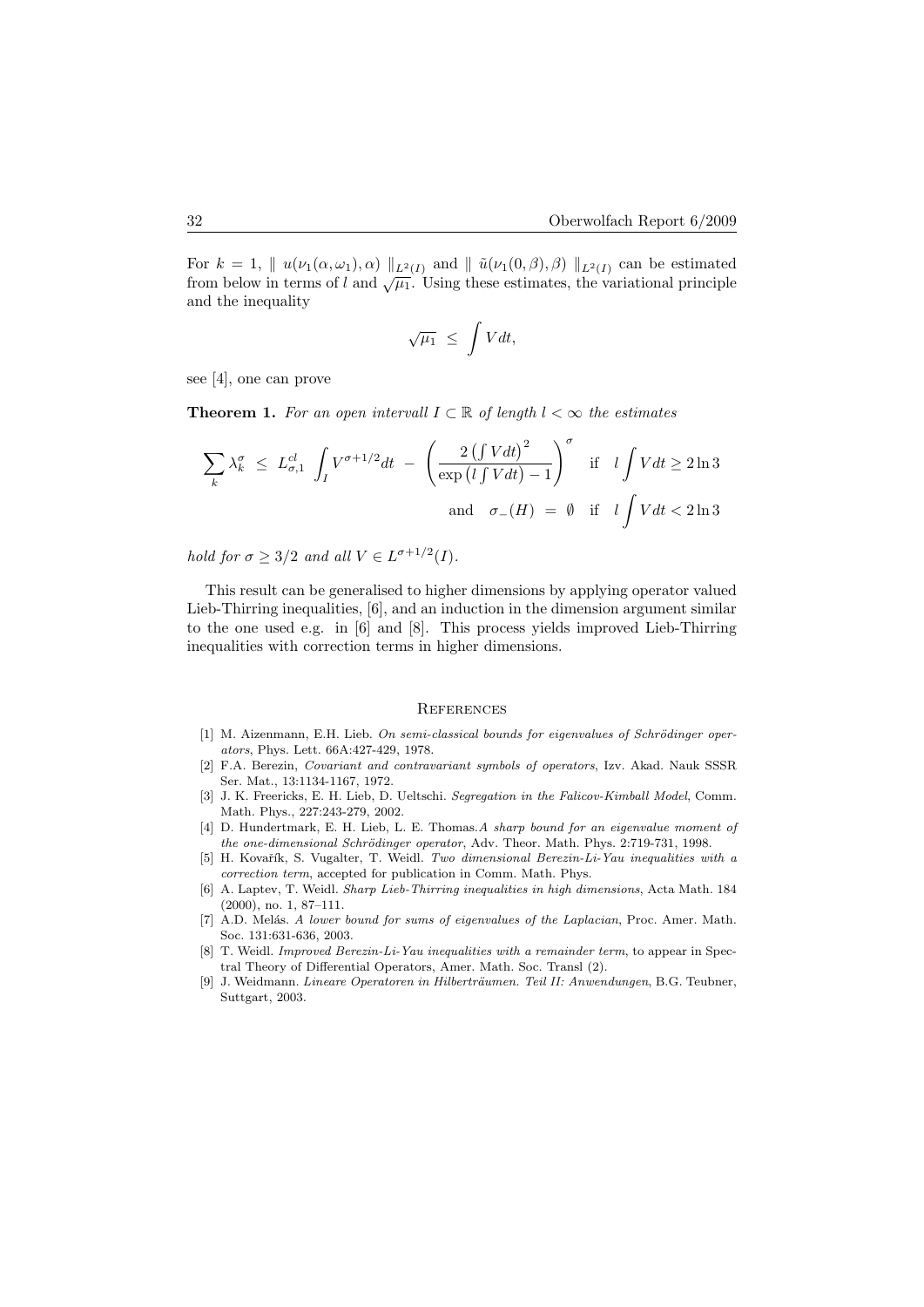For $k = 1$, $\| u(\nu_1(\alpha, \omega_1), \alpha) \|_{L^2(I)}$ and $\| \tilde{u}(\nu_1(0, \beta), \beta) \|_{L^2(I)}$ can be estimated from below in terms of $l$ and $\sqrt{\mu_1}$. Using these estimates, the variational principle and the inequality

$$\sqrt{\mu_1} \ \leq \ \int V dt,$$

see [4], one can prove

**Theorem 1.** *For an open intervall $I \subset \mathbb{R}$ of length $l < \infty$ the estimates*

$$\sum_k \lambda_k^\sigma \ \leq \ L_{\sigma,1}^{cl} \int_I V^{\sigma+1/2} dt \ - \ \left( \frac{2 \left( \int V dt \right)^2}{\exp\left( l \int V dt \right) - 1} \right)^\sigma \quad \text{if} \quad l \int V dt \geq 2 \ln 3$$

$$\text{and} \quad \sigma_-(H) \ = \ \emptyset \quad \text{if} \quad l \int V dt < 2 \ln 3$$

*hold for $\sigma \geq 3/2$ and all $V \in L^{\sigma+1/2}(I)$.*

This result can be generalised to higher dimensions by applying operator valued Lieb-Thirring inequalities, [6], and an induction in the dimension argument similar to the one used e.g. in [6] and [8]. This process yields improved Lieb-Thirring inequalities with correction terms in higher dimensions.

## References

[1] M. Aizenmann, E.H. Lieb. *On semi-classical bounds for eigenvalues of Schrödinger operators*, Phys. Lett. 66A:427-429, 1978.

[2] F.A. Berezin, *Covariant and contravariant symbols of operators*, Izv. Akad. Nauk SSSR Ser. Mat., 13:1134-1167, 1972.

[3] J. K. Freericks, E. H. Lieb, D. Ueltschi. *Segregation in the Falicov-Kimball Model*, Comm. Math. Phys., 227:243-279, 2002.

[4] D. Hundertmark, E. H. Lieb, L. E. Thomas.*A sharp bound for an eigenvalue moment of the one-dimensional Schrödinger operator*, Adv. Theor. Math. Phys. 2:719-731, 1998.

[5] H. Kovařík, S. Vugalter, T. Weidl. *Two dimensional Berezin-Li-Yau inequalities with a correction term*, accepted for publication in Comm. Math. Phys.

[6] A. Laptev, T. Weidl. *Sharp Lieb-Thirring inequalities in high dimensions*, Acta Math. 184 (2000), no. 1, 87–111.

[7] A.D. Melás. *A lower bound for sums of eigenvalues of the Laplacian*, Proc. Amer. Math. Soc. 131:631-636, 2003.

[8] T. Weidl. *Improved Berezin-Li-Yau inequalities with a remainder term*, to appear in Spectral Theory of Differential Operators, Amer. Math. Soc. Transl (2).

[9] J. Weidmann. *Lineare Operatoren in Hilberträumen. Teil II: Anwendungen*, B.G. Teubner, Suttgart, 2003.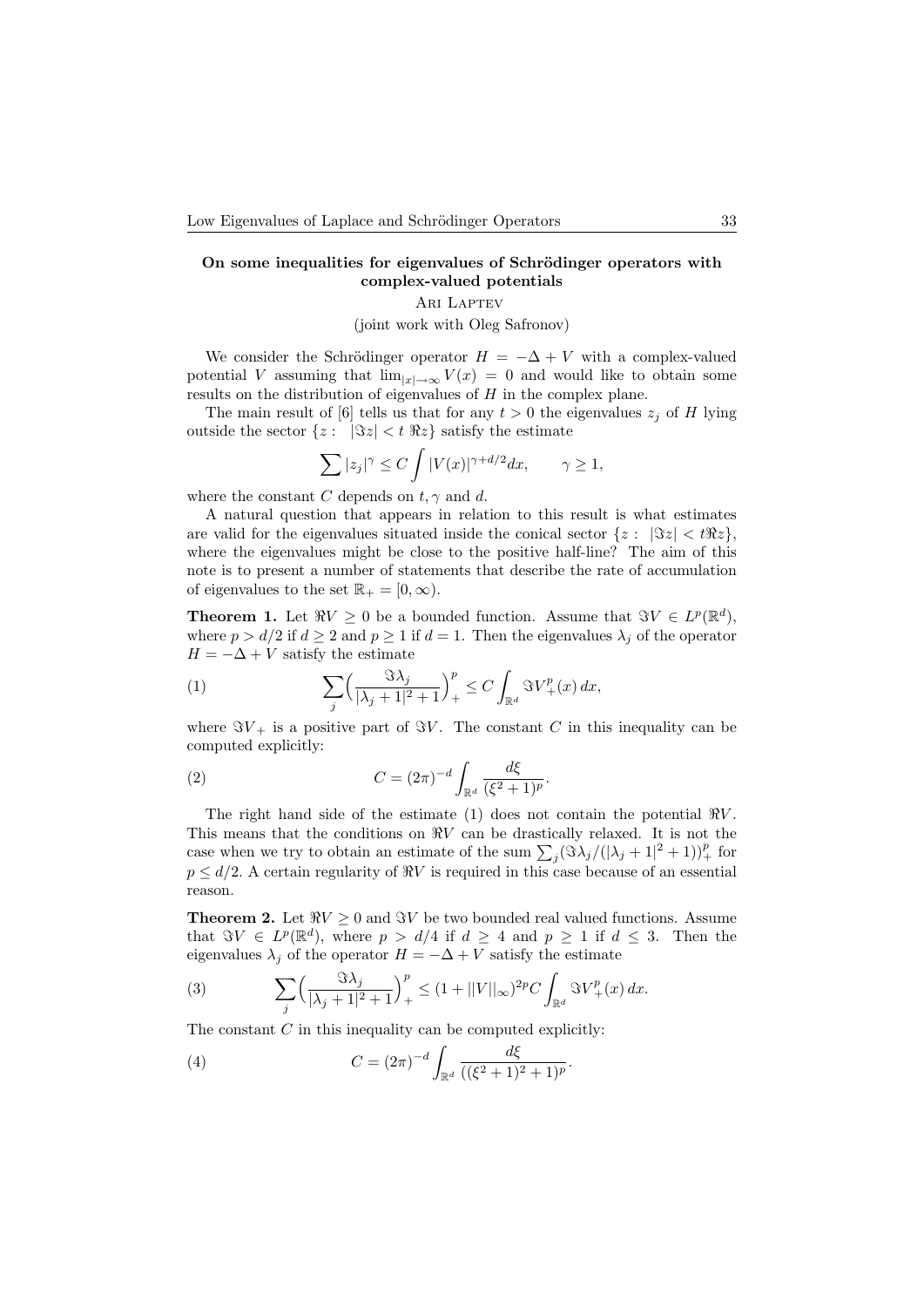## On some inequalities for eigenvalues of Schrödinger operators with complex-valued potentials

Ari Laptev

(joint work with Oleg Safronov)

We consider the Schrödinger operator $H = -\Delta + V$ with a complex-valued potential $V$ assuming that $\lim_{|x|\to\infty} V(x) = 0$ and would like to obtain some results on the distribution of eigenvalues of $H$ in the complex plane.

The main result of [6] tells us that for any $t > 0$ the eigenvalues $z_j$ of $H$ lying outside the sector $\{z : \ |\Im z| < t\, \Re z\}$ satisfy the estimate

$$\sum |z_j|^\gamma \le C \int |V(x)|^{\gamma + d/2} dx, \qquad \gamma \ge 1,$$

where the constant $C$ depends on $t, \gamma$ and $d$.

A natural question that appears in relation to this result is what estimates are valid for the eigenvalues situated inside the conical sector $\{z : \ |\Im z| < t \Re z\}$, where the eigenvalues might be close to the positive half-line? The aim of this note is to present a number of statements that describe the rate of accumulation of eigenvalues to the set $\mathbb{R}_+ = [0, \infty)$.

**Theorem 1.** Let $\Re V \ge 0$ be a bounded function. Assume that $\Im V \in L^p(\mathbb{R}^d)$, where $p > d/2$ if $d \ge 2$ and $p \ge 1$ if $d = 1$. Then the eigenvalues $\lambda_j$ of the operator $H = -\Delta + V$ satisfy the estimate

$$\sum_j \Big( \frac{\Im \lambda_j}{|\lambda_j + 1|^2 + 1} \Big)_+^p \le C \int_{\mathbb{R}^d} \Im V_+^p(x)\, dx, \tag{1}$$

where $\Im V_+$ is a positive part of $\Im V$. The constant $C$ in this inequality can be computed explicitly:

$$C = (2\pi)^{-d} \int_{\mathbb{R}^d} \frac{d\xi}{(\xi^2 + 1)^p}. \tag{2}$$

The right hand side of the estimate (1) does not contain the potential $\Re V$. This means that the conditions on $\Re V$ can be drastically relaxed. It is not the case when we try to obtain an estimate of the sum $\sum_j (\Im \lambda_j / (|\lambda_j + 1|^2 + 1))_+^p$ for $p \le d/2$. A certain regularity of $\Re V$ is required in this case because of an essential reason.

**Theorem 2.** Let $\Re V \ge 0$ and $\Im V$ be two bounded real valued functions. Assume that $\Im V \in L^p(\mathbb{R}^d)$, where $p > d/4$ if $d \ge 4$ and $p \ge 1$ if $d \le 3$. Then the eigenvalues $\lambda_j$ of the operator $H = -\Delta + V$ satisfy the estimate

$$\sum_j \Big( \frac{\Im \lambda_j}{|\lambda_j + 1|^2 + 1} \Big)_+^p \le (1 + ||V||_\infty)^{2p} C \int_{\mathbb{R}^d} \Im V_+^p(x)\, dx. \tag{3}$$

The constant $C$ in this inequality can be computed explicitly:

$$C = (2\pi)^{-d} \int_{\mathbb{R}^d} \frac{d\xi}{((\xi^2 + 1)^2 + 1)^p}. \tag{4}$$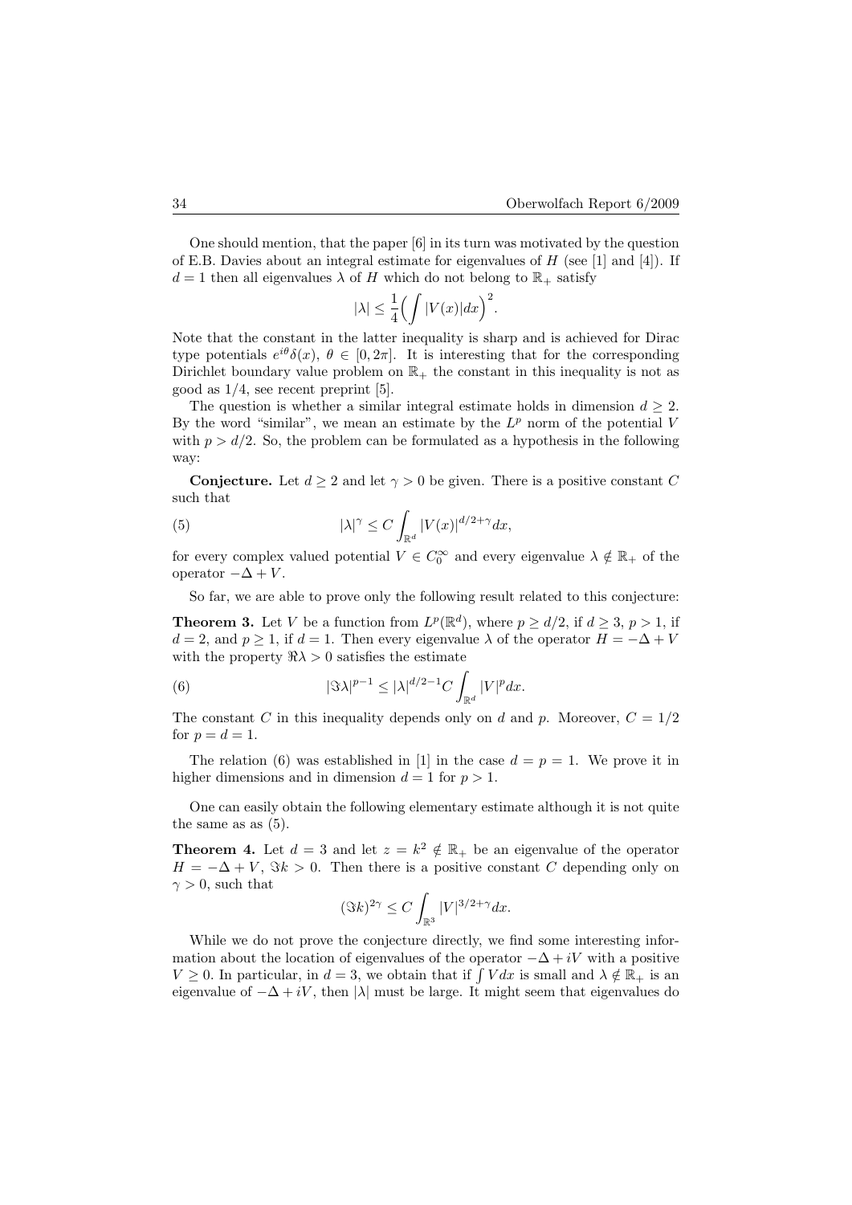One should mention, that the paper [6] in its turn was motivated by the question of E.B. Davies about an integral estimate for eigenvalues of $H$ (see [1] and [4]). If $d = 1$ then all eigenvalues $\lambda$ of $H$ which do not belong to $\mathbb{R}_+$ satisfy

$$|\lambda| \leq \frac{1}{4}\Big(\int |V(x)|dx\Big)^2.$$

Note that the constant in the latter inequality is sharp and is achieved for Dirac type potentials $e^{i\theta}\delta(x)$, $\theta \in [0, 2\pi]$. It is interesting that for the corresponding Dirichlet boundary value problem on $\mathbb{R}_+$ the constant in this inequality is not as good as $1/4$, see recent preprint [5].

The question is whether a similar integral estimate holds in dimension $d \geq 2$. By the word "similar", we mean an estimate by the $L^p$ norm of the potential $V$ with $p > d/2$. So, the problem can be formulated as a hypothesis in the following way:

**Conjecture.** Let $d \geq 2$ and let $\gamma > 0$ be given. There is a positive constant $C$ such that

$$|\lambda|^\gamma \leq C \int_{\mathbb{R}^d} |V(x)|^{d/2+\gamma} dx, \tag{5}$$

for every complex valued potential $V \in C_0^\infty$ and every eigenvalue $\lambda \notin \mathbb{R}_+$ of the operator $-\Delta + V$.

So far, we are able to prove only the following result related to this conjecture:

**Theorem 3.** Let $V$ be a function from $L^p(\mathbb{R}^d)$, where $p \geq d/2$, if $d \geq 3$, $p > 1$, if $d = 2$, and $p \geq 1$, if $d = 1$. Then every eigenvalue $\lambda$ of the operator $H = -\Delta + V$ with the property $\Re\lambda > 0$ satisfies the estimate

$$|\Im\lambda|^{p-1} \leq |\lambda|^{d/2-1} C \int_{\mathbb{R}^d} |V|^p dx. \tag{6}$$

The constant $C$ in this inequality depends only on $d$ and $p$. Moreover, $C = 1/2$ for $p = d = 1$.

The relation (6) was established in [1] in the case $d = p = 1$. We prove it in higher dimensions and in dimension $d = 1$ for $p > 1$.

One can easily obtain the following elementary estimate although it is not quite the same as as (5).

**Theorem 4.** Let $d = 3$ and let $z = k^2 \notin \mathbb{R}_+$ be an eigenvalue of the operator $H = -\Delta + V$, $\Im k > 0$. Then there is a positive constant $C$ depending only on $\gamma > 0$, such that

$$(\Im k)^{2\gamma} \leq C \int_{\mathbb{R}^3} |V|^{3/2+\gamma} dx.$$

While we do not prove the conjecture directly, we find some interesting information about the location of eigenvalues of the operator $-\Delta + iV$ with a positive $V \geq 0$. In particular, in $d = 3$, we obtain that if $\int V dx$ is small and $\lambda \notin \mathbb{R}_+$ is an eigenvalue of $-\Delta + iV$, then $|\lambda|$ must be large. It might seem that eigenvalues do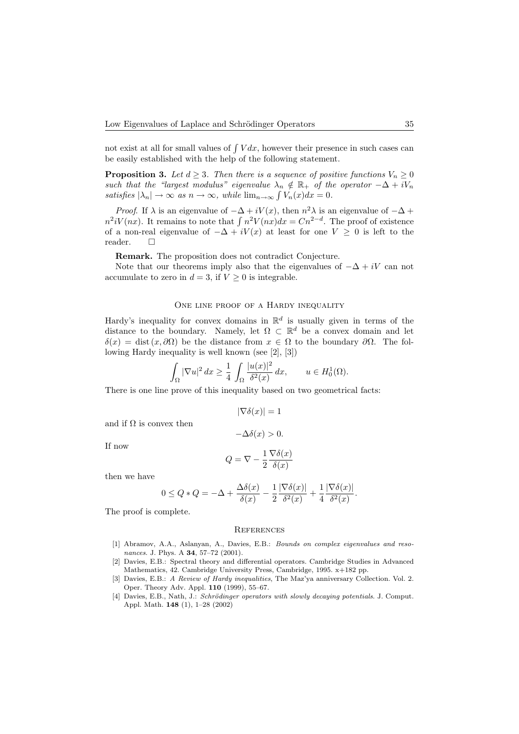not exist at all for small values of $\int V dx$, however their presence in such cases can be easily established with the help of the following statement.

**Proposition 3.** *Let $d \geq 3$. Then there is a sequence of positive functions $V_n \geq 0$ such that the "largest modulus" eigenvalue $\lambda_n \notin \mathbb{R}_+$ of the operator $-\Delta + iV_n$ satisfies $|\lambda_n| \to \infty$ as $n \to \infty$, while $\lim_{n\to\infty} \int V_n(x)dx = 0$.*

*Proof.* If $\lambda$ is an eigenvalue of $-\Delta + iV(x)$, then $n^2\lambda$ is an eigenvalue of $-\Delta + n^2 iV(nx)$. It remains to note that $\int n^2 V(nx)dx = Cn^{2-d}$. The proof of existence of a non-real eigenvalue of $-\Delta + iV(x)$ at least for one $V \geq 0$ is left to the reader. $\square$

**Remark.** The proposition does not contradict Conjecture.

Note that our theorems imply also that the eigenvalues of $-\Delta + iV$ can not accumulate to zero in $d = 3$, if $V \geq 0$ is integrable.

## One line proof of a Hardy inequality

Hardy's inequality for convex domains in $\mathbb{R}^d$ is usually given in terms of the distance to the boundary. Namely, let $\Omega \subset \mathbb{R}^d$ be a convex domain and let $\delta(x) = \operatorname{dist}(x, \partial\Omega)$ be the distance from $x \in \Omega$ to the boundary $\partial\Omega$. The following Hardy inequality is well known (see [2], [3])

$$\int_\Omega |\nabla u|^2 \, dx \geq \frac{1}{4} \int_\Omega \frac{|u(x)|^2}{\delta^2(x)} \, dx, \qquad u \in H_0^1(\Omega).$$

There is one line prove of this inequality based on two geometrical facts:

$$|\nabla\delta(x)| = 1$$

and if $\Omega$ is convex then

$$-\Delta\delta(x) > 0.$$

If now

$$Q = \nabla - \frac{1}{2}\frac{\nabla\delta(x)}{\delta(x)}$$

then we have

$$0 \leq Q * Q = -\Delta + \frac{\Delta\delta(x)}{\delta(x)} - \frac{1}{2}\frac{|\nabla\delta(x)|}{\delta^2(x)} + \frac{1}{4}\frac{|\nabla\delta(x)|}{\delta^2(x)}.$$

The proof is complete.

## References

[1] Abramov, A.A., Aslanyan, A., Davies, E.B.: *Bounds on complex eigenvalues and resonances*. J. Phys. A **34**, 57–72 (2001).

[2] Davies, E.B.: Spectral theory and differential operators. Cambridge Studies in Advanced Mathematics, 42. Cambridge University Press, Cambridge, 1995. x+182 pp.

[3] Davies, E.B.: *A Review of Hardy inequalities*, The Maz'ya anniversary Collection. Vol. 2. Oper. Theory Adv. Appl. **110** (1999), 55–67.

[4] Davies, E.B., Nath, J.: *Schrödinger operators with slowly decaying potentials*. J. Comput. Appl. Math. **148** (1), 1–28 (2002)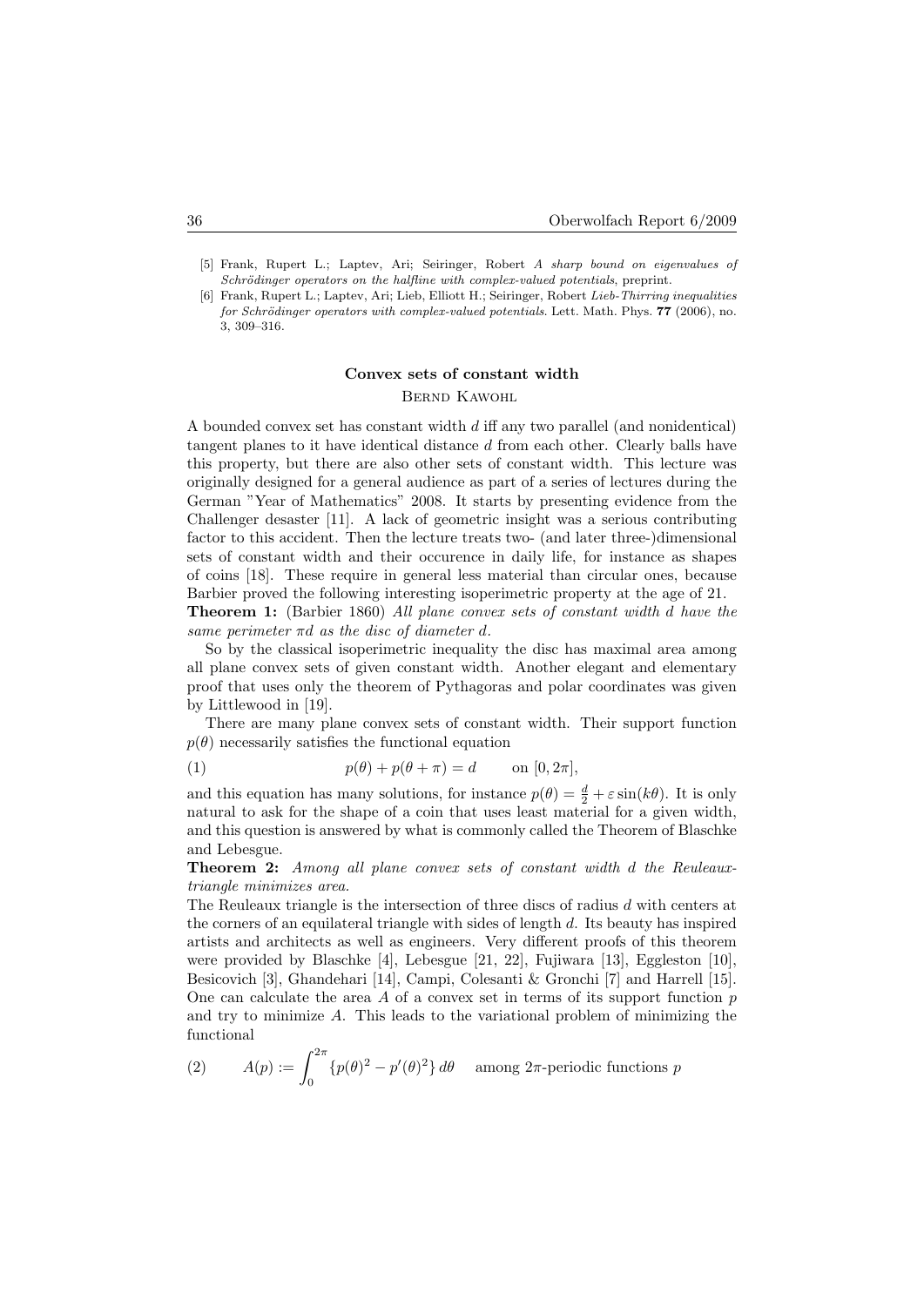- [5] Frank, Rupert L.; Laptev, Ari; Seiringer, Robert *A sharp bound on eigenvalues of Schrödinger operators on the halfline with complex-valued potentials*, preprint.
- [6] Frank, Rupert L.; Laptev, Ari; Lieb, Elliott H.; Seiringer, Robert *Lieb-Thirring inequalities for Schrödinger operators with complex-valued potentials*. Lett. Math. Phys. **77** (2006), no. 3, 309–316.

## Convex sets of constant width

Bernd Kawohl

A bounded convex set has constant width $d$ iff any two parallel (and nonidentical) tangent planes to it have identical distance $d$ from each other. Clearly balls have this property, but there are also other sets of constant width. This lecture was originally designed for a general audience as part of a series of lectures during the German "Year of Mathematics" 2008. It starts by presenting evidence from the Challenger desaster [11]. A lack of geometric insight was a serious contributing factor to this accident. Then the lecture treats two- (and later three-)dimensional sets of constant width and their occurence in daily life, for instance as shapes of coins [18]. These require in general less material than circular ones, because Barbier proved the following interesting isoperimetric property at the age of 21.

**Theorem 1:** (Barbier 1860) *All plane convex sets of constant width $d$ have the same perimeter $\pi d$ as the disc of diameter $d$.*

So by the classical isoperimetric inequality the disc has maximal area among all plane convex sets of given constant width. Another elegant and elementary proof that uses only the theorem of Pythagoras and polar coordinates was given by Littlewood in [19].

There are many plane convex sets of constant width. Their support function $p(\theta)$ necessarily satisfies the functional equation

$$p(\theta) + p(\theta + \pi) = d \qquad \text{on } [0, 2\pi], \tag{1}$$

and this equation has many solutions, for instance $p(\theta) = \frac{d}{2} + \varepsilon \sin(k\theta)$. It is only natural to ask for the shape of a coin that uses least material for a given width, and this question is answered by what is commonly called the Theorem of Blaschke and Lebesgue.

**Theorem 2:** *Among all plane convex sets of constant width $d$ the Reuleaux-triangle minimizes area.*

The Reuleaux triangle is the intersection of three discs of radius $d$ with centers at the corners of an equilateral triangle with sides of length $d$. Its beauty has inspired artists and architects as well as engineers. Very different proofs of this theorem were provided by Blaschke [4], Lebesgue [21, 22], Fujiwara [13], Eggleston [10], Besicovich [3], Ghandehari [14], Campi, Colesanti & Gronchi [7] and Harrell [15]. One can calculate the area $A$ of a convex set in terms of its support function $p$ and try to minimize $A$. This leads to the variational problem of minimizing the functional

$$A(p) := \int_0^{2\pi} \{p(\theta)^2 - p'(\theta)^2\}\, d\theta \qquad \text{among } 2\pi\text{-periodic functions } p \tag{2}$$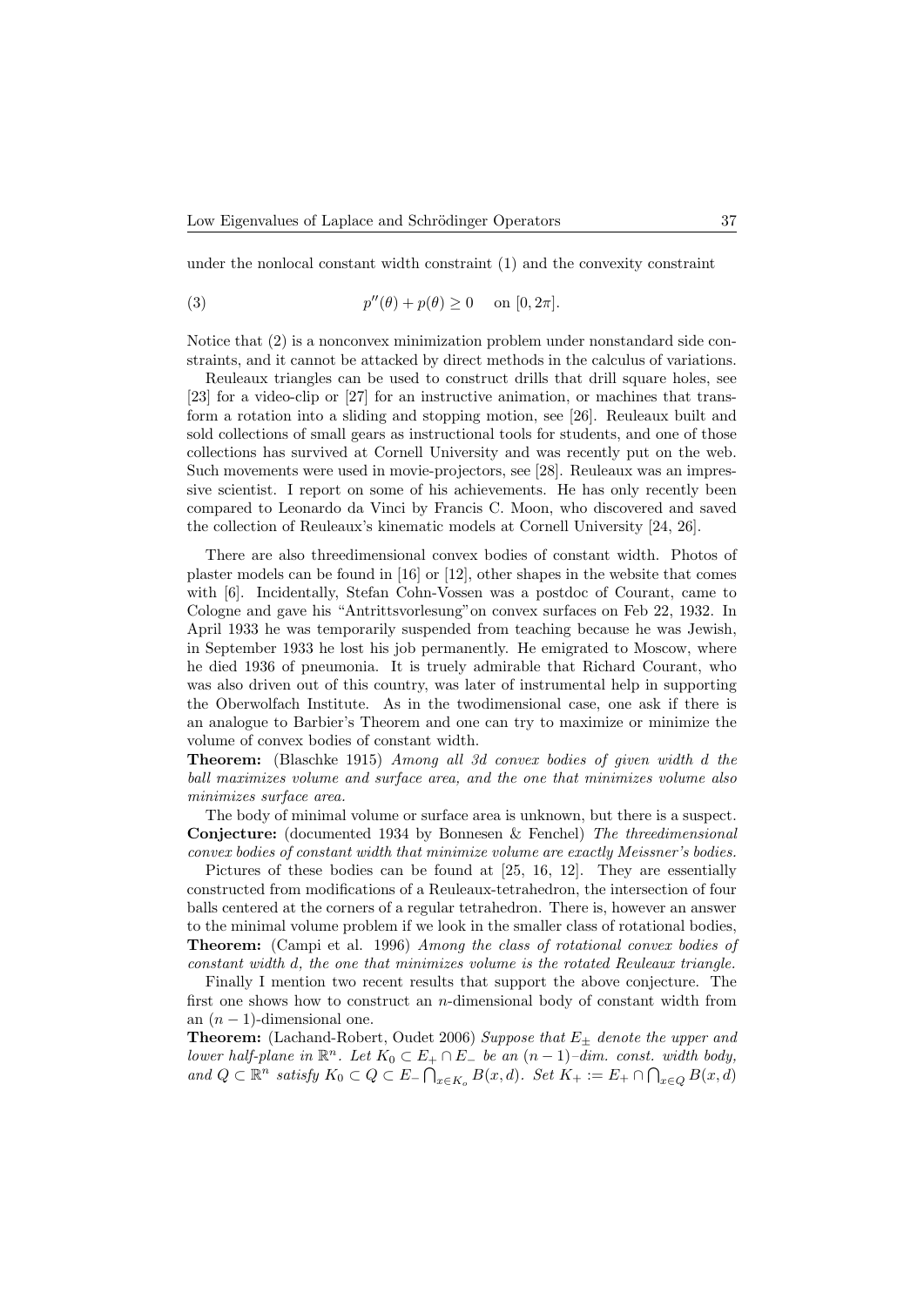under the nonlocal constant width constraint (1) and the convexity constraint

$$p''(\theta) + p(\theta) \geq 0 \quad \text{on } [0, 2\pi]. \tag{3}$$

Notice that (2) is a nonconvex minimization problem under nonstandard side constraints, and it cannot be attacked by direct methods in the calculus of variations.

Reuleaux triangles can be used to construct drills that drill square holes, see [23] for a video-clip or [27] for an instructive animation, or machines that transform a rotation into a sliding and stopping motion, see [26]. Reuleaux built and sold collections of small gears as instructional tools for students, and one of those collections has survived at Cornell University and was recently put on the web. Such movements were used in movie-projectors, see [28]. Reuleaux was an impressive scientist. I report on some of his achievements. He has only recently been compared to Leonardo da Vinci by Francis C. Moon, who discovered and saved the collection of Reuleaux's kinematic models at Cornell University [24, 26].

There are also threedimensional convex bodies of constant width. Photos of plaster models can be found in [16] or [12], other shapes in the website that comes with [6]. Incidentally, Stefan Cohn-Vossen was a postdoc of Courant, came to Cologne and gave his "Antrittsvorlesung"on convex surfaces on Feb 22, 1932. In April 1933 he was temporarily suspended from teaching because he was Jewish, in September 1933 he lost his job permanently. He emigrated to Moscow, where he died 1936 of pneumonia. It is truely admirable that Richard Courant, who was also driven out of this country, was later of instrumental help in supporting the Oberwolfach Institute. As in the twodimensional case, one ask if there is an analogue to Barbier's Theorem and one can try to maximize or minimize the volume of convex bodies of constant width.

**Theorem:** (Blaschke 1915) *Among all 3d convex bodies of given width d the ball maximizes volume and surface area, and the one that minimizes volume also minimizes surface area.*

The body of minimal volume or surface area is unknown, but there is a suspect.

**Conjecture:** (documented 1934 by Bonnesen & Fenchel) *The threedimensional convex bodies of constant width that minimize volume are exactly Meissner's bodies.*

Pictures of these bodies can be found at [25, 16, 12]. They are essentially constructed from modifications of a Reuleaux-tetrahedron, the intersection of four balls centered at the corners of a regular tetrahedron. There is, however an answer to the minimal volume problem if we look in the smaller class of rotational bodies,

**Theorem:** (Campi et al. 1996) *Among the class of rotational convex bodies of constant width d, the one that minimizes volume is the rotated Reuleaux triangle.*

Finally I mention two recent results that support the above conjecture. The first one shows how to construct an $n$-dimensional body of constant width from an $(n-1)$-dimensional one.

**Theorem:** (Lachand-Robert, Oudet 2006) *Suppose that $E_\pm$ denote the upper and lower half-plane in $\mathbb{R}^n$. Let $K_0 \subset E_+ \cap E_-$ be an $(n-1)$–dim. const. width body, and $Q \subset \mathbb{R}^n$ satisfy $K_0 \subset Q \subset E_- \bigcap_{x \in K_o} B(x, d)$. Set $K_+ := E_+ \cap \bigcap_{x \in Q} B(x, d)$*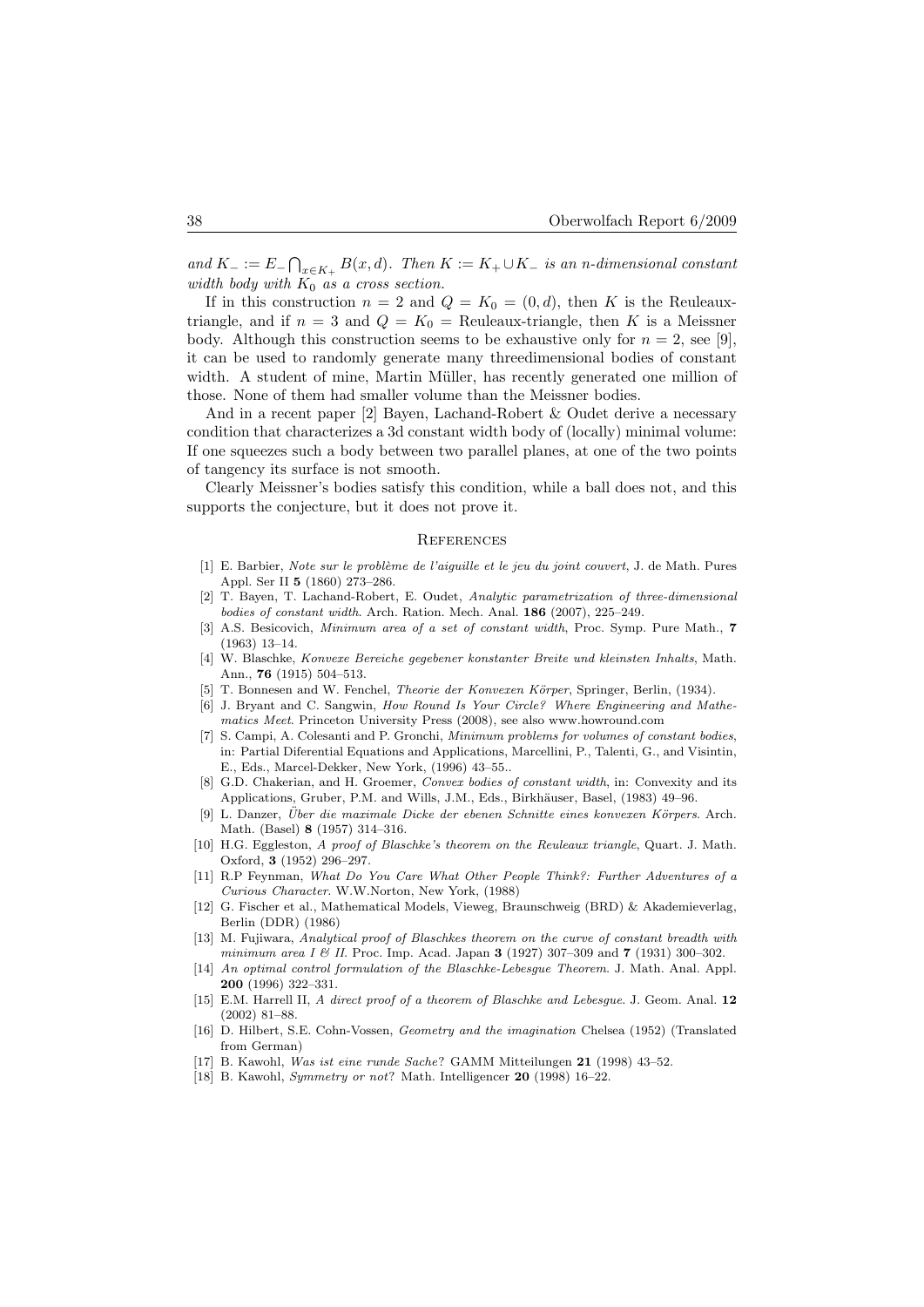*and $K_- := E_- \bigcap_{x \in K_+} B(x,d)$. Then $K := K_+ \cup K_-$ is an n-dimensional constant width body with $K_0$ as a cross section.*

If in this construction $n = 2$ and $Q = K_0 = (0, d)$, then $K$ is the Reuleaux-triangle, and if $n = 3$ and $Q = K_0 =$ Reuleaux-triangle, then $K$ is a Meissner body. Although this construction seems to be exhaustive only for $n = 2$, see [9], it can be used to randomly generate many threedimensional bodies of constant width. A student of mine, Martin Müller, has recently generated one million of those. None of them had smaller volume than the Meissner bodies.

And in a recent paper [2] Bayen, Lachand-Robert & Oudet derive a necessary condition that characterizes a 3d constant width body of (locally) minimal volume: If one squeezes such a body between two parallel planes, at one of the two points of tangency its surface is not smooth.

Clearly Meissner's bodies satisfy this condition, while a ball does not, and this supports the conjecture, but it does not prove it.

## References

[1] E. Barbier, *Note sur le problème de l'aiguille et le jeu du joint couvert*, J. de Math. Pures Appl. Ser II **5** (1860) 273–286.

[2] T. Bayen, T. Lachand-Robert, E. Oudet, *Analytic parametrization of three-dimensional bodies of constant width*. Arch. Ration. Mech. Anal. **186** (2007), 225–249.

[3] A.S. Besicovich, *Minimum area of a set of constant width*, Proc. Symp. Pure Math., **7** (1963) 13–14.

[4] W. Blaschke, *Konvexe Bereiche gegebener konstanter Breite und kleinsten Inhalts*, Math. Ann., **76** (1915) 504–513.

[5] T. Bonnesen and W. Fenchel, *Theorie der Konvexen Körper*, Springer, Berlin, (1934).

[6] J. Bryant and C. Sangwin, *How Round Is Your Circle? Where Engineering and Mathematics Meet*. Princeton University Press (2008), see also www.howround.com

[7] S. Campi, A. Colesanti and P. Gronchi, *Minimum problems for volumes of constant bodies*, in: Partial Diferential Equations and Applications, Marcellini, P., Talenti, G., and Visintin, E., Eds., Marcel-Dekker, New York, (1996) 43–55..

[8] G.D. Chakerian, and H. Groemer, *Convex bodies of constant width*, in: Convexity and its Applications, Gruber, P.M. and Wills, J.M., Eds., Birkhäuser, Basel, (1983) 49–96.

[9] L. Danzer, *Über die maximale Dicke der ebenen Schnitte eines konvexen Körpers*. Arch. Math. (Basel) **8** (1957) 314–316.

[10] H.G. Eggleston, *A proof of Blaschke's theorem on the Reuleaux triangle*, Quart. J. Math. Oxford, **3** (1952) 296–297.

[11] R.P Feynman, *What Do You Care What Other People Think?: Further Adventures of a Curious Character*. W.W.Norton, New York, (1988)

[12] G. Fischer et al., Mathematical Models, Vieweg, Braunschweig (BRD) & Akademieverlag, Berlin (DDR) (1986)

[13] M. Fujiwara, *Analytical proof of Blaschkes theorem on the curve of constant breadth with minimum area I & II*. Proc. Imp. Acad. Japan **3** (1927) 307–309 and **7** (1931) 300–302.

[14] *An optimal control formulation of the Blaschke-Lebesgue Theorem*. J. Math. Anal. Appl. **200** (1996) 322–331.

[15] E.M. Harrell II, *A direct proof of a theorem of Blaschke and Lebesgue*. J. Geom. Anal. **12** (2002) 81–88.

[16] D. Hilbert, S.E. Cohn-Vossen, *Geometry and the imagination* Chelsea (1952) (Translated from German)

[17] B. Kawohl, *Was ist eine runde Sache*? GAMM Mitteilungen **21** (1998) 43–52.

[18] B. Kawohl, *Symmetry or not*? Math. Intelligencer **20** (1998) 16–22.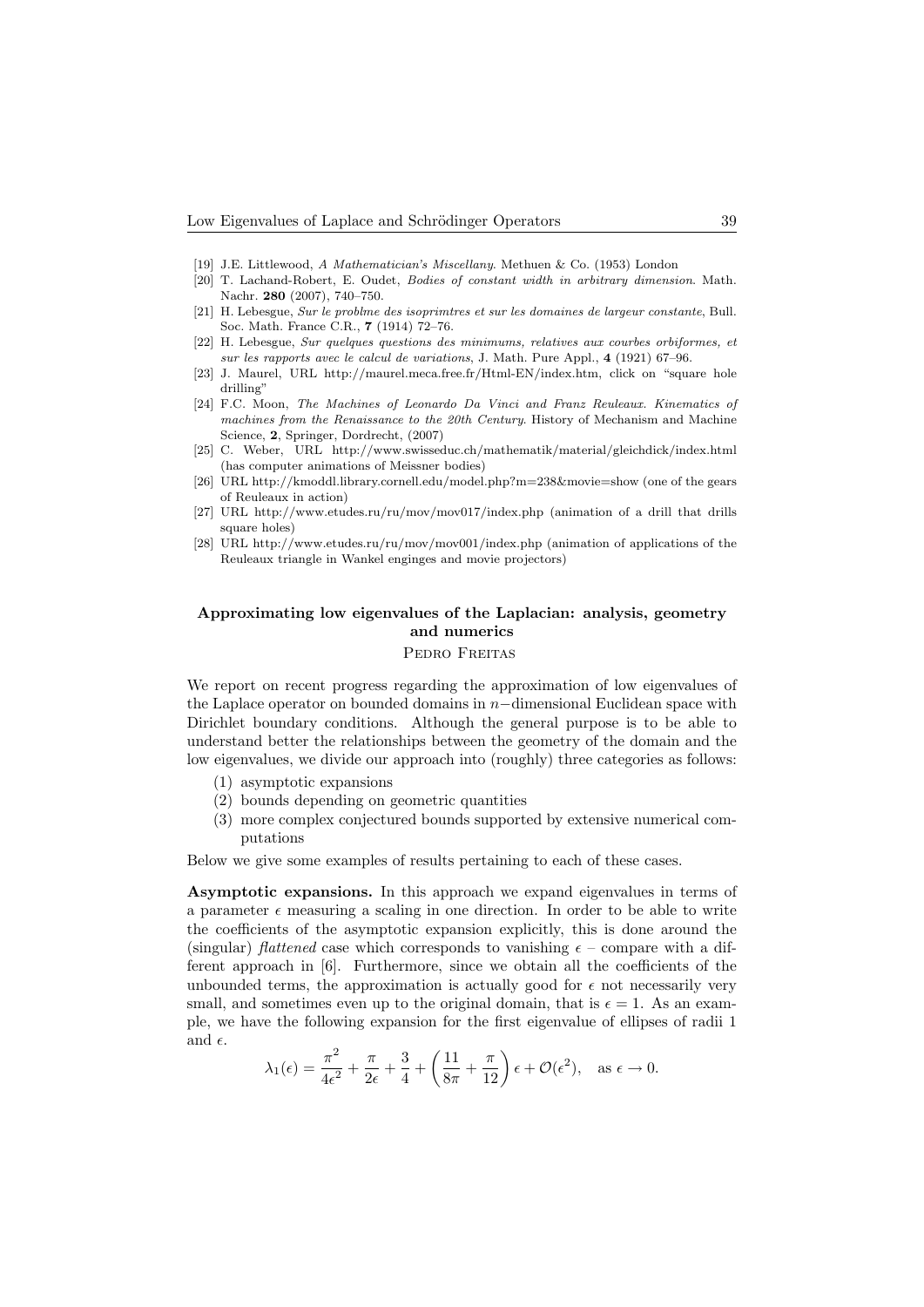[19] J.E. Littlewood, *A Mathematician's Miscellany*. Methuen & Co. (1953) London

[20] T. Lachand-Robert, E. Oudet, *Bodies of constant width in arbitrary dimension*. Math. Nachr. **280** (2007), 740–750.

[21] H. Lebesgue, *Sur le problme des isoprimtres et sur les domaines de largeur constante*, Bull. Soc. Math. France C.R., **7** (1914) 72–76.

[22] H. Lebesgue, *Sur quelques questions des minimums, relatives aux courbes orbiformes, et sur les rapports avec le calcul de variations*, J. Math. Pure Appl., **4** (1921) 67–96.

[23] J. Maurel, URL http://maurel.meca.free.fr/Html-EN/index.htm, click on "square hole drilling"

[24] F.C. Moon, *The Machines of Leonardo Da Vinci and Franz Reuleaux. Kinematics of machines from the Renaissance to the 20th Century*. History of Mechanism and Machine Science, **2**, Springer, Dordrecht, (2007)

[25] C. Weber, URL http://www.swisseduc.ch/mathematik/material/gleichdick/index.html (has computer animations of Meissner bodies)

[26] URL http://kmoddl.library.cornell.edu/model.php?m=238&movie=show (one of the gears of Reuleaux in action)

[27] URL http://www.etudes.ru/ru/mov/mov017/index.php (animation of a drill that drills square holes)

[28] URL http://www.etudes.ru/ru/mov/mov001/index.php (animation of applications of the Reuleaux triangle in Wankel enginges and movie projectors)

## Approximating low eigenvalues of the Laplacian: analysis, geometry and numerics

Pedro Freitas

We report on recent progress regarding the approximation of low eigenvalues of the Laplace operator on bounded domains in $n-$dimensional Euclidean space with Dirichlet boundary conditions. Although the general purpose is to be able to understand better the relationships between the geometry of the domain and the low eigenvalues, we divide our approach into (roughly) three categories as follows:

(1) asymptotic expansions
(2) bounds depending on geometric quantities
(3) more complex conjectured bounds supported by extensive numerical computations

Below we give some examples of results pertaining to each of these cases.

**Asymptotic expansions.** In this approach we expand eigenvalues in terms of a parameter $\epsilon$ measuring a scaling in one direction. In order to be able to write the coefficients of the asymptotic expansion explicitly, this is done around the (singular) *flattened* case which corresponds to vanishing $\epsilon$ – compare with a different approach in [6]. Furthermore, since we obtain all the coefficients of the unbounded terms, the approximation is actually good for $\epsilon$ not necessarily very small, and sometimes even up to the original domain, that is $\epsilon = 1$. As an example, we have the following expansion for the first eigenvalue of ellipses of radii 1 and $\epsilon$.

$$\lambda_1(\epsilon) = \frac{\pi^2}{4\epsilon^2} + \frac{\pi}{2\epsilon} + \frac{3}{4} + \left(\frac{11}{8\pi} + \frac{\pi}{12}\right)\epsilon + \mathcal{O}(\epsilon^2), \quad \text{as } \epsilon \to 0.$$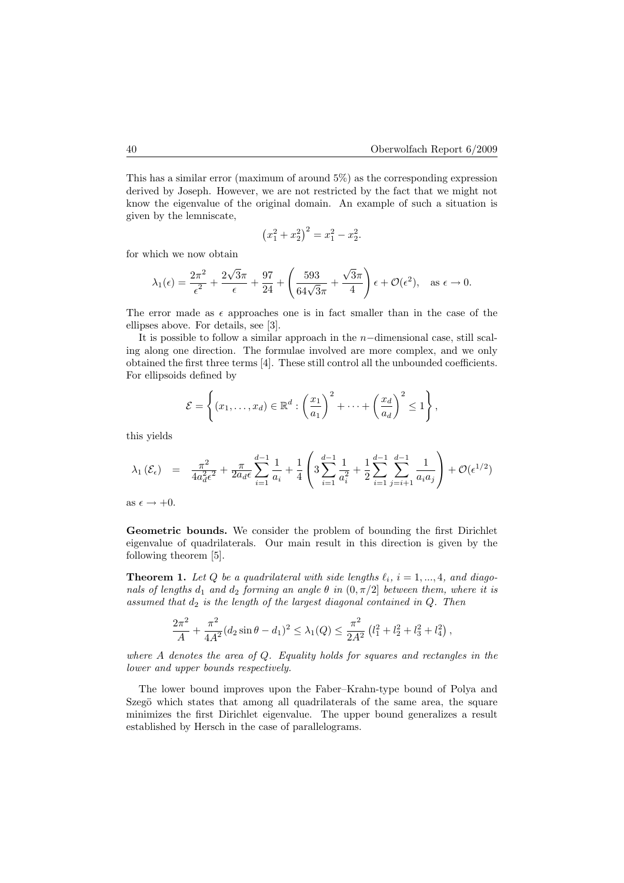This has a similar error (maximum of around 5%) as the corresponding expression derived by Joseph. However, we are not restricted by the fact that we might not know the eigenvalue of the original domain. An example of such a situation is given by the lemniscate,

$$\left(x_1^2 + x_2^2\right)^2 = x_1^2 - x_2^2.$$

for which we now obtain

$$\lambda_1(\epsilon) = \frac{2\pi^2}{\epsilon^2} + \frac{2\sqrt{3}\pi}{\epsilon} + \frac{97}{24} + \left(\frac{593}{64\sqrt{3}\pi} + \frac{\sqrt{3}\pi}{4}\right)\epsilon + \mathcal{O}(\epsilon^2), \quad \text{as } \epsilon \to 0.$$

The error made as $\epsilon$ approaches one is in fact smaller than in the case of the ellipses above. For details, see [3].

It is possible to follow a similar approach in the $n-$dimensional case, still scaling along one direction. The formulae involved are more complex, and we only obtained the first three terms [4]. These still control all the unbounded coefficients. For ellipsoids defined by

$$\mathcal{E} = \left\{(x_1, \ldots, x_d) \in \mathbb{R}^d : \left(\frac{x_1}{a_1}\right)^2 + \cdots + \left(\frac{x_d}{a_d}\right)^2 \leq 1\right\},$$

this yields

$$\lambda_1\left(\mathcal{E}_\epsilon\right) = \frac{\pi^2}{4a_d^2\epsilon^2} + \frac{\pi}{2a_d\epsilon}\sum_{i=1}^{d-1}\frac{1}{a_i} + \frac{1}{4}\left(3\sum_{i=1}^{d-1}\frac{1}{a_i^2} + \frac{1}{2}\sum_{i=1}^{d-1}\sum_{j=i+1}^{d-1}\frac{1}{a_ia_j}\right) + \mathcal{O}(\epsilon^{1/2})$$

as $\epsilon \to +0$.

**Geometric bounds.** We consider the problem of bounding the first Dirichlet eigenvalue of quadrilaterals. Our main result in this direction is given by the following theorem [5].

**Theorem 1.** *Let $Q$ be a quadrilateral with side lengths $\ell_i$, $i = 1, ..., 4$, and diagonals of lengths $d_1$ and $d_2$ forming an angle $\theta$ in $(0, \pi/2]$ between them, where it is assumed that $d_2$ is the length of the largest diagonal contained in $Q$. Then*

$$\frac{2\pi^2}{A} + \frac{\pi^2}{4A^2}(d_2\sin\theta - d_1)^2 \leq \lambda_1(Q) \leq \frac{\pi^2}{2A^2}\left(l_1^2 + l_2^2 + l_3^2 + l_4^2\right),$$

*where $A$ denotes the area of $Q$. Equality holds for squares and rectangles in the lower and upper bounds respectively.*

The lower bound improves upon the Faber–Krahn-type bound of Polya and Szegö which states that among all quadrilaterals of the same area, the square minimizes the first Dirichlet eigenvalue. The upper bound generalizes a result established by Hersch in the case of parallelograms.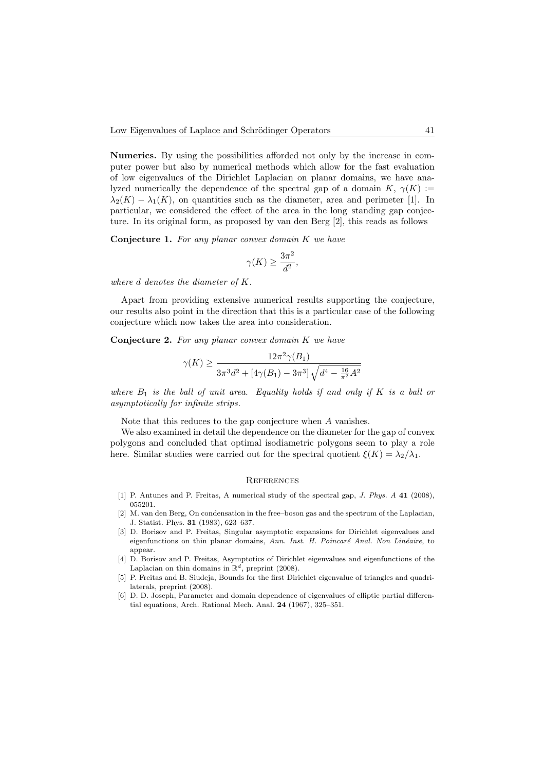**Numerics.** By using the possibilities afforded not only by the increase in computer power but also by numerical methods which allow for the fast evaluation of low eigenvalues of the Dirichlet Laplacian on planar domains, we have analyzed numerically the dependence of the spectral gap of a domain $K$, $\gamma(K) := \lambda_2(K) - \lambda_1(K)$, on quantities such as the diameter, area and perimeter [1]. In particular, we considered the effect of the area in the long–standing gap conjecture. In its original form, as proposed by van den Berg [2], this reads as follows

**Conjecture 1.** *For any planar convex domain $K$ we have*

$$\gamma(K) \geq \frac{3\pi^2}{d^2},$$

*where $d$ denotes the diameter of $K$.*

Apart from providing extensive numerical results supporting the conjecture, our results also point in the direction that this is a particular case of the following conjecture which now takes the area into consideration.

**Conjecture 2.** *For any planar convex domain $K$ we have*

$$\gamma(K) \geq \frac{12\pi^2\gamma(B_1)}{3\pi^3 d^2 + \left[4\gamma(B_1) - 3\pi^3\right]\sqrt{d^4 - \frac{16}{\pi^2}A^2}}$$

*where $B_1$ is the ball of unit area. Equality holds if and only if $K$ is a ball or asymptotically for infinite strips.*

Note that this reduces to the gap conjecture when $A$ vanishes.

We also examined in detail the dependence on the diameter for the gap of convex polygons and concluded that optimal isodiametric polygons seem to play a role here. Similar studies were carried out for the spectral quotient $\xi(K) = \lambda_2/\lambda_1$.

## References

[1] P. Antunes and P. Freitas, A numerical study of the spectral gap, *J. Phys. A* **41** (2008), 055201.

[2] M. van den Berg, On condensation in the free–boson gas and the spectrum of the Laplacian, J. Statist. Phys. **31** (1983), 623–637.

[3] D. Borisov and P. Freitas, Singular asymptotic expansions for Dirichlet eigenvalues and eigenfunctions on thin planar domains, *Ann. Inst. H. Poincaré Anal. Non Linéaire*, to appear.

[4] D. Borisov and P. Freitas, Asymptotics of Dirichlet eigenvalues and eigenfunctions of the Laplacian on thin domains in $\mathbb{R}^d$, preprint (2008).

[5] P. Freitas and B. Siudeja, Bounds for the first Dirichlet eigenvalue of triangles and quadrilaterals, preprint (2008).

[6] D. D. Joseph, Parameter and domain dependence of eigenvalues of elliptic partial differential equations, Arch. Rational Mech. Anal. **24** (1967), 325–351.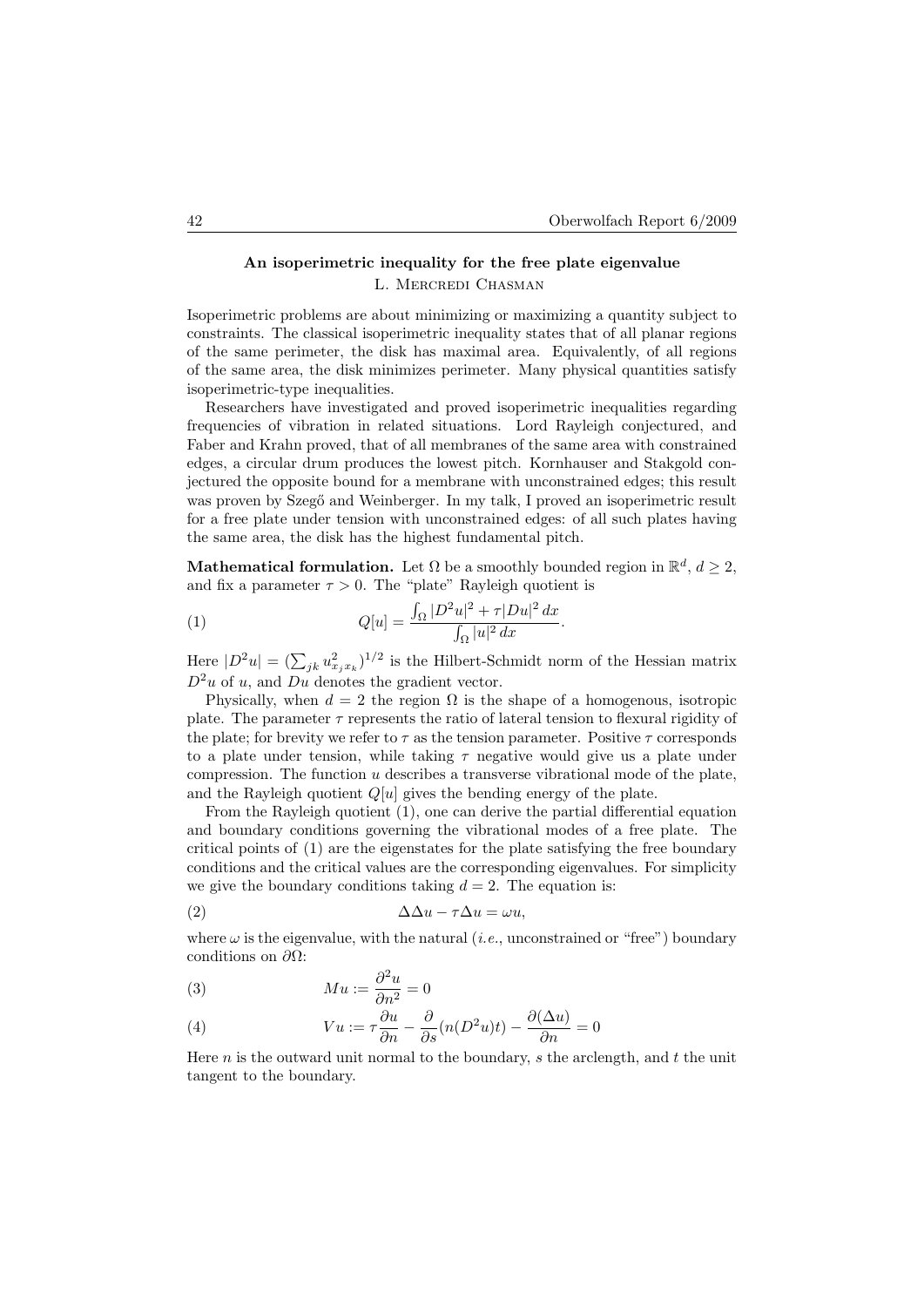## An isoperimetric inequality for the free plate eigenvalue

L. Mercredi Chasman

Isoperimetric problems are about minimizing or maximizing a quantity subject to constraints. The classical isoperimetric inequality states that of all planar regions of the same perimeter, the disk has maximal area. Equivalently, of all regions of the same area, the disk minimizes perimeter. Many physical quantities satisfy isoperimetric-type inequalities.

Researchers have investigated and proved isoperimetric inequalities regarding frequencies of vibration in related situations. Lord Rayleigh conjectured, and Faber and Krahn proved, that of all membranes of the same area with constrained edges, a circular drum produces the lowest pitch. Kornhauser and Stakgold conjectured the opposite bound for a membrane with unconstrained edges; this result was proven by Szegő and Weinberger. In my talk, I proved an isoperimetric result for a free plate under tension with unconstrained edges: of all such plates having the same area, the disk has the highest fundamental pitch.

**Mathematical formulation.** Let $\Omega$ be a smoothly bounded region in $\mathbb{R}^d$, $d \geq 2$, and fix a parameter $\tau > 0$. The "plate" Rayleigh quotient is

$$Q[u] = \frac{\int_\Omega |D^2 u|^2 + \tau |Du|^2 \, dx}{\int_\Omega |u|^2 \, dx}. \tag{1}$$

Here $|D^2 u| = (\sum_{jk} u_{x_j x_k}^2)^{1/2}$ is the Hilbert-Schmidt norm of the Hessian matrix $D^2 u$ of $u$, and $Du$ denotes the gradient vector.

Physically, when $d = 2$ the region $\Omega$ is the shape of a homogenous, isotropic plate. The parameter $\tau$ represents the ratio of lateral tension to flexural rigidity of the plate; for brevity we refer to $\tau$ as the tension parameter. Positive $\tau$ corresponds to a plate under tension, while taking $\tau$ negative would give us a plate under compression. The function $u$ describes a transverse vibrational mode of the plate, and the Rayleigh quotient $Q[u]$ gives the bending energy of the plate.

From the Rayleigh quotient (1), one can derive the partial differential equation and boundary conditions governing the vibrational modes of a free plate. The critical points of (1) are the eigenstates for the plate satisfying the free boundary conditions and the critical values are the corresponding eigenvalues. For simplicity we give the boundary conditions taking $d = 2$. The equation is:

$$\Delta\Delta u - \tau \Delta u = \omega u, \tag{2}$$

where $\omega$ is the eigenvalue, with the natural (*i.e.*, unconstrained or "free") boundary conditions on $\partial\Omega$:

$$Mu := \frac{\partial^2 u}{\partial n^2} = 0 \tag{3}$$

$$Vu := \tau \frac{\partial u}{\partial n} - \frac{\partial}{\partial s}(n(D^2 u)t) - \frac{\partial(\Delta u)}{\partial n} = 0 \tag{4}$$

Here $n$ is the outward unit normal to the boundary, $s$ the arclength, and $t$ the unit tangent to the boundary.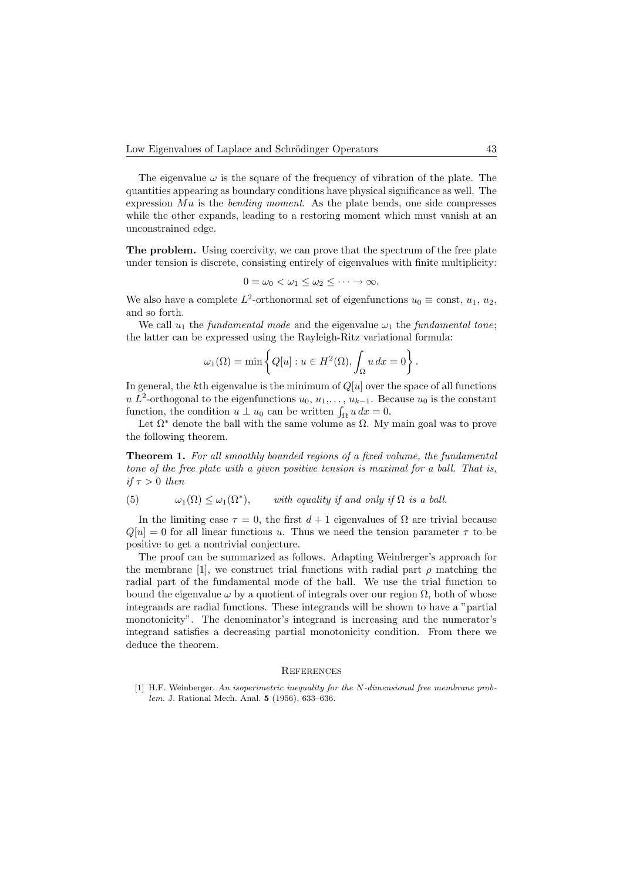The eigenvalue $\omega$ is the square of the frequency of vibration of the plate. The quantities appearing as boundary conditions have physical significance as well. The expression $Mu$ is the *bending moment*. As the plate bends, one side compresses while the other expands, leading to a restoring moment which must vanish at an unconstrained edge.

**The problem.** Using coercivity, we can prove that the spectrum of the free plate under tension is discrete, consisting entirely of eigenvalues with finite multiplicity:

$$0 = \omega_0 < \omega_1 \leq \omega_2 \leq \cdots \to \infty.$$

We also have a complete $L^2$-orthonormal set of eigenfunctions $u_0 \equiv \text{const}$, $u_1$, $u_2$, and so forth.

We call $u_1$ the *fundamental mode* and the eigenvalue $\omega_1$ the *fundamental tone*; the latter can be expressed using the Rayleigh-Ritz variational formula:

$$\omega_1(\Omega) = \min \left\{ Q[u] : u \in H^2(\Omega), \int_\Omega u \, dx = 0 \right\}.$$

In general, the $k$th eigenvalue is the minimum of $Q[u]$ over the space of all functions $u$ $L^2$-orthogonal to the eigenfunctions $u_0$, $u_1, \ldots, u_{k-1}$. Because $u_0$ is the constant function, the condition $u \perp u_0$ can be written $\int_\Omega u \, dx = 0$.

Let $\Omega^*$ denote the ball with the same volume as $\Omega$. My main goal was to prove the following theorem.

**Theorem 1.** *For all smoothly bounded regions of a fixed volume, the fundamental tone of the free plate with a given positive tension is maximal for a ball. That is, if $\tau > 0$ then*

$$\omega_1(\Omega) \leq \omega_1(\Omega^*), \qquad \textit{with equality if and only if } \Omega \textit{ is a ball.} \tag{5}$$

In the limiting case $\tau = 0$, the first $d + 1$ eigenvalues of $\Omega$ are trivial because $Q[u] = 0$ for all linear functions $u$. Thus we need the tension parameter $\tau$ to be positive to get a nontrivial conjecture.

The proof can be summarized as follows. Adapting Weinberger's approach for the membrane [1], we construct trial functions with radial part $\rho$ matching the radial part of the fundamental mode of the ball. We use the trial function to bound the eigenvalue $\omega$ by a quotient of integrals over our region $\Omega$, both of whose integrands are radial functions. These integrands will be shown to have a "partial monotonicity". The denominator's integrand is increasing and the numerator's integrand satisfies a decreasing partial monotonicity condition. From there we deduce the theorem.

## References

[1] H.F. Weinberger. *An isoperimetric inequality for the N-dimensional free membrane problem.* J. Rational Mech. Anal. **5** (1956), 633–636.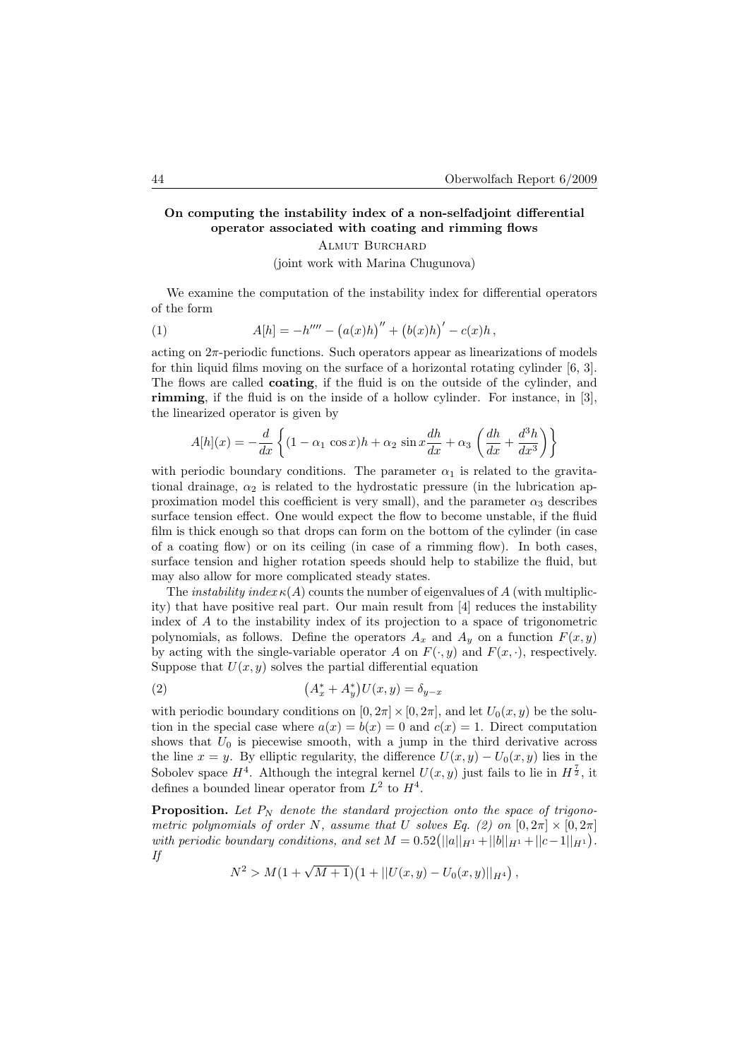### On computing the instability index of a non-selfadjoint differential operator associated with coating and rimming flows

Almut Burchard

(joint work with Marina Chugunova)

We examine the computation of the instability index for differential operators of the form

$$A[h] = -h'''' - \big(a(x)h\big)'' + \big(b(x)h\big)' - c(x)h\,, \tag{1}$$

acting on $2\pi$-periodic functions. Such operators appear as linearizations of models for thin liquid films moving on the surface of a horizontal rotating cylinder [6, 3]. The flows are called **coating**, if the fluid is on the outside of the cylinder, and **rimming**, if the fluid is on the inside of a hollow cylinder. For instance, in [3], the linearized operator is given by

$$A[h](x) = -\frac{d}{dx}\left\{(1 - \alpha_1\,\cos x)h + \alpha_2\,\sin x\frac{dh}{dx} + \alpha_3\left(\frac{dh}{dx} + \frac{d^3h}{dx^3}\right)\right\}$$

with periodic boundary conditions. The parameter $\alpha_1$ is related to the gravitational drainage, $\alpha_2$ is related to the hydrostatic pressure (in the lubrication approximation model this coefficient is very small), and the parameter $\alpha_3$ describes surface tension effect. One would expect the flow to become unstable, if the fluid film is thick enough so that drops can form on the bottom of the cylinder (in case of a coating flow) or on its ceiling (in case of a rimming flow). In both cases, surface tension and higher rotation speeds should help to stabilize the fluid, but may also allow for more complicated steady states.

The *instability index* $\kappa(A)$ counts the number of eigenvalues of $A$ (with multiplicity) that have positive real part. Our main result from [4] reduces the instability index of $A$ to the instability index of its projection to a space of trigonometric polynomials, as follows. Define the operators $A_x$ and $A_y$ on a function $F(x,y)$ by acting with the single-variable operator $A$ on $F(\cdot,y)$ and $F(x,\cdot)$, respectively. Suppose that $U(x,y)$ solves the partial differential equation

$$\big(A_x^* + A_y^*\big)U(x,y) = \delta_{y-x} \tag{2}$$

with periodic boundary conditions on $[0,2\pi]\times[0,2\pi]$, and let $U_0(x,y)$ be the solution in the special case where $a(x) = b(x) = 0$ and $c(x) = 1$. Direct computation shows that $U_0$ is piecewise smooth, with a jump in the third derivative across the line $x = y$. By elliptic regularity, the difference $U(x,y) - U_0(x,y)$ lies in the Sobolev space $H^4$. Although the integral kernel $U(x,y)$ just fails to lie in $H^{\frac{7}{2}}$, it defines a bounded linear operator from $L^2$ to $H^4$.

**Proposition.** *Let $P_N$ denote the standard projection onto the space of trigonometric polynomials of order $N$, assume that $U$ solves Eq. (2) on $[0,2\pi]\times[0,2\pi]$ with periodic boundary conditions, and set $M = 0.52\big(\|a\|_{H^1} + \|b\|_{H^1} + \|c-1\|_{H^1}\big)$. If*

$$N^2 > M(1+\sqrt{M+1})\big(1 + \|U(x,y) - U_0(x,y)\|_{H^4}\big)\,,$$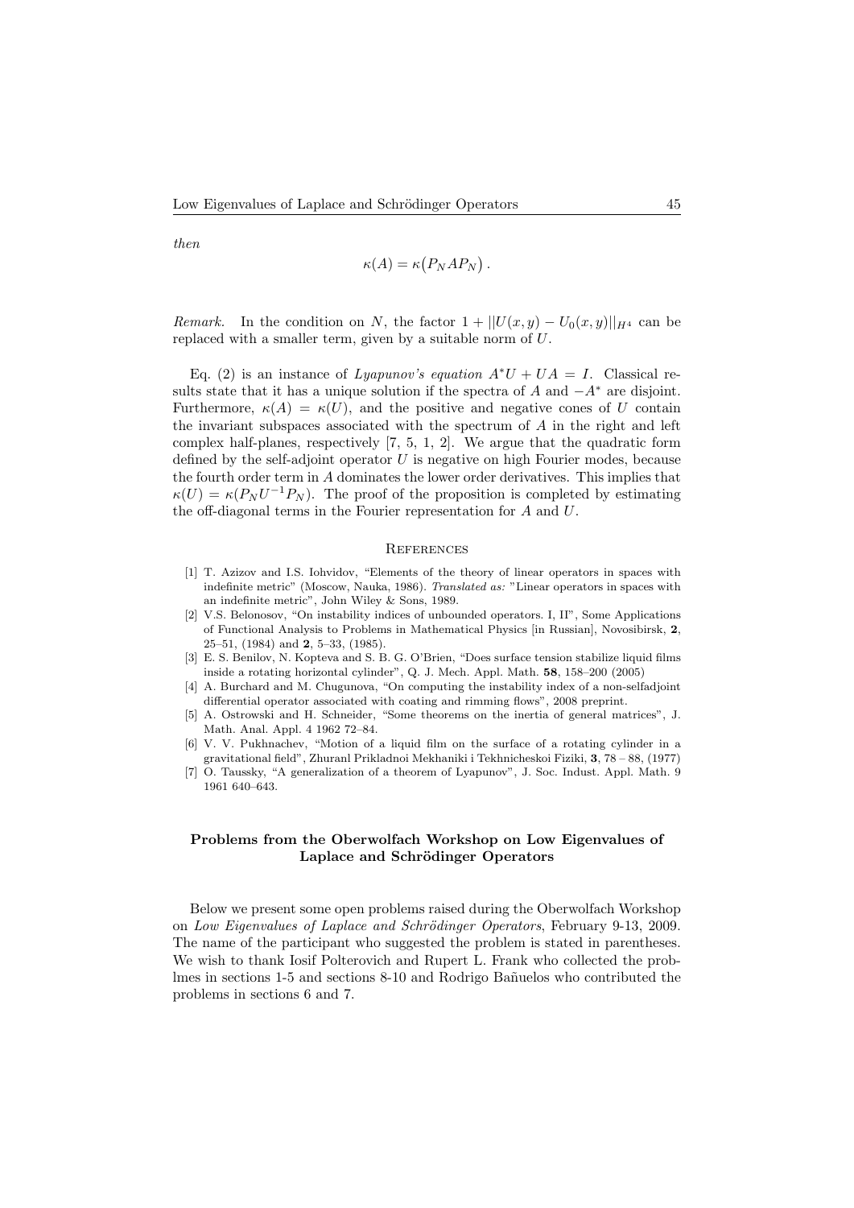*then*

$$\kappa(A) = \kappa\big(P_N A P_N\big)\,.$$

*Remark.* In the condition on $N$, the factor $1 + ||U(x,y) - U_0(x,y)||_{H^4}$ can be replaced with a smaller term, given by a suitable norm of $U$.

Eq. (2) is an instance of *Lyapunov's equation* $A^*U + UA = I$. Classical results state that it has a unique solution if the spectra of $A$ and $-A^*$ are disjoint. Furthermore, $\kappa(A) = \kappa(U)$, and the positive and negative cones of $U$ contain the invariant subspaces associated with the spectrum of $A$ in the right and left complex half-planes, respectively [7, 5, 1, 2]. We argue that the quadratic form defined by the self-adjoint operator $U$ is negative on high Fourier modes, because the fourth order term in $A$ dominates the lower order derivatives. This implies that $\kappa(U) = \kappa(P_N U^{-1} P_N)$. The proof of the proposition is completed by estimating the off-diagonal terms in the Fourier representation for $A$ and $U$.

## References

[1] T. Azizov and I.S. Iohvidov, "Elements of the theory of linear operators in spaces with indefinite metric" (Moscow, Nauka, 1986). *Translated as:* "Linear operators in spaces with an indefinite metric", John Wiley & Sons, 1989.

[2] V.S. Belonosov, "On instability indices of unbounded operators. I, II", Some Applications of Functional Analysis to Problems in Mathematical Physics [in Russian], Novosibirsk, **2**, 25–51, (1984) and **2**, 5–33, (1985).

[3] E. S. Benilov, N. Kopteva and S. B. G. O'Brien, "Does surface tension stabilize liquid films inside a rotating horizontal cylinder", Q. J. Mech. Appl. Math. **58**, 158–200 (2005)

[4] A. Burchard and M. Chugunova, "On computing the instability index of a non-selfadjoint differential operator associated with coating and rimming flows", 2008 preprint.

[5] A. Ostrowski and H. Schneider, "Some theorems on the inertia of general matrices", J. Math. Anal. Appl. 4 1962 72–84.

[6] V. V. Pukhnachev, "Motion of a liquid film on the surface of a rotating cylinder in a gravitational field", Zhuranl Prikladnoi Mekhaniki i Tekhnicheskoi Fiziki, **3**, 78 – 88, (1977)

[7] O. Taussky, "A generalization of a theorem of Lyapunov", J. Soc. Indust. Appl. Math. 9 1961 640–643.

## Problems from the Oberwolfach Workshop on Low Eigenvalues of Laplace and Schrödinger Operators

Below we present some open problems raised during the Oberwolfach Workshop on *Low Eigenvalues of Laplace and Schrödinger Operators*, February 9-13, 2009. The name of the participant who suggested the problem is stated in parentheses. We wish to thank Iosif Polterovich and Rupert L. Frank who collected the problmes in sections 1-5 and sections 8-10 and Rodrigo Bañuelos who contributed the problems in sections 6 and 7.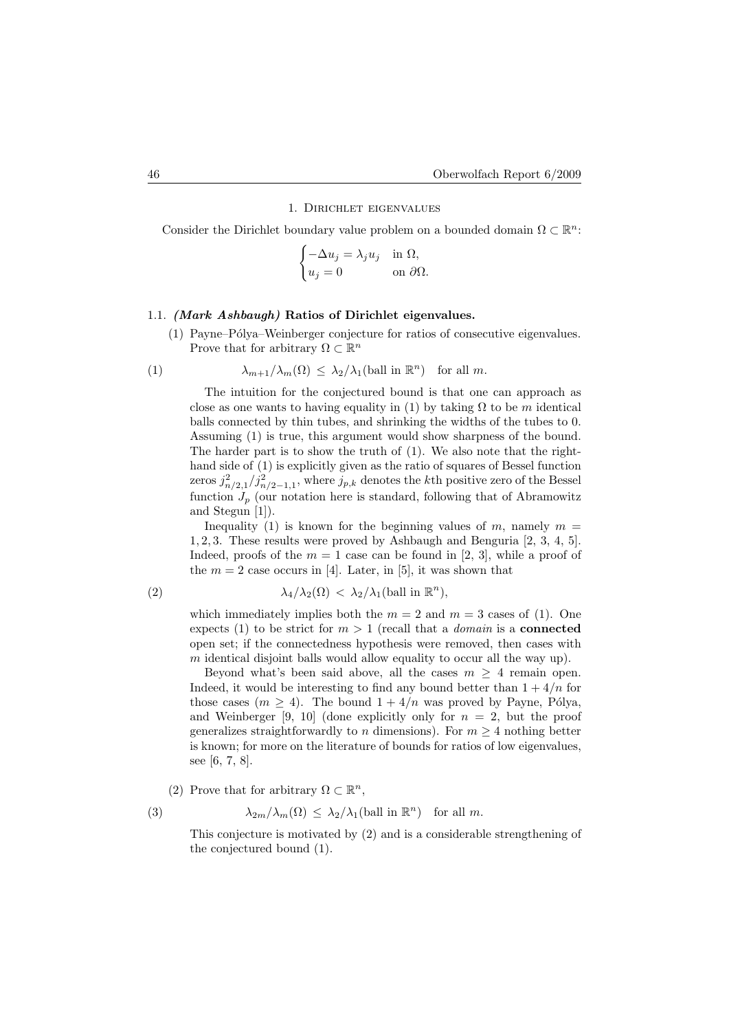## 1. Dirichlet eigenvalues

Consider the Dirichlet boundary value problem on a bounded domain $\Omega \subset \mathbb{R}^n$:

$$\begin{cases} -\Delta u_j = \lambda_j u_j & \text{in } \Omega, \\ u_j = 0 & \text{on } \partial\Omega. \end{cases}$$

### 1.1. *(Mark Ashbaugh)* Ratios of Dirichlet eigenvalues.

(1) Payne–Pólya–Weinberger conjecture for ratios of consecutive eigenvalues. Prove that for arbitrary $\Omega \subset \mathbb{R}^n$

$$\lambda_{m+1}/\lambda_m(\Omega) \leq \lambda_2/\lambda_1(\text{ball in } \mathbb{R}^n) \quad \text{for all } m. \tag{1}$$

The intuition for the conjectured bound is that one can approach as close as one wants to having equality in (1) by taking $\Omega$ to be $m$ identical balls connected by thin tubes, and shrinking the widths of the tubes to 0. Assuming (1) is true, this argument would show sharpness of the bound. The harder part is to show the truth of (1). We also note that the right-hand side of (1) is explicitly given as the ratio of squares of Bessel function zeros $j_{n/2,1}^2/j_{n/2-1,1}^2$, where $j_{p,k}$ denotes the $k$th positive zero of the Bessel function $J_p$ (our notation here is standard, following that of Abramowitz and Stegun [1]).

Inequality (1) is known for the beginning values of $m$, namely $m = 1, 2, 3$. These results were proved by Ashbaugh and Benguria [2, 3, 4, 5]. Indeed, proofs of the $m = 1$ case can be found in [2, 3], while a proof of the $m = 2$ case occurs in [4]. Later, in [5], it was shown that

$$\lambda_4/\lambda_2(\Omega) < \lambda_2/\lambda_1(\text{ball in } \mathbb{R}^n), \tag{2}$$

which immediately implies both the $m = 2$ and $m = 3$ cases of (1). One expects (1) to be strict for $m > 1$ (recall that a *domain* is a **connected** open set; if the connectedness hypothesis were removed, then cases with $m$ identical disjoint balls would allow equality to occur all the way up).

Beyond what's been said above, all the cases $m \geq 4$ remain open. Indeed, it would be interesting to find any bound better than $1 + 4/n$ for those cases ($m \geq 4$). The bound $1 + 4/n$ was proved by Payne, Pólya, and Weinberger [9, 10] (done explicitly only for $n = 2$, but the proof generalizes straightforwardly to $n$ dimensions). For $m \geq 4$ nothing better is known; for more on the literature of bounds for ratios of low eigenvalues, see [6, 7, 8].

(2) Prove that for arbitrary $\Omega \subset \mathbb{R}^n$,

$$\lambda_{2m}/\lambda_m(\Omega) \leq \lambda_2/\lambda_1(\text{ball in } \mathbb{R}^n) \quad \text{for all } m. \tag{3}$$

This conjecture is motivated by (2) and is a considerable strengthening of the conjectured bound (1).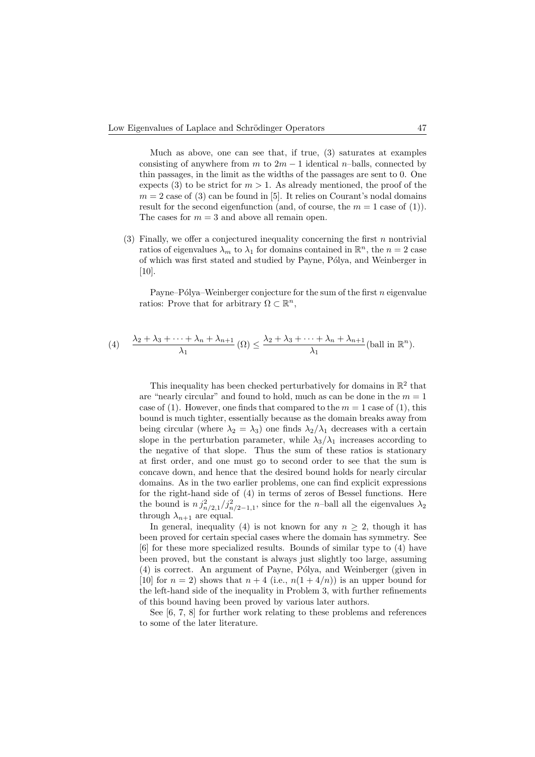Much as above, one can see that, if true, (3) saturates at examples consisting of anywhere from $m$ to $2m-1$ identical $n$–balls, connected by thin passages, in the limit as the widths of the passages are sent to 0. One expects (3) to be strict for $m > 1$. As already mentioned, the proof of the $m = 2$ case of (3) can be found in [5]. It relies on Courant's nodal domains result for the second eigenfunction (and, of course, the $m = 1$ case of (1)). The cases for $m = 3$ and above all remain open.

(3) Finally, we offer a conjectured inequality concerning the first $n$ nontrivial ratios of eigenvalues $\lambda_m$ to $\lambda_1$ for domains contained in $\mathbb{R}^n$, the $n = 2$ case of which was first stated and studied by Payne, Pólya, and Weinberger in [10].

Payne–Pólya–Weinberger conjecture for the sum of the first $n$ eigenvalue ratios: Prove that for arbitrary $\Omega \subset \mathbb{R}^n$,

$$\frac{\lambda_2 + \lambda_3 + \cdots + \lambda_n + \lambda_{n+1}}{\lambda_1}(\Omega) \leq \frac{\lambda_2 + \lambda_3 + \cdots + \lambda_n + \lambda_{n+1}}{\lambda_1}(\text{ball in } \mathbb{R}^n). \tag{4}$$

This inequality has been checked perturbatively for domains in $\mathbb{R}^2$ that are "nearly circular" and found to hold, much as can be done in the $m = 1$ case of (1). However, one finds that compared to the $m = 1$ case of (1), this bound is much tighter, essentially because as the domain breaks away from being circular (where $\lambda_2 = \lambda_3$) one finds $\lambda_2/\lambda_1$ decreases with a certain slope in the perturbation parameter, while $\lambda_3/\lambda_1$ increases according to the negative of that slope. Thus the sum of these ratios is stationary at first order, and one must go to second order to see that the sum is concave down, and hence that the desired bound holds for nearly circular domains. As in the two earlier problems, one can find explicit expressions for the right-hand side of (4) in terms of zeros of Bessel functions. Here the bound is $n\, j_{n/2,1}^2 / j_{n/2-1,1}^2$, since for the $n$–ball all the eigenvalues $\lambda_2$ through $\lambda_{n+1}$ are equal.

In general, inequality (4) is not known for any $n \geq 2$, though it has been proved for certain special cases where the domain has symmetry. See [6] for these more specialized results. Bounds of similar type to (4) have been proved, but the constant is always just slightly too large, assuming (4) is correct. An argument of Payne, Pólya, and Weinberger (given in [10] for $n = 2$) shows that $n + 4$ (i.e., $n(1 + 4/n)$) is an upper bound for the left-hand side of the inequality in Problem 3, with further refinements of this bound having been proved by various later authors.

See [6, 7, 8] for further work relating to these problems and references to some of the later literature.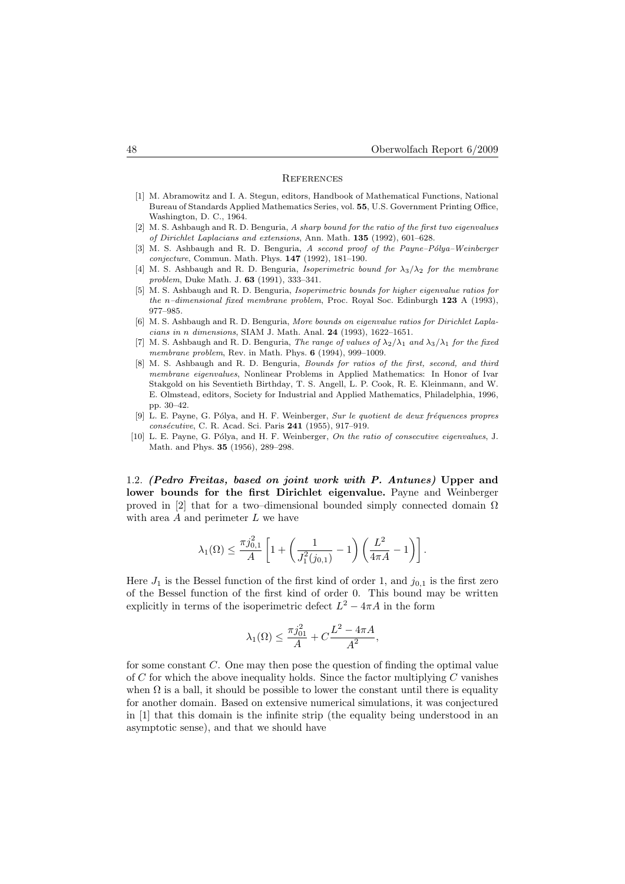### References

[1] M. Abramowitz and I. A. Stegun, editors, Handbook of Mathematical Functions, National Bureau of Standards Applied Mathematics Series, vol. **55**, U.S. Government Printing Office, Washington, D. C., 1964.

[2] M. S. Ashbaugh and R. D. Benguria, *A sharp bound for the ratio of the first two eigenvalues of Dirichlet Laplacians and extensions*, Ann. Math. **135** (1992), 601–628.

[3] M. S. Ashbaugh and R. D. Benguria, *A second proof of the Payne–Pólya–Weinberger conjecture*, Commun. Math. Phys. **147** (1992), 181–190.

[4] M. S. Ashbaugh and R. D. Benguria, *Isoperimetric bound for $\lambda_3/\lambda_2$ for the membrane problem*, Duke Math. J. **63** (1991), 333–341.

[5] M. S. Ashbaugh and R. D. Benguria, *Isoperimetric bounds for higher eigenvalue ratios for the n–dimensional fixed membrane problem*, Proc. Royal Soc. Edinburgh **123** A (1993), 977–985.

[6] M. S. Ashbaugh and R. D. Benguria, *More bounds on eigenvalue ratios for Dirichlet Laplacians in n dimensions*, SIAM J. Math. Anal. **24** (1993), 1622–1651.

[7] M. S. Ashbaugh and R. D. Benguria, *The range of values of $\lambda_2/\lambda_1$ and $\lambda_3/\lambda_1$ for the fixed membrane problem*, Rev. in Math. Phys. **6** (1994), 999–1009.

[8] M. S. Ashbaugh and R. D. Benguria, *Bounds for ratios of the first, second, and third membrane eigenvalues*, Nonlinear Problems in Applied Mathematics: In Honor of Ivar Stakgold on his Seventieth Birthday, T. S. Angell, L. P. Cook, R. E. Kleinmann, and W. E. Olmstead, editors, Society for Industrial and Applied Mathematics, Philadelphia, 1996, pp. 30–42.

[9] L. E. Payne, G. Pólya, and H. F. Weinberger, *Sur le quotient de deux fréquences propres consécutive*, C. R. Acad. Sci. Paris **241** (1955), 917–919.

[10] L. E. Payne, G. Pólya, and H. F. Weinberger, *On the ratio of consecutive eigenvalues*, J. Math. and Phys. **35** (1956), 289–298.

1.2. ***(Pedro Freitas, based on joint work with P. Antunes)*** **Upper and lower bounds for the first Dirichlet eigenvalue.** Payne and Weinberger proved in [2] that for a two–dimensional bounded simply connected domain $\Omega$ with area $A$ and perimeter $L$ we have

$$\lambda_1(\Omega) \leq \frac{\pi j_{0,1}^2}{A}\left[1 + \left(\frac{1}{J_1^2(j_{0,1})} - 1\right)\left(\frac{L^2}{4\pi A} - 1\right)\right].$$

Here $J_1$ is the Bessel function of the first kind of order 1, and $j_{0,1}$ is the first zero of the Bessel function of the first kind of order 0. This bound may be written explicitly in terms of the isoperimetric defect $L^2 - 4\pi A$ in the form

$$\lambda_1(\Omega) \leq \frac{\pi j_{01}^2}{A} + C\frac{L^2 - 4\pi A}{A^2},$$

for some constant $C$. One may then pose the question of finding the optimal value of $C$ for which the above inequality holds. Since the factor multiplying $C$ vanishes when $\Omega$ is a ball, it should be possible to lower the constant until there is equality for another domain. Based on extensive numerical simulations, it was conjectured in [1] that this domain is the infinite strip (the equality being understood in an asymptotic sense), and that we should have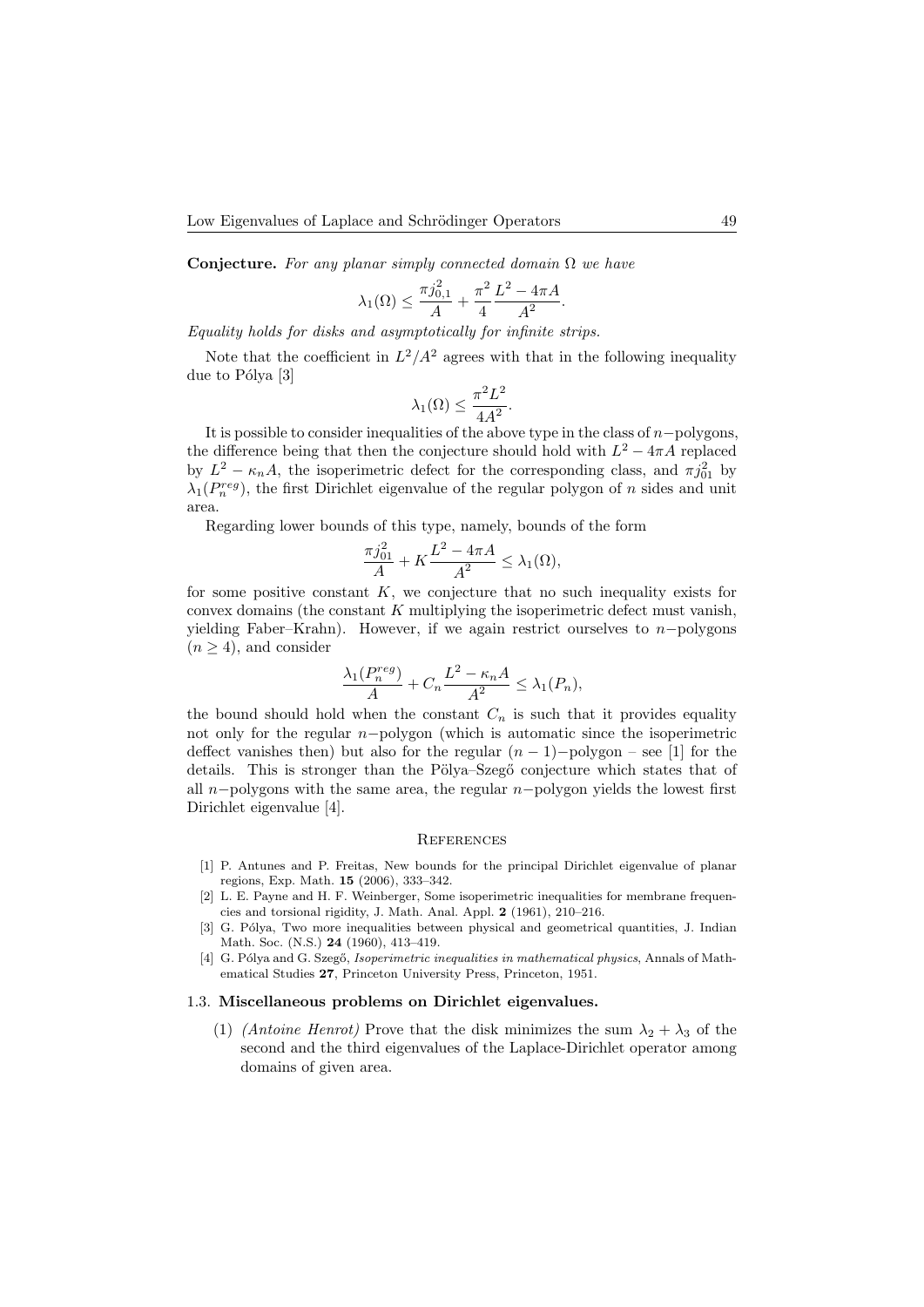**Conjecture.** *For any planar simply connected domain* $\Omega$ *we have*

$$\lambda_1(\Omega) \leq \frac{\pi j_{0,1}^2}{A} + \frac{\pi^2}{4}\frac{L^2 - 4\pi A}{A^2}.$$

*Equality holds for disks and asymptotically for infinite strips.*

Note that the coefficient in $L^2/A^2$ agrees with that in the following inequality due to Pólya [3]

$$\lambda_1(\Omega) \leq \frac{\pi^2 L^2}{4A^2}.$$

It is possible to consider inequalities of the above type in the class of $n-$polygons, the difference being that then the conjecture should hold with $L^2 - 4\pi A$ replaced by $L^2 - \kappa_n A$, the isoperimetric defect for the corresponding class, and $\pi j_{01}^2$ by $\lambda_1(P_n^{reg})$, the first Dirichlet eigenvalue of the regular polygon of $n$ sides and unit area.

Regarding lower bounds of this type, namely, bounds of the form

$$\frac{\pi j_{01}^2}{A} + K\frac{L^2 - 4\pi A}{A^2} \leq \lambda_1(\Omega),$$

for some positive constant $K$, we conjecture that no such inequality exists for convex domains (the constant $K$ multiplying the isoperimetric defect must vanish, yielding Faber–Krahn). However, if we again restrict ourselves to $n-$polygons ($n \geq 4$), and consider

$$\frac{\lambda_1(P_n^{reg})}{A} + C_n\frac{L^2 - \kappa_n A}{A^2} \leq \lambda_1(P_n),$$

the bound should hold when the constant $C_n$ is such that it provides equality not only for the regular $n-$polygon (which is automatic since the isoperimetric deffect vanishes then) but also for the regular $(n-1)-$polygon – see [1] for the details. This is stronger than the Pölya–Szegő conjecture which states that of all $n-$polygons with the same area, the regular $n-$polygon yields the lowest first Dirichlet eigenvalue [4].

## References

[1] P. Antunes and P. Freitas, New bounds for the principal Dirichlet eigenvalue of planar regions, Exp. Math. **15** (2006), 333–342.

[2] L. E. Payne and H. F. Weinberger, Some isoperimetric inequalities for membrane frequencies and torsional rigidity, J. Math. Anal. Appl. **2** (1961), 210–216.

[3] G. Pólya, Two more inequalities between physical and geometrical quantities, J. Indian Math. Soc. (N.S.) **24** (1960), 413–419.

[4] G. Pólya and G. Szegő, *Isoperimetric inequalities in mathematical physics*, Annals of Mathematical Studies **27**, Princeton University Press, Princeton, 1951.

### 1.3. Miscellaneous problems on Dirichlet eigenvalues.

(1) *(Antoine Henrot)* Prove that the disk minimizes the sum $\lambda_2 + \lambda_3$ of the second and the third eigenvalues of the Laplace-Dirichlet operator among domains of given area.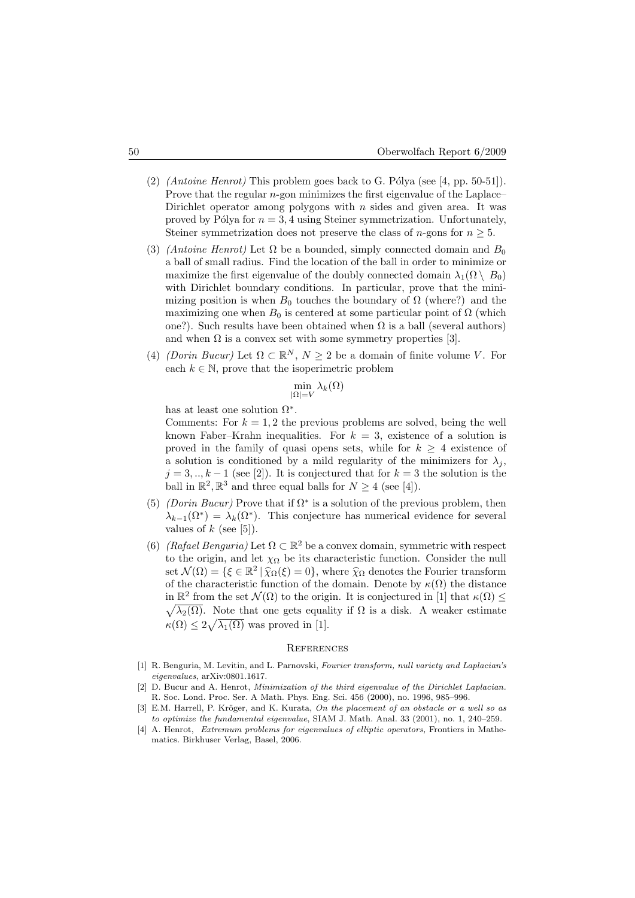(2) *(Antoine Henrot)* This problem goes back to G. Pólya (see [4, pp. 50-51]). Prove that the regular $n$-gon minimizes the first eigenvalue of the Laplace–Dirichlet operator among polygons with $n$ sides and given area. It was proved by Pólya for $n = 3, 4$ using Steiner symmetrization. Unfortunately, Steiner symmetrization does not preserve the class of $n$-gons for $n \geq 5$.

(3) *(Antoine Henrot)* Let $\Omega$ be a bounded, simply connected domain and $B_0$ a ball of small radius. Find the location of the ball in order to minimize or maximize the first eigenvalue of the doubly connected domain $\lambda_1(\Omega \setminus B_0)$ with Dirichlet boundary conditions. In particular, prove that the minimizing position is when $B_0$ touches the boundary of $\Omega$ (where?) and the maximizing one when $B_0$ is centered at some particular point of $\Omega$ (which one?). Such results have been obtained when $\Omega$ is a ball (several authors) and when $\Omega$ is a convex set with some symmetry properties [3].

(4) *(Dorin Bucur)* Let $\Omega \subset \mathbb{R}^N$, $N \geq 2$ be a domain of finite volume $V$. For each $k \in \mathbb{N}$, prove that the isoperimetric problem

$$\min_{|\Omega|=V} \lambda_k(\Omega)$$

has at least one solution $\Omega^*$.

Comments: For $k = 1, 2$ the previous problems are solved, being the well known Faber–Krahn inequalities. For $k = 3$, existence of a solution is proved in the family of quasi opens sets, while for $k \geq 4$ existence of a solution is conditioned by a mild regularity of the minimizers for $\lambda_j$, $j = 3, .., k-1$ (see [2]). It is conjectured that for $k = 3$ the solution is the ball in $\mathbb{R}^2, \mathbb{R}^3$ and three equal balls for $N \geq 4$ (see [4]).

(5) *(Dorin Bucur)* Prove that if $\Omega^*$ is a solution of the previous problem, then $\lambda_{k-1}(\Omega^*) = \lambda_k(\Omega^*)$. This conjecture has numerical evidence for several values of $k$ (see [5]).

(6) *(Rafael Benguria)* Let $\Omega \subset \mathbb{R}^2$ be a convex domain, symmetric with respect to the origin, and let $\chi_\Omega$ be its characteristic function. Consider the null set $\mathcal{N}(\Omega) = \{\xi \in \mathbb{R}^2 \,|\, \widehat{\chi}_\Omega(\xi) = 0\}$, where $\widehat{\chi}_\Omega$ denotes the Fourier transform of the characteristic function of the domain. Denote by $\kappa(\Omega)$ the distance in $\mathbb{R}^2$ from the set $\mathcal{N}(\Omega)$ to the origin. It is conjectured in [1] that $\kappa(\Omega) \leq \sqrt{\lambda_2(\Omega)}$. Note that one gets equality if $\Omega$ is a disk. A weaker estimate $\kappa(\Omega) \leq 2\sqrt{\lambda_1(\Omega)}$ was proved in [1].

## References

[1] R. Benguria, M. Levitin, and L. Parnovski, *Fourier transform, null variety and Laplacian's eigenvalues*, arXiv:0801.1617.

[2] D. Bucur and A. Henrot, *Minimization of the third eigenvalue of the Dirichlet Laplacian.* R. Soc. Lond. Proc. Ser. A Math. Phys. Eng. Sci. 456 (2000), no. 1996, 985–996.

[3] E.M. Harrell, P. Kröger, and K. Kurata, *On the placement of an obstacle or a well so as to optimize the fundamental eigenvalue*, SIAM J. Math. Anal. 33 (2001), no. 1, 240–259.

[4] A. Henrot, *Extremum problems for eigenvalues of elliptic operators,* Frontiers in Mathematics. Birkhuser Verlag, Basel, 2006.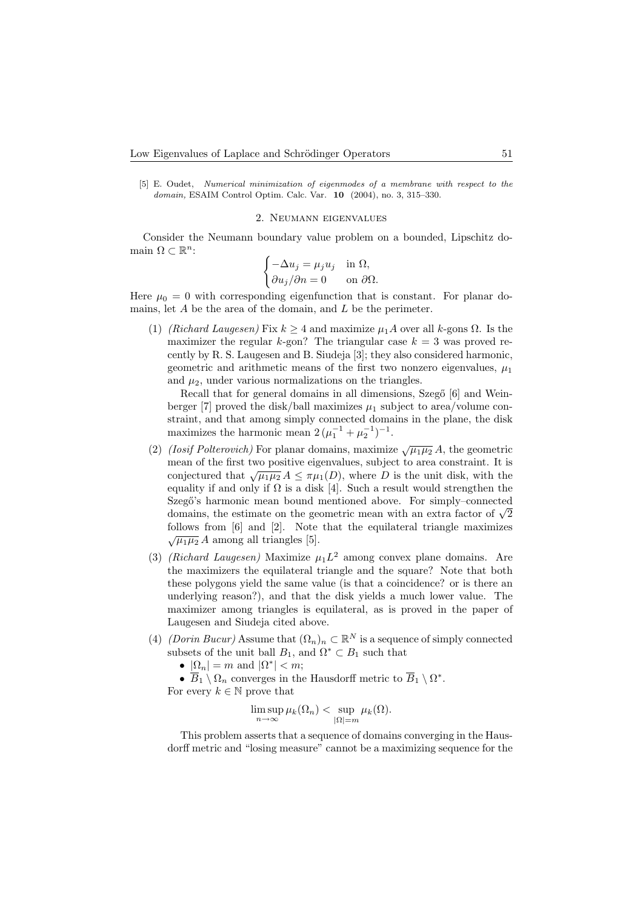[5] E. Oudet, *Numerical minimization of eigenmodes of a membrane with respect to the domain,* ESAIM Control Optim. Calc. Var. **10** (2004), no. 3, 315–330.

## 2. Neumann eigenvalues

Consider the Neumann boundary value problem on a bounded, Lipschitz domain $\Omega \subset \mathbb{R}^n$:

$$\begin{cases} -\Delta u_j = \mu_j u_j & \text{in } \Omega, \\ \partial u_j / \partial n = 0 & \text{on } \partial\Omega. \end{cases}$$

Here $\mu_0 = 0$ with corresponding eigenfunction that is constant. For planar domains, let $A$ be the area of the domain, and $L$ be the perimeter.

(1) *(Richard Laugesen)* Fix $k \geq 4$ and maximize $\mu_1 A$ over all $k$-gons $\Omega$. Is the maximizer the regular $k$-gon? The triangular case $k = 3$ was proved recently by R. S. Laugesen and B. Siudeja [3]; they also considered harmonic, geometric and arithmetic means of the first two nonzero eigenvalues, $\mu_1$ and $\mu_2$, under various normalizations on the triangles.

Recall that for general domains in all dimensions, Szegő [6] and Weinberger [7] proved the disk/ball maximizes $\mu_1$ subject to area/volume constraint, and that among simply connected domains in the plane, the disk maximizes the harmonic mean $2\,(\mu_1^{-1} + \mu_2^{-1})^{-1}$.

(2) *(Iosif Polterovich)* For planar domains, maximize $\sqrt{\mu_1 \mu_2}\, A$, the geometric mean of the first two positive eigenvalues, subject to area constraint. It is conjectured that $\sqrt{\mu_1 \mu_2}\, A \leq \pi \mu_1(D)$, where $D$ is the unit disk, with the equality if and only if $\Omega$ is a disk [4]. Such a result would strengthen the Szegő's harmonic mean bound mentioned above. For simply–connected domains, the estimate on the geometric mean with an extra factor of $\sqrt{2}$ follows from [6] and [2]. Note that the equilateral triangle maximizes $\sqrt{\mu_1 \mu_2}\, A$ among all triangles [5].

(3) *(Richard Laugesen)* Maximize $\mu_1 L^2$ among convex plane domains. Are the maximizers the equilateral triangle and the square? Note that both these polygons yield the same value (is that a coincidence? or is there an underlying reason?), and that the disk yields a much lower value. The maximizer among triangles is equilateral, as is proved in the paper of Laugesen and Siudeja cited above.

(4) *(Dorin Bucur)* Assume that $(\Omega_n)_n \subset \mathbb{R}^N$ is a sequence of simply connected subsets of the unit ball $B_1$, and $\Omega^* \subset B_1$ such that
- $|\Omega_n| = m$ and $|\Omega^*| < m$;
- $\overline{B}_1 \setminus \Omega_n$ converges in the Hausdorff metric to $\overline{B}_1 \setminus \Omega^*$.

For every $k \in \mathbb{N}$ prove that

$$\limsup_{n \to \infty} \mu_k(\Omega_n) < \sup_{|\Omega| = m} \mu_k(\Omega).$$

This problem asserts that a sequence of domains converging in the Hausdorff metric and "losing measure" cannot be a maximizing sequence for the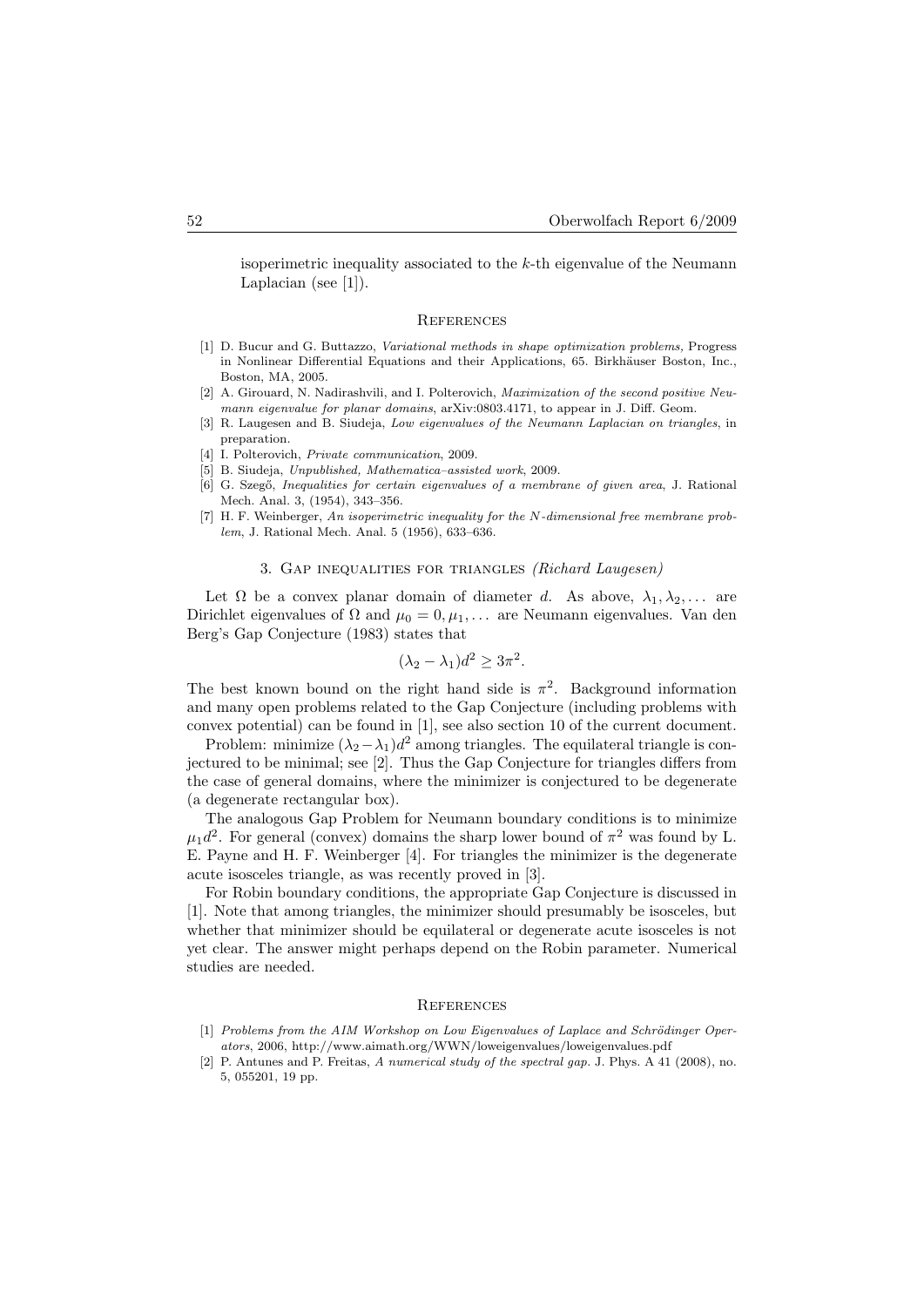isoperimetric inequality associated to the $k$-th eigenvalue of the Neumann Laplacian (see [1]).

## References

[1] D. Bucur and G. Buttazzo, *Variational methods in shape optimization problems,* Progress in Nonlinear Differential Equations and their Applications, 65. Birkhäuser Boston, Inc., Boston, MA, 2005.

[2] A. Girouard, N. Nadirashvili, and I. Polterovich, *Maximization of the second positive Neumann eigenvalue for planar domains*, arXiv:0803.4171, to appear in J. Diff. Geom.

[3] R. Laugesen and B. Siudeja, *Low eigenvalues of the Neumann Laplacian on triangles*, in preparation.

[4] I. Polterovich, *Private communication*, 2009.

[5] B. Siudeja, *Unpublished, Mathematica–assisted work*, 2009.

[6] G. Szegő, *Inequalities for certain eigenvalues of a membrane of given area*, J. Rational Mech. Anal. 3, (1954), 343–356.

[7] H. F. Weinberger, *An isoperimetric inequality for the N-dimensional free membrane problem*, J. Rational Mech. Anal. 5 (1956), 633–636.

## 3. Gap inequalities for triangles *(Richard Laugesen)*

Let $\Omega$ be a convex planar domain of diameter $d$. As above, $\lambda_1, \lambda_2, \dots$ are Dirichlet eigenvalues of $\Omega$ and $\mu_0 = 0, \mu_1, \dots$ are Neumann eigenvalues. Van den Berg's Gap Conjecture (1983) states that

$$(\lambda_2 - \lambda_1)d^2 \geq 3\pi^2.$$

The best known bound on the right hand side is $\pi^2$. Background information and many open problems related to the Gap Conjecture (including problems with convex potential) can be found in [1], see also section 10 of the current document.

Problem: minimize $(\lambda_2 - \lambda_1)d^2$ among triangles. The equilateral triangle is conjectured to be minimal; see [2]. Thus the Gap Conjecture for triangles differs from the case of general domains, where the minimizer is conjectured to be degenerate (a degenerate rectangular box).

The analogous Gap Problem for Neumann boundary conditions is to minimize $\mu_1 d^2$. For general (convex) domains the sharp lower bound of $\pi^2$ was found by L. E. Payne and H. F. Weinberger [4]. For triangles the minimizer is the degenerate acute isosceles triangle, as was recently proved in [3].

For Robin boundary conditions, the appropriate Gap Conjecture is discussed in [1]. Note that among triangles, the minimizer should presumably be isosceles, but whether that minimizer should be equilateral or degenerate acute isosceles is not yet clear. The answer might perhaps depend on the Robin parameter. Numerical studies are needed.

## References

[1] *Problems from the AIM Workshop on Low Eigenvalues of Laplace and Schrödinger Operators*, 2006, http://www.aimath.org/WWN/loweigenvalues/loweigenvalues.pdf

[2] P. Antunes and P. Freitas, *A numerical study of the spectral gap.* J. Phys. A 41 (2008), no. 5, 055201, 19 pp.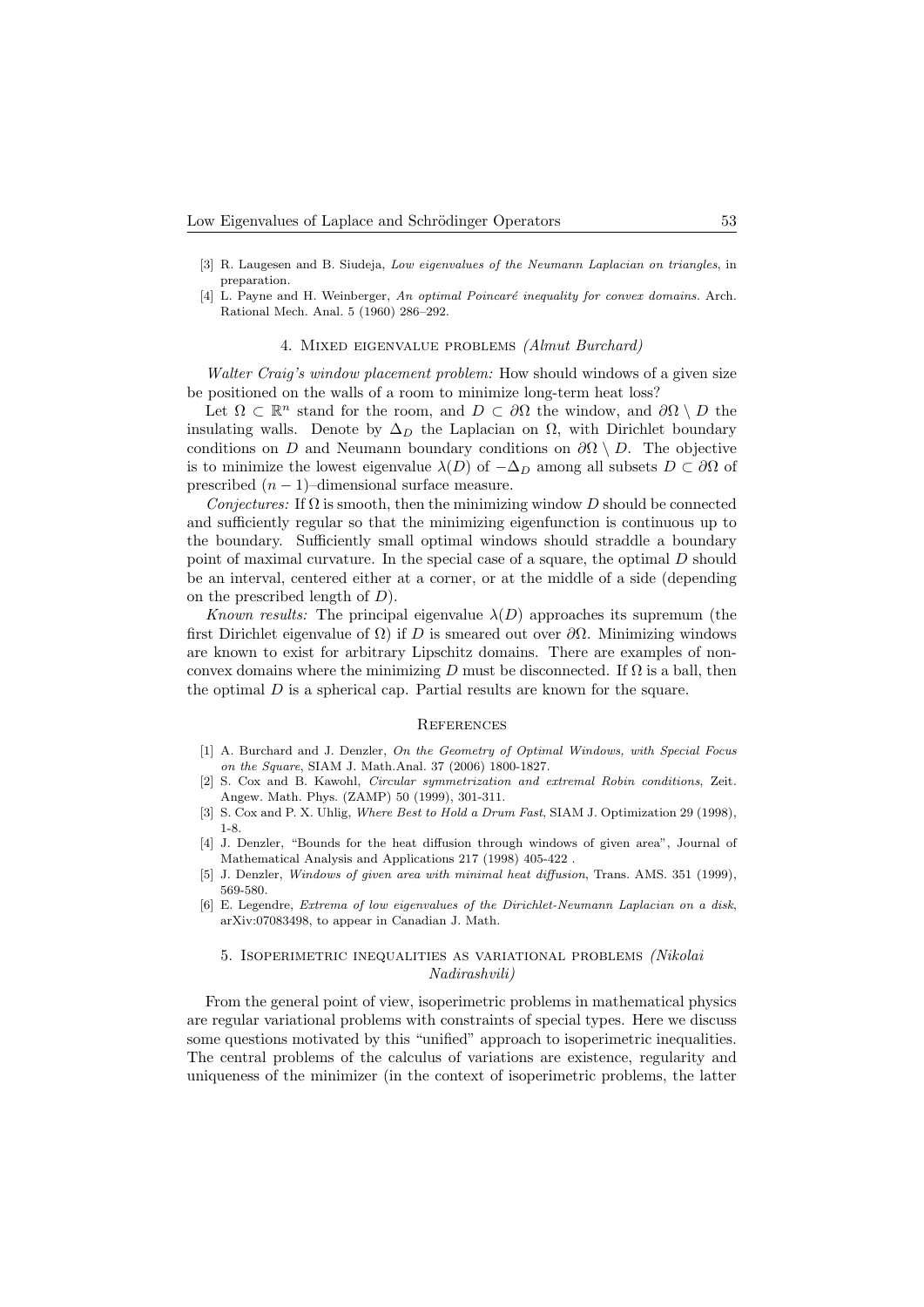[3] R. Laugesen and B. Siudeja, *Low eigenvalues of the Neumann Laplacian on triangles*, in preparation.

[4] L. Payne and H. Weinberger, *An optimal Poincaré inequality for convex domains*. Arch. Rational Mech. Anal. 5 (1960) 286–292.

## 4. Mixed eigenvalue problems *(Almut Burchard)*

*Walter Craig's window placement problem:* How should windows of a given size be positioned on the walls of a room to minimize long-term heat loss?

Let $\Omega \subset \mathbb{R}^n$ stand for the room, and $D \subset \partial\Omega$ the window, and $\partial\Omega \setminus D$ the insulating walls. Denote by $\Delta_D$ the Laplacian on $\Omega$, with Dirichlet boundary conditions on $D$ and Neumann boundary conditions on $\partial\Omega \setminus D$. The objective is to minimize the lowest eigenvalue $\lambda(D)$ of $-\Delta_D$ among all subsets $D \subset \partial\Omega$ of prescribed $(n-1)$–dimensional surface measure.

*Conjectures:* If $\Omega$ is smooth, then the minimizing window $D$ should be connected and sufficiently regular so that the minimizing eigenfunction is continuous up to the boundary. Sufficiently small optimal windows should straddle a boundary point of maximal curvature. In the special case of a square, the optimal $D$ should be an interval, centered either at a corner, or at the middle of a side (depending on the prescribed length of $D$).

*Known results:* The principal eigenvalue $\lambda(D)$ approaches its supremum (the first Dirichlet eigenvalue of $\Omega$) if $D$ is smeared out over $\partial\Omega$. Minimizing windows are known to exist for arbitrary Lipschitz domains. There are examples of non-convex domains where the minimizing $D$ must be disconnected. If $\Omega$ is a ball, then the optimal $D$ is a spherical cap. Partial results are known for the square.

### References

[1] A. Burchard and J. Denzler, *On the Geometry of Optimal Windows, with Special Focus on the Square*, SIAM J. Math.Anal. 37 (2006) 1800-1827.

[2] S. Cox and B. Kawohl, *Circular symmetrization and extremal Robin conditions*, Zeit. Angew. Math. Phys. (ZAMP) 50 (1999), 301-311.

[3] S. Cox and P. X. Uhlig, *Where Best to Hold a Drum Fast*, SIAM J. Optimization 29 (1998), 1-8.

[4] J. Denzler, "Bounds for the heat diffusion through windows of given area", Journal of Mathematical Analysis and Applications 217 (1998) 405-422 .

[5] J. Denzler, *Windows of given area with minimal heat diffusion*, Trans. AMS. 351 (1999), 569-580.

[6] E. Legendre, *Extrema of low eigenvalues of the Dirichlet-Neumann Laplacian on a disk*, arXiv:07083498, to appear in Canadian J. Math.

## 5. Isoperimetric inequalities as variational problems *(Nikolai Nadirashvili)*

From the general point of view, isoperimetric problems in mathematical physics are regular variational problems with constraints of special types. Here we discuss some questions motivated by this "unified" approach to isoperimetric inequalities. The central problems of the calculus of variations are existence, regularity and uniqueness of the minimizer (in the context of isoperimetric problems, the latter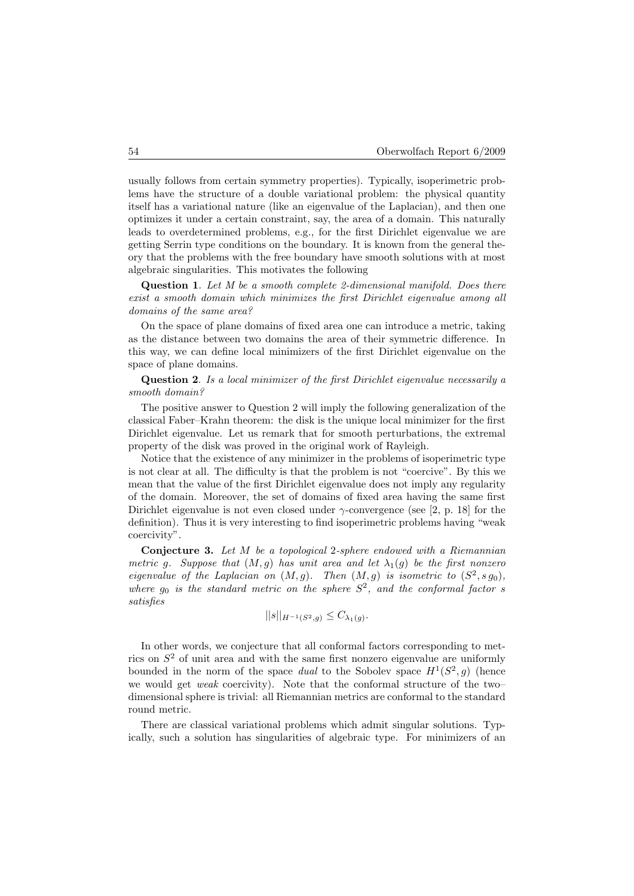usually follows from certain symmetry properties). Typically, isoperimetric problems have the structure of a double variational problem: the physical quantity itself has a variational nature (like an eigenvalue of the Laplacian), and then one optimizes it under a certain constraint, say, the area of a domain. This naturally leads to overdetermined problems, e.g., for the first Dirichlet eigenvalue we are getting Serrin type conditions on the boundary. It is known from the general theory that the problems with the free boundary have smooth solutions with at most algebraic singularities. This motivates the following

**Question 1**. *Let M be a smooth complete 2-dimensional manifold. Does there exist a smooth domain which minimizes the first Dirichlet eigenvalue among all domains of the same area?*

On the space of plane domains of fixed area one can introduce a metric, taking as the distance between two domains the area of their symmetric difference. In this way, we can define local minimizers of the first Dirichlet eigenvalue on the space of plane domains.

**Question 2**. *Is a local minimizer of the first Dirichlet eigenvalue necessarily a smooth domain?*

The positive answer to Question 2 will imply the following generalization of the classical Faber–Krahn theorem: the disk is the unique local minimizer for the first Dirichlet eigenvalue. Let us remark that for smooth perturbations, the extremal property of the disk was proved in the original work of Rayleigh.

Notice that the existence of any minimizer in the problems of isoperimetric type is not clear at all. The difficulty is that the problem is not "coercive". By this we mean that the value of the first Dirichlet eigenvalue does not imply any regularity of the domain. Moreover, the set of domains of fixed area having the same first Dirichlet eigenvalue is not even closed under $\gamma$-convergence (see [2, p. 18] for the definition). Thus it is very interesting to find isoperimetric problems having "weak coercivity".

**Conjecture 3.** *Let $M$ be a topological 2-sphere endowed with a Riemannian metric $g$. Suppose that $(M, g)$ has unit area and let $\lambda_1(g)$ be the first nonzero eigenvalue of the Laplacian on $(M, g)$. Then $(M, g)$ is isometric to $(S^2, s\, g_0)$, where $g_0$ is the standard metric on the sphere $S^2$, and the conformal factor $s$ satisfies*

$$||s||_{H^{-1}(S^2,g)} \leq C_{\lambda_1(g)}.$$

In other words, we conjecture that all conformal factors corresponding to metrics on $S^2$ of unit area and with the same first nonzero eigenvalue are uniformly bounded in the norm of the space *dual* to the Sobolev space $H^1(S^2, g)$ (hence we would get *weak* coercivity). Note that the conformal structure of the two–dimensional sphere is trivial: all Riemannian metrics are conformal to the standard round metric.

There are classical variational problems which admit singular solutions. Typically, such a solution has singularities of algebraic type. For minimizers of an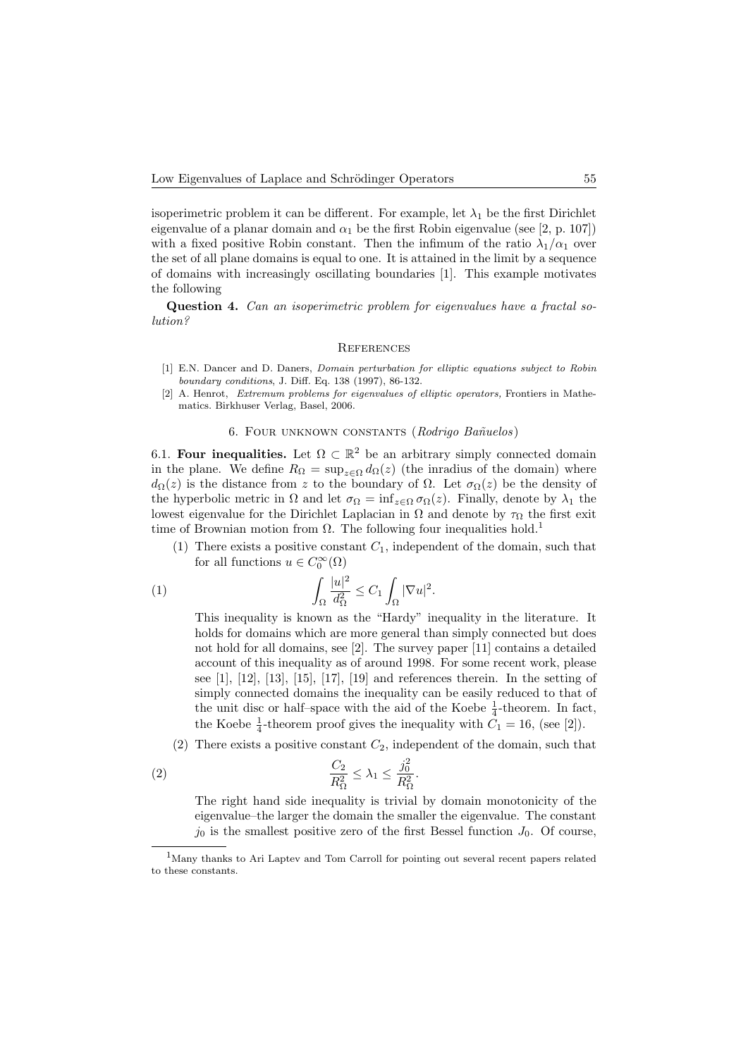isoperimetric problem it can be different. For example, let $\lambda_1$ be the first Dirichlet eigenvalue of a planar domain and $\alpha_1$ be the first Robin eigenvalue (see [2, p. 107]) with a fixed positive Robin constant. Then the infimum of the ratio $\lambda_1/\alpha_1$ over the set of all plane domains is equal to one. It is attained in the limit by a sequence of domains with increasingly oscillating boundaries [1]. This example motivates the following

**Question 4.** *Can an isoperimetric problem for eigenvalues have a fractal solution?*

### References

[1] E.N. Dancer and D. Daners, *Domain perturbation for elliptic equations subject to Robin boundary conditions*, J. Diff. Eq. 138 (1997), 86-132.

[2] A. Henrot, *Extremum problems for eigenvalues of elliptic operators,* Frontiers in Mathematics. Birkhuser Verlag, Basel, 2006.

## 6. Four unknown constants (*Rodrigo Bañuelos*)

6.1. **Four inequalities.** Let $\Omega \subset \mathbb{R}^2$ be an arbitrary simply connected domain in the plane. We define $R_\Omega = \sup_{z\in\Omega} d_\Omega(z)$ (the inradius of the domain) where $d_\Omega(z)$ is the distance from $z$ to the boundary of $\Omega$. Let $\sigma_\Omega(z)$ be the density of the hyperbolic metric in $\Omega$ and let $\sigma_\Omega = \inf_{z\in\Omega} \sigma_\Omega(z)$. Finally, denote by $\lambda_1$ the lowest eigenvalue for the Dirichlet Laplacian in $\Omega$ and denote by $\tau_\Omega$ the first exit time of Brownian motion from $\Omega$. The following four inequalities hold.[1]

(1) There exists a positive constant $C_1$, independent of the domain, such that for all functions $u \in C_0^\infty(\Omega)$

$$\int_\Omega \frac{|u|^2}{d_\Omega^2} \leq C_1 \int_\Omega |\nabla u|^2. \tag{1}$$

This inequality is known as the "Hardy" inequality in the literature. It holds for domains which are more general than simply connected but does not hold for all domains, see [2]. The survey paper [11] contains a detailed account of this inequality as of around 1998. For some recent work, please see [1], [12], [13], [15], [17], [19] and references therein. In the setting of simply connected domains the inequality can be easily reduced to that of the unit disc or half–space with the aid of the Koebe $\frac{1}{4}$-theorem. In fact, the Koebe $\frac{1}{4}$-theorem proof gives the inequality with $C_1 = 16$, (see [2]).

(2) There exists a positive constant $C_2$, independent of the domain, such that

$$\frac{C_2}{R_\Omega^2} \leq \lambda_1 \leq \frac{j_0^2}{R_\Omega^2}. \tag{2}$$

The right hand side inequality is trivial by domain monotonicity of the eigenvalue–the larger the domain the smaller the eigenvalue. The constant $j_0$ is the smallest positive zero of the first Bessel function $J_0$. Of course,

[1] Many thanks to Ari Laptev and Tom Carroll for pointing out several recent papers related to these constants.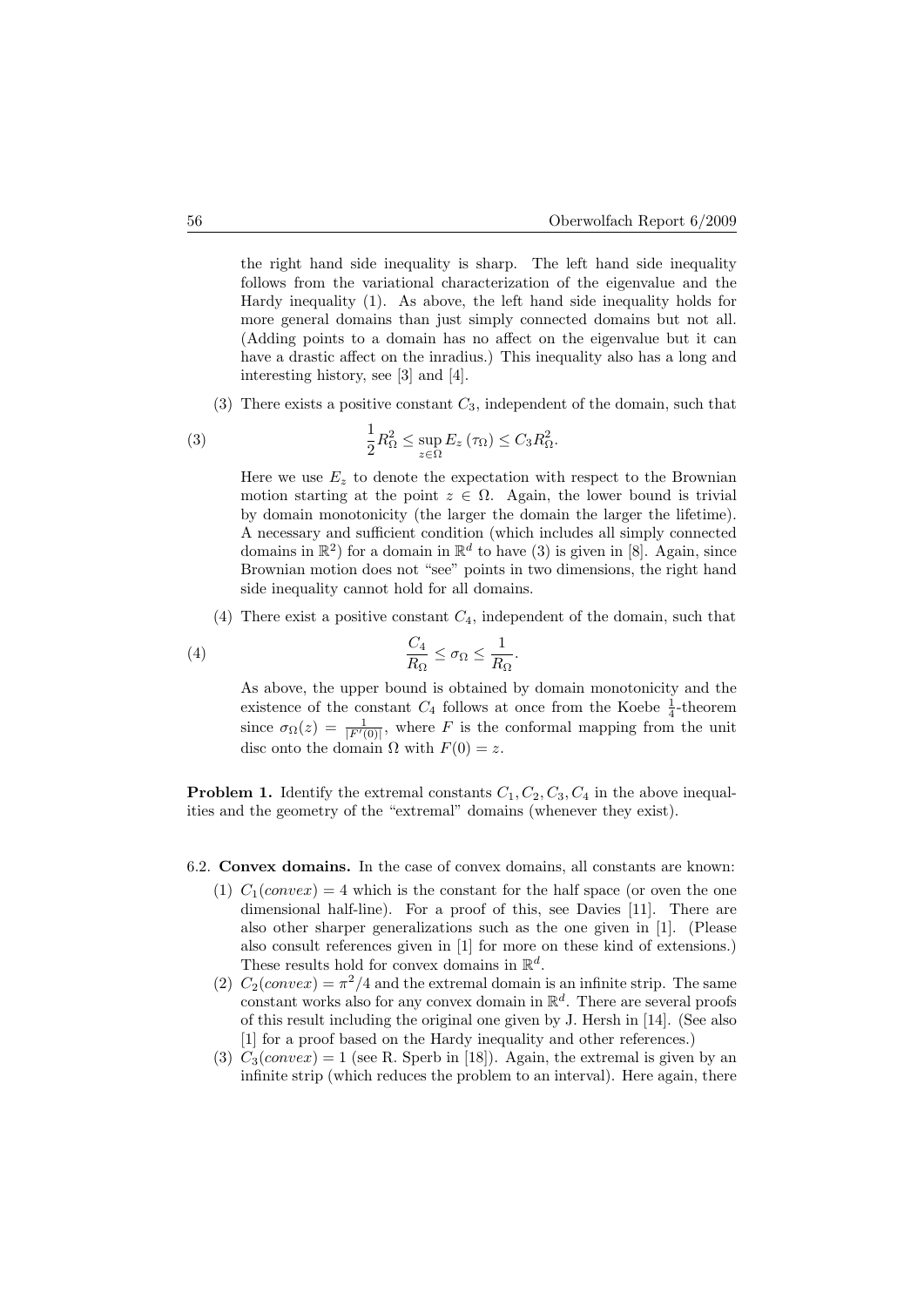the right hand side inequality is sharp. The left hand side inequality follows from the variational characterization of the eigenvalue and the Hardy inequality (1). As above, the left hand side inequality holds for more general domains than just simply connected domains but not all. (Adding points to a domain has no affect on the eigenvalue but it can have a drastic affect on the inradius.) This inequality also has a long and interesting history, see [3] and [4].

(3) There exists a positive constant $C_3$, independent of the domain, such that

$$\frac{1}{2}R_\Omega^2 \leq \sup_{z\in\Omega} E_z\left(\tau_\Omega\right) \leq C_3 R_\Omega^2. \tag{3}$$

Here we use $E_z$ to denote the expectation with respect to the Brownian motion starting at the point $z \in \Omega$. Again, the lower bound is trivial by domain monotonicity (the larger the domain the larger the lifetime). A necessary and sufficient condition (which includes all simply connected domains in $\mathbb{R}^2$) for a domain in $\mathbb{R}^d$ to have (3) is given in [8]. Again, since Brownian motion does not "see" points in two dimensions, the right hand side inequality cannot hold for all domains.

(4) There exist a positive constant $C_4$, independent of the domain, such that

$$\frac{C_4}{R_\Omega} \leq \sigma_\Omega \leq \frac{1}{R_\Omega}. \tag{4}$$

As above, the upper bound is obtained by domain monotonicity and the existence of the constant $C_4$ follows at once from the Koebe $\frac{1}{4}$-theorem since $\sigma_\Omega(z) = \frac{1}{|F'(0)|}$, where $F$ is the conformal mapping from the unit disc onto the domain $\Omega$ with $F(0) = z$.

**Problem 1.** Identify the extremal constants $C_1, C_2, C_3, C_4$ in the above inequalities and the geometry of the "extremal" domains (whenever they exist).

6.2. **Convex domains.** In the case of convex domains, all constants are known:

(1) $C_1(convex) = 4$ which is the constant for the half space (or oven the one dimensional half-line). For a proof of this, see Davies [11]. There are also other sharper generalizations such as the one given in [1]. (Please also consult references given in [1] for more on these kind of extensions.) These results hold for convex domains in $\mathbb{R}^d$.

(2) $C_2(convex) = \pi^2/4$ and the extremal domain is an infinite strip. The same constant works also for any convex domain in $\mathbb{R}^d$. There are several proofs of this result including the original one given by J. Hersh in [14]. (See also [1] for a proof based on the Hardy inequality and other references.)

(3) $C_3(convex) = 1$ (see R. Sperb in [18]). Again, the extremal is given by an infinite strip (which reduces the problem to an interval). Here again, there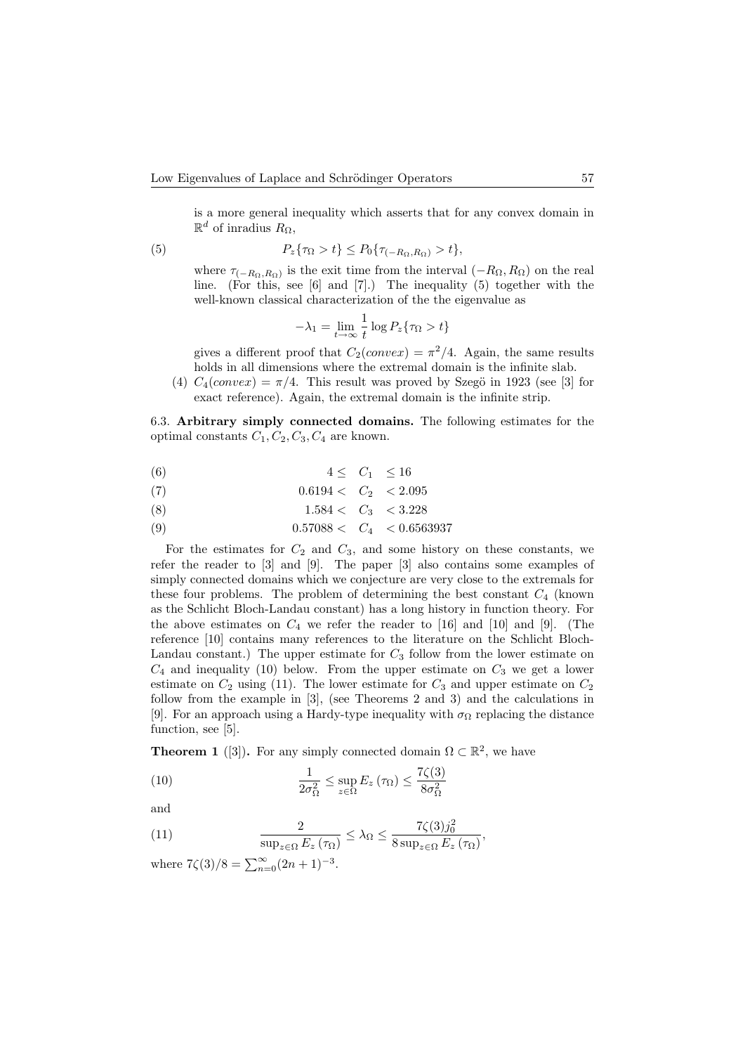is a more general inequality which asserts that for any convex domain in $\mathbb{R}^d$ of inradius $R_\Omega$,

$$P_z\{\tau_\Omega > t\} \leq P_0\{\tau_{(-R_\Omega, R_\Omega)} > t\}, \tag{5}$$

where $\tau_{(-R_\Omega, R_\Omega)}$ is the exit time from the interval $(-R_\Omega, R_\Omega)$ on the real line. (For this, see [6] and [7].) The inequality (5) together with the well-known classical characterization of the the eigenvalue as

$$-\lambda_1 = \lim_{t \to \infty} \frac{1}{t} \log P_z\{\tau_\Omega > t\}$$

gives a different proof that $C_2(convex) = \pi^2/4$. Again, the same results holds in all dimensions where the extremal domain is the infinite slab.

(4) $C_4(convex) = \pi/4$. This result was proved by Szegö in 1923 (see [3] for exact reference). Again, the extremal domain is the infinite strip.

6.3. **Arbitrary simply connected domains.** The following estimates for the optimal constants $C_1, C_2, C_3, C_4$ are known.

$$4 \leq C_1 \leq 16 \tag{6}$$

$$0.6194 < C_2 < 2.095 \tag{7}$$

$$1.584 < C_3 < 3.228 \tag{8}$$

$$0.57088 < C_4 < 0.6563937 \tag{9}$$

For the estimates for $C_2$ and $C_3$, and some history on these constants, we refer the reader to [3] and [9]. The paper [3] also contains some examples of simply connected domains which we conjecture are very close to the extremals for these four problems. The problem of determining the best constant $C_4$ (known as the Schlicht Bloch-Landau constant) has a long history in function theory. For the above estimates on $C_4$ we refer the reader to [16] and [10] and [9]. (The reference [10] contains many references to the literature on the Schlicht Bloch-Landau constant.) The upper estimate for $C_3$ follow from the lower estimate on $C_4$ and inequality (10) below. From the upper estimate on $C_3$ we get a lower estimate on $C_2$ using (11). The lower estimate for $C_3$ and upper estimate on $C_2$ follow from the example in [3], (see Theorems 2 and 3) and the calculations in [9]. For an approach using a Hardy-type inequality with $\sigma_\Omega$ replacing the distance function, see [5].

**Theorem 1** ([3]). For any simply connected domain $\Omega \subset \mathbb{R}^2$, we have

$$\frac{1}{2\sigma_\Omega^2} \leq \sup_{z \in \Omega} E_z(\tau_\Omega) \leq \frac{7\zeta(3)}{8\sigma_\Omega^2} \tag{10}$$

and

$$\frac{2}{\sup_{z \in \Omega} E_z(\tau_\Omega)} \leq \lambda_\Omega \leq \frac{7\zeta(3) j_0^2}{8 \sup_{z \in \Omega} E_z(\tau_\Omega)}, \tag{11}$$

where $7\zeta(3)/8 = \sum_{n=0}^{\infty} (2n+1)^{-3}$.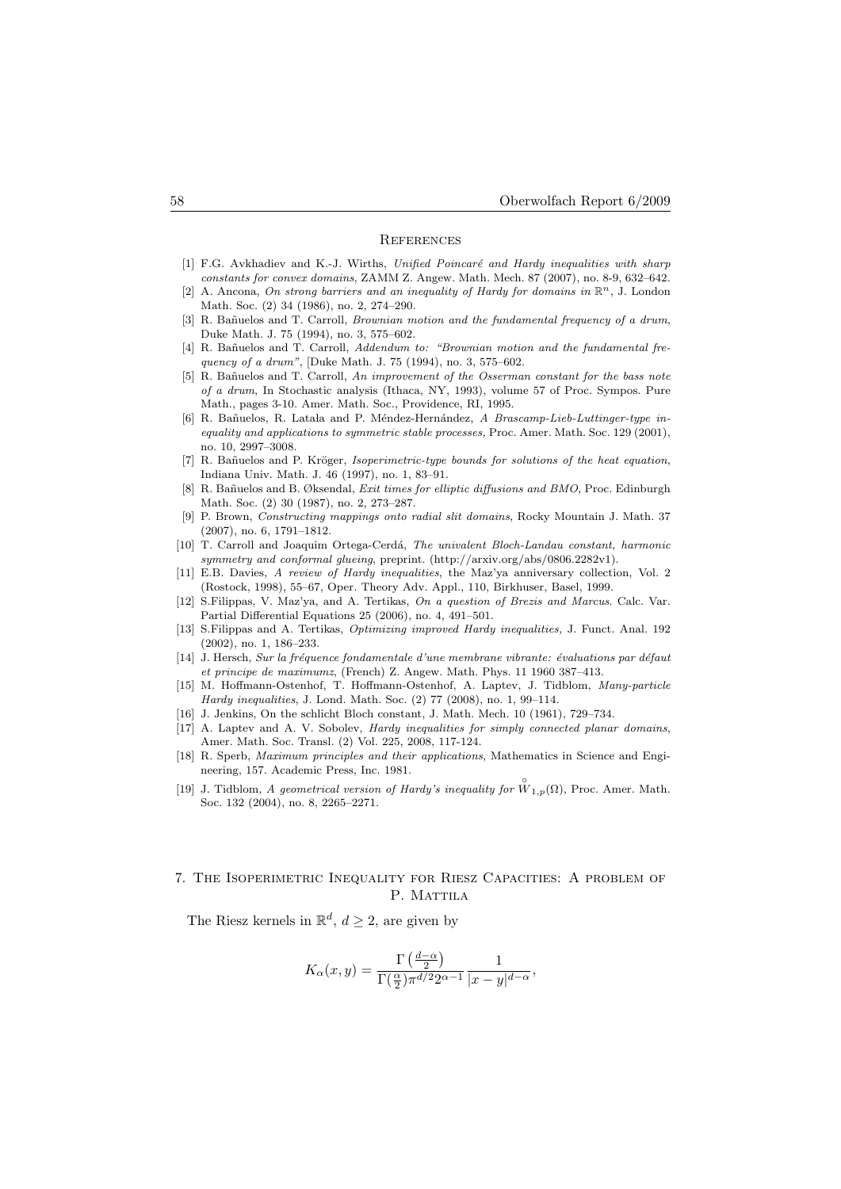## References

[1] F.G. Avkhadiev and K.-J. Wirths, *Unified Poincaré and Hardy inequalities with sharp constants for convex domains*, ZAMM Z. Angew. Math. Mech. 87 (2007), no. 8-9, 632–642.

[2] A. Ancona, *On strong barriers and an inequality of Hardy for domains in* $\mathbb{R}^n$, J. London Math. Soc. (2) 34 (1986), no. 2, 274–290.

[3] R. Bañuelos and T. Carroll, *Brownian motion and the fundamental frequency of a drum*, Duke Math. J. 75 (1994), no. 3, 575–602.

[4] R. Bañuelos and T. Carroll, *Addendum to: "Brownian motion and the fundamental frequency of a drum"*, [Duke Math. J. 75 (1994), no. 3, 575–602.

[5] R. Bañuelos and T. Carroll, *An improvement of the Osserman constant for the bass note of a drum*, In Stochastic analysis (Ithaca, NY, 1993), volume 57 of Proc. Sympos. Pure Math., pages 3-10. Amer. Math. Soc., Providence, RI, 1995.

[6] R. Bañuelos, R. Latala and P. Méndez-Hernández, *A Brascamp-Lieb-Luttinger-type inequality and applications to symmetric stable processes,* Proc. Amer. Math. Soc. 129 (2001), no. 10, 2997–3008.

[7] R. Bañuelos and P. Kröger, *Isoperimetric-type bounds for solutions of the heat equation*, Indiana Univ. Math. J. 46 (1997), no. 1, 83–91.

[8] R. Bañuelos and B. Øksendal, *Exit times for elliptic diffusions and BMO,* Proc. Edinburgh Math. Soc. (2) 30 (1987), no. 2, 273–287.

[9] P. Brown, *Constructing mappings onto radial slit domains*, Rocky Mountain J. Math. 37 (2007), no. 6, 1791–1812.

[10] T. Carroll and Joaquim Ortega-Cerdá, *The univalent Bloch-Landau constant, harmonic symmetry and conformal glueing*, preprint. (http://arxiv.org/abs/0806.2282v1).

[11] E.B. Davies, *A review of Hardy inequalities*, the Maz'ya anniversary collection, Vol. 2 (Rostock, 1998), 55–67, Oper. Theory Adv. Appl., 110, Birkhuser, Basel, 1999.

[12] S.Filippas, V. Maz'ya, and A. Tertikas, *On a question of Brezis and Marcus.* Calc. Var. Partial Differential Equations 25 (2006), no. 4, 491–501.

[13] S.Filippas and A. Tertikas, *Optimizing improved Hardy inequalities,* J. Funct. Anal. 192 (2002), no. 1, 186–233.

[14] J. Hersch, *Sur la fréquence fondamentale d'une membrane vibrante: évaluations par défaut et principe de maximumz*, (French) Z. Angew. Math. Phys. 11 1960 387–413.

[15] M. Hoffmann-Ostenhof, T. Hoffmann-Ostenhof, A. Laptev, J. Tidblom, *Many-particle Hardy inequalities*, J. Lond. Math. Soc. (2) 77 (2008), no. 1, 99–114.

[16] J. Jenkins, On the schlicht Bloch constant, J. Math. Mech. 10 (1961), 729–734.

[17] A. Laptev and A. V. Sobolev, *Hardy inequalities for simply connected planar domains*, Amer. Math. Soc. Transl. (2) Vol. 225, 2008, 117-124.

[18] R. Sperb, *Maximum principles and their applications*, Mathematics in Science and Engineering, 157. Academic Press, Inc. 1981.

[19] J. Tidblom, *A geometrical version of Hardy's inequality for* $\overset{\circ}{W}_{1,p}(\Omega)$, Proc. Amer. Math. Soc. 132 (2004), no. 8, 2265–2271.

## 7. The Isoperimetric Inequality for Riesz Capacities: A problem of P. Mattila

The Riesz kernels in $\mathbb{R}^d$, $d \geq 2$, are given by

$$K_\alpha(x,y) = \frac{\Gamma\left(\frac{d-\alpha}{2}\right)}{\Gamma(\frac{\alpha}{2})\pi^{d/2}2^{\alpha-1}} \frac{1}{|x-y|^{d-\alpha}},$$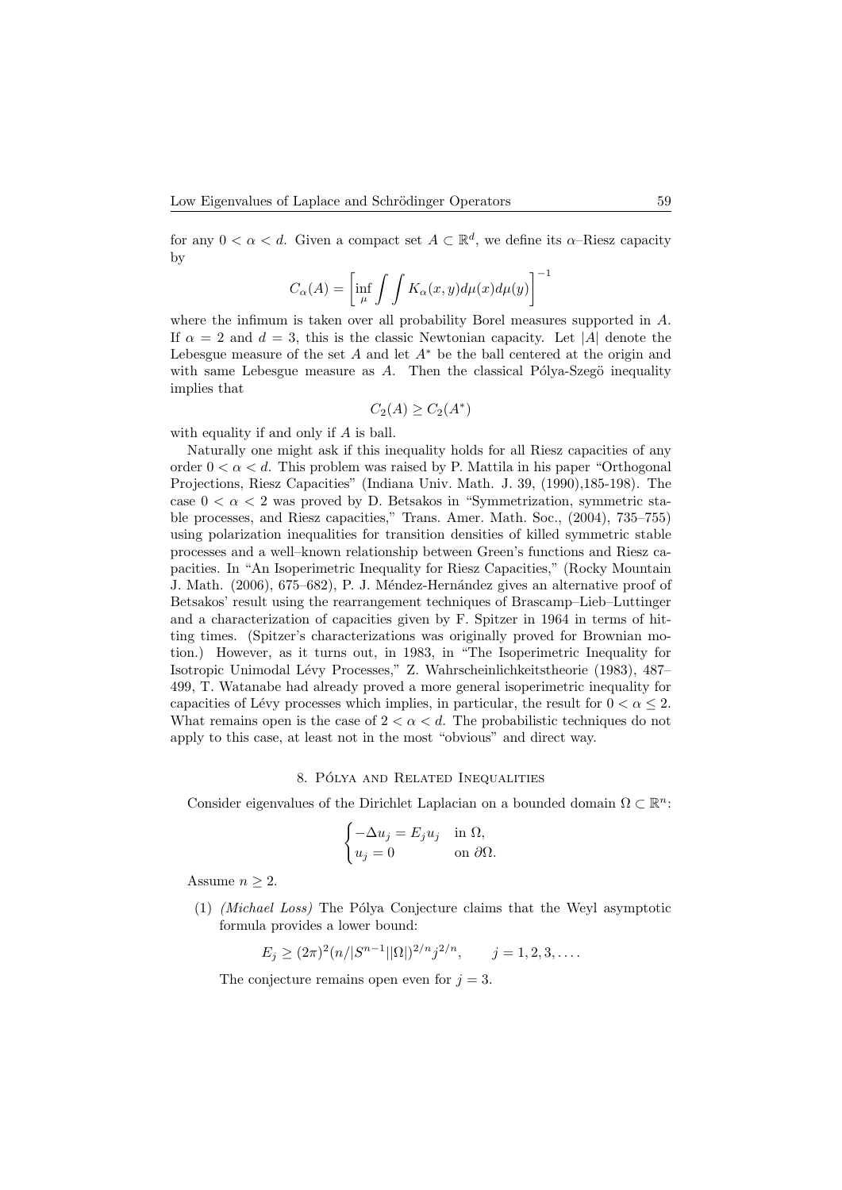for any $0 < \alpha < d$. Given a compact set $A \subset \mathbb{R}^d$, we define its $\alpha$–Riesz capacity by

$$C_\alpha(A) = \left[\inf_\mu \int\int K_\alpha(x,y)d\mu(x)d\mu(y)\right]^{-1}$$

where the infimum is taken over all probability Borel measures supported in $A$. If $\alpha = 2$ and $d = 3$, this is the classic Newtonian capacity. Let $|A|$ denote the Lebesgue measure of the set $A$ and let $A^*$ be the ball centered at the origin and with same Lebesgue measure as $A$. Then the classical Pólya-Szegö inequality implies that

$$C_2(A) \geq C_2(A^*)$$

with equality if and only if $A$ is ball.

Naturally one might ask if this inequality holds for all Riesz capacities of any order $0 < \alpha < d$. This problem was raised by P. Mattila in his paper "Orthogonal Projections, Riesz Capacities" (Indiana Univ. Math. J. 39, (1990),185-198). The case $0 < \alpha < 2$ was proved by D. Betsakos in "Symmetrization, symmetric stable processes, and Riesz capacities," Trans. Amer. Math. Soc., (2004), 735–755) using polarization inequalities for transition densities of killed symmetric stable processes and a well–known relationship between Green's functions and Riesz capacities. In "An Isoperimetric Inequality for Riesz Capacities," (Rocky Mountain J. Math. (2006), 675–682), P. J. Méndez-Hernández gives an alternative proof of Betsakos' result using the rearrangement techniques of Brascamp–Lieb–Luttinger and a characterization of capacities given by F. Spitzer in 1964 in terms of hitting times. (Spitzer's characterizations was originally proved for Brownian motion.) However, as it turns out, in 1983, in "The Isoperimetric Inequality for Isotropic Unimodal Lévy Processes," Z. Wahrscheinlichkeitstheorie (1983), 487–499, T. Watanabe had already proved a more general isoperimetric inequality for capacities of Lévy processes which implies, in particular, the result for $0 < \alpha \leq 2$. What remains open is the case of $2 < \alpha < d$. The probabilistic techniques do not apply to this case, at least not in the most "obvious" and direct way.

## 8. Pólya and Related Inequalities

Consider eigenvalues of the Dirichlet Laplacian on a bounded domain $\Omega \subset \mathbb{R}^n$:

$$\begin{cases} -\Delta u_j = E_j u_j & \text{in } \Omega, \\ u_j = 0 & \text{on } \partial\Omega. \end{cases}$$

Assume $n \geq 2$.

(1) *(Michael Loss)* The Pólya Conjecture claims that the Weyl asymptotic formula provides a lower bound:

$$E_j \geq (2\pi)^2 (n/|S^{n-1}||\Omega|)^{2/n} j^{2/n}, \qquad j = 1, 2, 3, \ldots.$$

The conjecture remains open even for $j = 3$.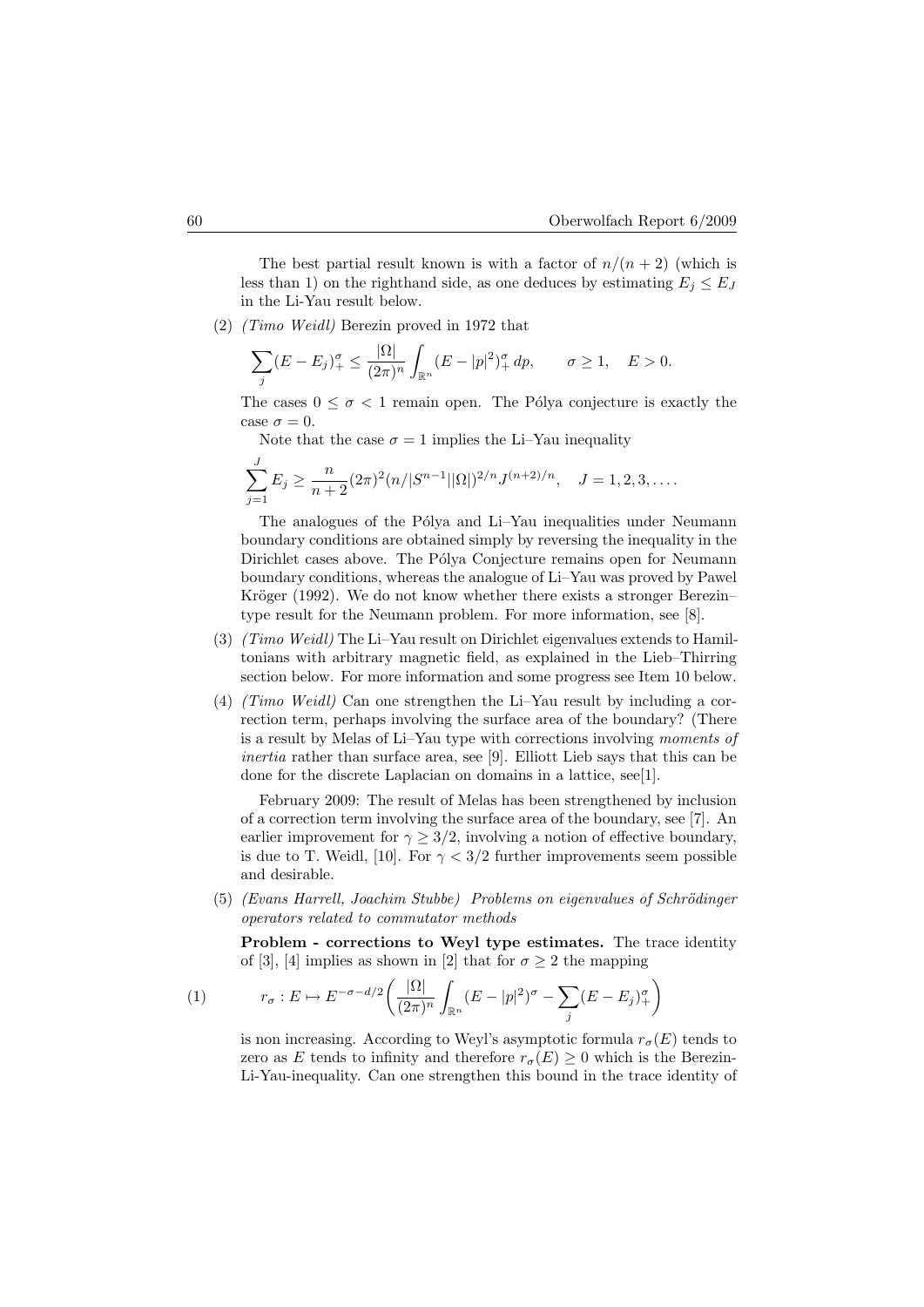The best partial result known is with a factor of $n/(n+2)$ (which is less than 1) on the righthand side, as one deduces by estimating $E_j \le E_J$ in the Li-Yau result below.

(2) *(Timo Weidl)* Berezin proved in 1972 that

$$\sum_j (E - E_j)_+^\sigma \le \frac{|\Omega|}{(2\pi)^n} \int_{\mathbb{R}^n} (E - |p|^2)_+^\sigma \, dp, \qquad \sigma \ge 1, \quad E > 0.$$

The cases $0 \le \sigma < 1$ remain open. The Pólya conjecture is exactly the case $\sigma = 0$.

Note that the case $\sigma = 1$ implies the Li–Yau inequality

$$\sum_{j=1}^J E_j \ge \frac{n}{n+2} (2\pi)^2 (n/|S^{n-1}||\Omega|)^{2/n} J^{(n+2)/n}, \quad J = 1, 2, 3, \ldots.$$

The analogues of the Pólya and Li–Yau inequalities under Neumann boundary conditions are obtained simply by reversing the inequality in the Dirichlet cases above. The Pólya Conjecture remains open for Neumann boundary conditions, whereas the analogue of Li–Yau was proved by Pawel Kröger (1992). We do not know whether there exists a stronger Berezin–type result for the Neumann problem. For more information, see [8].

(3) *(Timo Weidl)* The Li–Yau result on Dirichlet eigenvalues extends to Hamiltonians with arbitrary magnetic field, as explained in the Lieb–Thirring section below. For more information and some progress see Item 10 below.

(4) *(Timo Weidl)* Can one strengthen the Li–Yau result by including a correction term, perhaps involving the surface area of the boundary? (There is a result by Melas of Li–Yau type with corrections involving *moments of inertia* rather than surface area, see [9]. Elliott Lieb says that this can be done for the discrete Laplacian on domains in a lattice, see[1].

February 2009: The result of Melas has been strengthened by inclusion of a correction term involving the surface area of the boundary, see [7]. An earlier improvement for $\gamma \ge 3/2$, involving a notion of effective boundary, is due to T. Weidl, [10]. For $\gamma < 3/2$ further improvements seem possible and desirable.

(5) *(Evans Harrell, Joachim Stubbe) Problems on eigenvalues of Schrödinger operators related to commutator methods*

**Problem - corrections to Weyl type estimates.** The trace identity of [3], [4] implies as shown in [2] that for $\sigma \ge 2$ the mapping

$$r_\sigma : E \mapsto E^{-\sigma - d/2} \left( \frac{|\Omega|}{(2\pi)^n} \int_{\mathbb{R}^n} (E - |p|^2)^\sigma - \sum_j (E - E_j)_+^\sigma \right) \tag{1}$$

is non increasing. According to Weyl's asymptotic formula $r_\sigma(E)$ tends to zero as $E$ tends to infinity and therefore $r_\sigma(E) \ge 0$ which is the Berezin-Li-Yau-inequality. Can one strengthen this bound in the trace identity of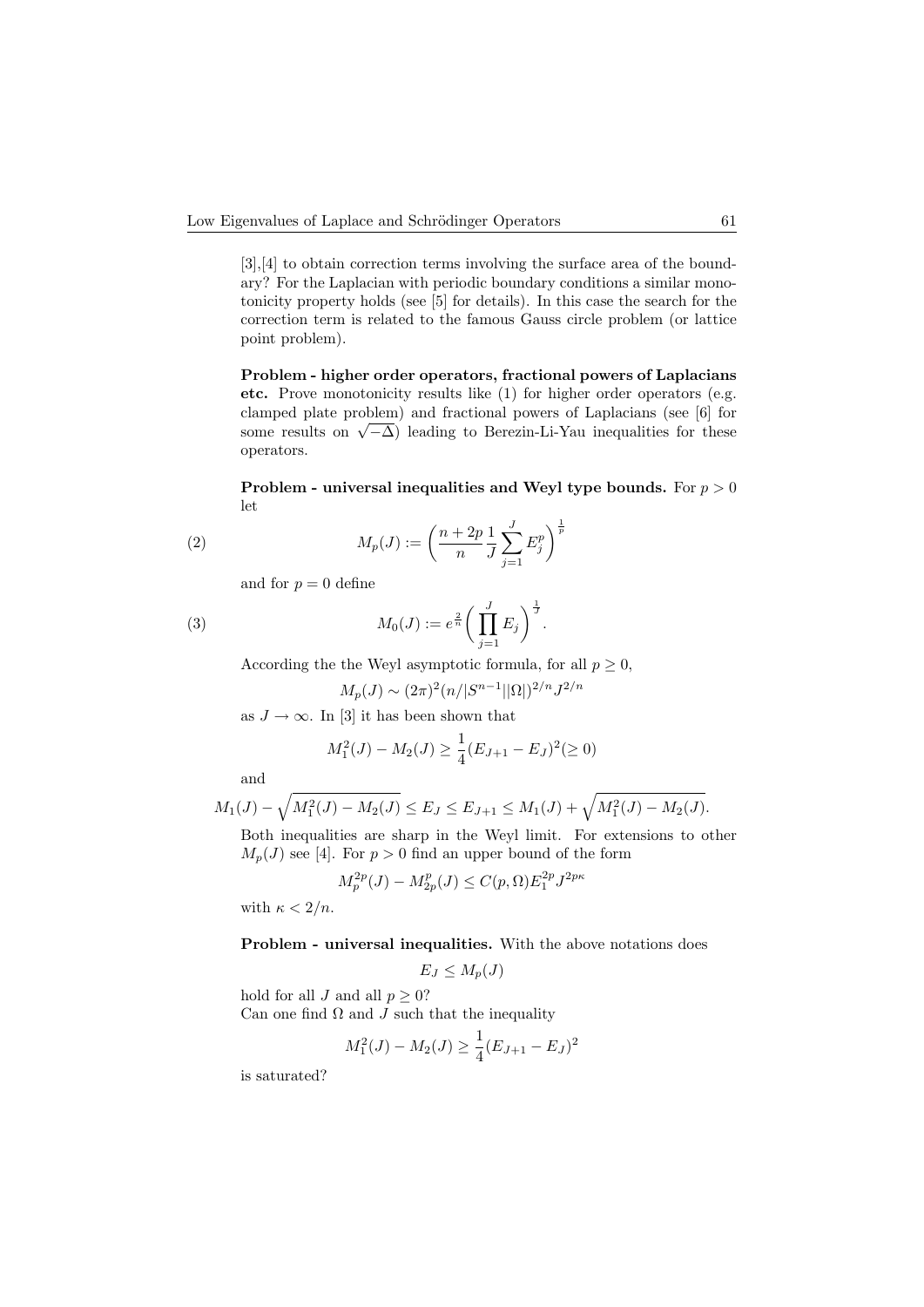[3],[4] to obtain correction terms involving the surface area of the boundary? For the Laplacian with periodic boundary conditions a similar monotonicity property holds (see [5] for details). In this case the search for the correction term is related to the famous Gauss circle problem (or lattice point problem).

**Problem - higher order operators, fractional powers of Laplacians etc.** Prove monotonicity results like (1) for higher order operators (e.g. clamped plate problem) and fractional powers of Laplacians (see [6] for some results on $\sqrt{-\Delta}$) leading to Berezin-Li-Yau inequalities for these operators.

**Problem - universal inequalities and Weyl type bounds.** For $p > 0$ let

$$M_p(J) := \left( \frac{n+2p}{n} \frac{1}{J} \sum_{j=1}^{J} E_j^p \right)^{\frac{1}{p}} \tag{2}$$

and for $p = 0$ define

$$M_0(J) := e^{\frac{2}{n}} \left( \prod_{j=1}^{J} E_j \right)^{\frac{1}{J}}. \tag{3}$$

According the the Weyl asymptotic formula, for all $p \geq 0$,

$$M_p(J) \sim (2\pi)^2 (n/|S^{n-1}||\Omega|)^{2/n} J^{2/n}$$

as $J \to \infty$. In [3] it has been shown that

$$M_1^2(J) - M_2(J) \geq \frac{1}{4}(E_{J+1} - E_J)^2 (\geq 0)$$

and

$$M_1(J) - \sqrt{M_1^2(J) - M_2(J)} \leq E_J \leq E_{J+1} \leq M_1(J) + \sqrt{M_1^2(J) - M_2(J)}.$$

Both inequalities are sharp in the Weyl limit. For extensions to other $M_p(J)$ see [4]. For $p > 0$ find an upper bound of the form

$$M_p^{2p}(J) - M_{2p}^p(J) \leq C(p, \Omega) E_1^{2p} J^{2p\kappa}$$

with $\kappa < 2/n$.

**Problem - universal inequalities.** With the above notations does

$$E_J \leq M_p(J)$$

hold for all $J$ and all $p \geq 0$?

Can one find $\Omega$ and $J$ such that the inequality

$$M_1^2(J) - M_2(J) \geq \frac{1}{4}(E_{J+1} - E_J)^2$$

is saturated?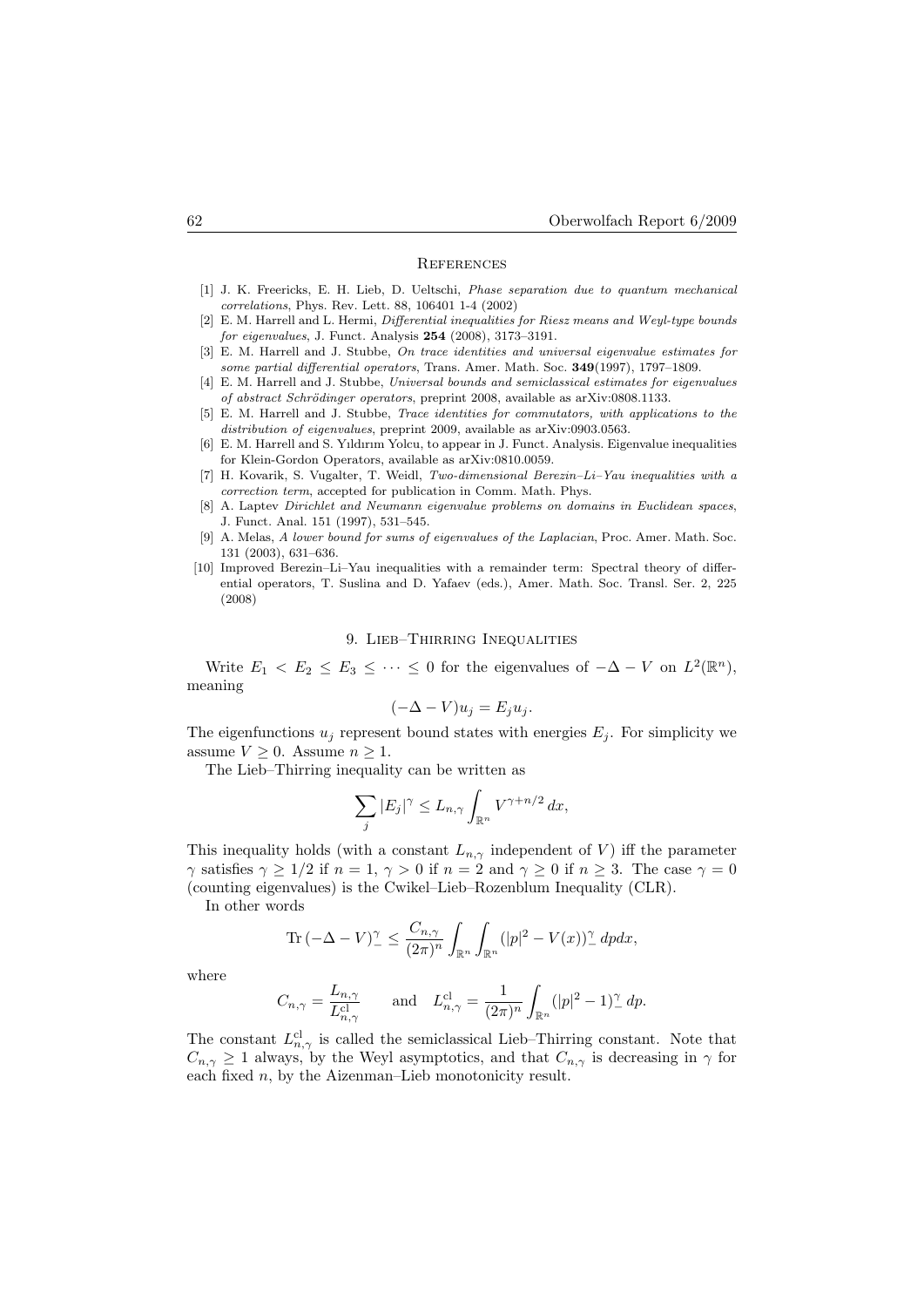## References

[1] J. K. Freericks, E. H. Lieb, D. Ueltschi, *Phase separation due to quantum mechanical correlations*, Phys. Rev. Lett. 88, 106401 1-4 (2002)

[2] E. M. Harrell and L. Hermi, *Differential inequalities for Riesz means and Weyl-type bounds for eigenvalues*, J. Funct. Analysis **254** (2008), 3173–3191.

[3] E. M. Harrell and J. Stubbe, *On trace identities and universal eigenvalue estimates for some partial differential operators*, Trans. Amer. Math. Soc. **349**(1997), 1797–1809.

[4] E. M. Harrell and J. Stubbe, *Universal bounds and semiclassical estimates for eigenvalues of abstract Schrödinger operators*, preprint 2008, available as arXiv:0808.1133.

[5] E. M. Harrell and J. Stubbe, *Trace identities for commutators, with applications to the distribution of eigenvalues*, preprint 2009, available as arXiv:0903.0563.

[6] E. M. Harrell and S. Yıldırım Yolcu, to appear in J. Funct. Analysis. Eigenvalue inequalities for Klein-Gordon Operators, available as arXiv:0810.0059.

[7] H. Kovarik, S. Vugalter, T. Weidl, *Two-dimensional Berezin–Li–Yau inequalities with a correction term*, accepted for publication in Comm. Math. Phys.

[8] A. Laptev *Dirichlet and Neumann eigenvalue problems on domains in Euclidean spaces*, J. Funct. Anal. 151 (1997), 531–545.

[9] A. Melas, *A lower bound for sums of eigenvalues of the Laplacian*, Proc. Amer. Math. Soc. 131 (2003), 631–636.

[10] Improved Berezin–Li–Yau inequalities with a remainder term: Spectral theory of differential operators, T. Suslina and D. Yafaev (eds.), Amer. Math. Soc. Transl. Ser. 2, 225 (2008)

## 9. Lieb–Thirring Inequalities

Write $E_1 < E_2 \leq E_3 \leq \cdots \leq 0$ for the eigenvalues of $-\Delta - V$ on $L^2(\mathbb{R}^n)$, meaning

$$(-\Delta - V)u_j = E_j u_j.$$

The eigenfunctions $u_j$ represent bound states with energies $E_j$. For simplicity we assume $V \geq 0$. Assume $n \geq 1$.

The Lieb–Thirring inequality can be written as

$$\sum_j |E_j|^\gamma \leq L_{n,\gamma} \int_{\mathbb{R}^n} V^{\gamma + n/2}\, dx,$$

This inequality holds (with a constant $L_{n,\gamma}$ independent of $V$) iff the parameter $\gamma$ satisfies $\gamma \geq 1/2$ if $n = 1$, $\gamma > 0$ if $n = 2$ and $\gamma \geq 0$ if $n \geq 3$. The case $\gamma = 0$ (counting eigenvalues) is the Cwikel–Lieb–Rozenblum Inequality (CLR).

In other words

$$\operatorname{Tr}(-\Delta - V)_-^\gamma \leq \frac{C_{n,\gamma}}{(2\pi)^n} \int_{\mathbb{R}^n} \int_{\mathbb{R}^n} (|p|^2 - V(x))_-^\gamma \, dp dx,$$

where

$$C_{n,\gamma} = \frac{L_{n,\gamma}}{L_{n,\gamma}^{\mathrm{cl}}} \qquad \text{and} \quad L_{n,\gamma}^{\mathrm{cl}} = \frac{1}{(2\pi)^n} \int_{\mathbb{R}^n} (|p|^2 - 1)_-^\gamma \, dp.$$

The constant $L_{n,\gamma}^{\mathrm{cl}}$ is called the semiclassical Lieb–Thirring constant. Note that $C_{n,\gamma} \geq 1$ always, by the Weyl asymptotics, and that $C_{n,\gamma}$ is decreasing in $\gamma$ for each fixed $n$, by the Aizenman–Lieb monotonicity result.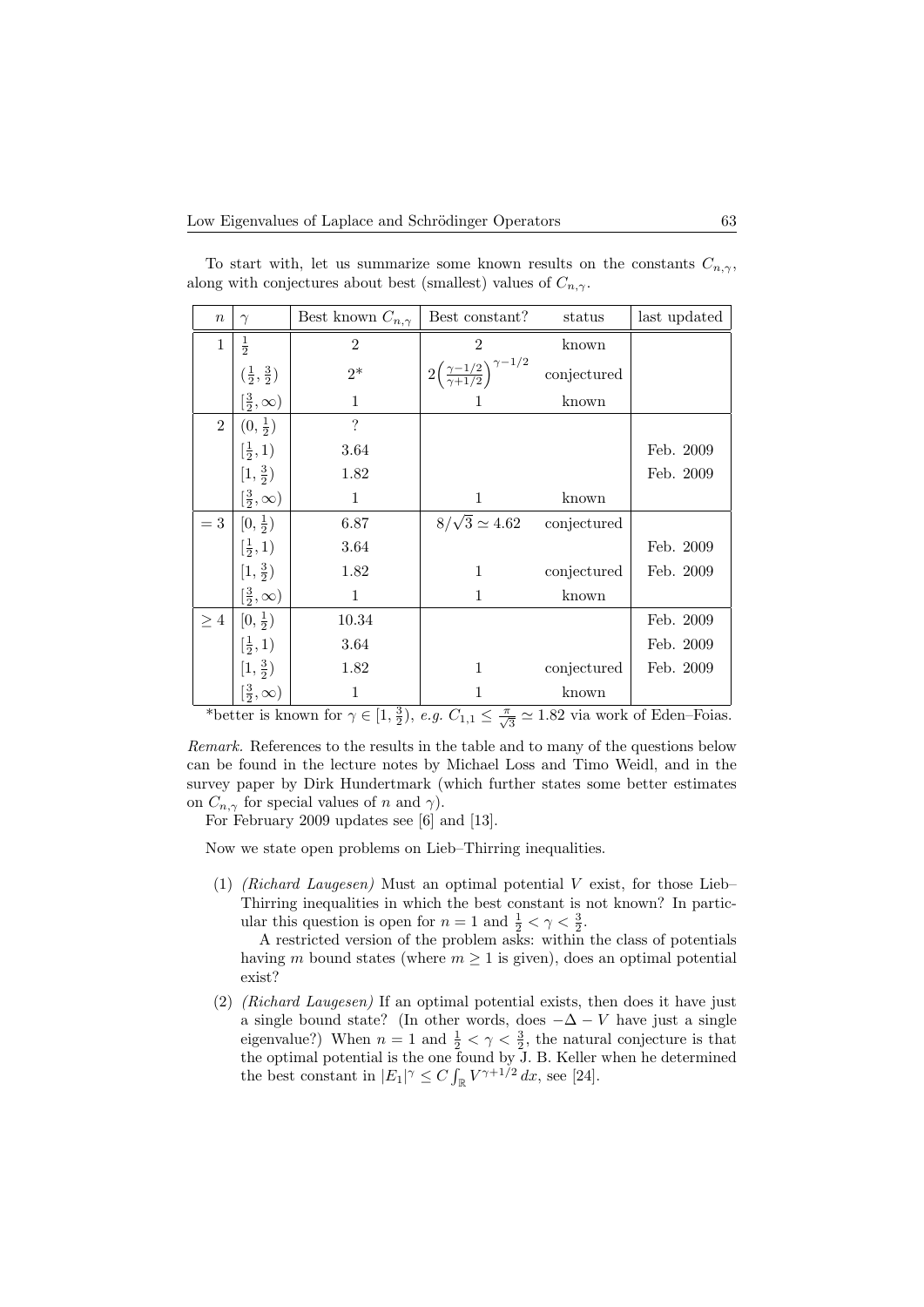To start with, let us summarize some known results on the constants $C_{n,\gamma}$, along with conjectures about best (smallest) values of $C_{n,\gamma}$.

| $n$ | $\gamma$ | Best known $C_{n,\gamma}$ | Best constant? | status | last updated |
|---|---|---|---|---|---|
| 1 | $\frac{1}{2}$ | 2 | 2 | known | |
| | $(\frac{1}{2}, \frac{3}{2})$ | 2* | $2\left(\frac{\gamma-1/2}{\gamma+1/2}\right)^{\gamma-1/2}$ | conjectured | |
| | $[\frac{3}{2}, \infty)$ | 1 | 1 | known | |
| 2 | $(0, \frac{1}{2})$ | ? | | | |
| | $[\frac{1}{2}, 1)$ | 3.64 | | | Feb. 2009 |
| | $[1, \frac{3}{2})$ | 1.82 | | | Feb. 2009 |
| | $[\frac{3}{2}, \infty)$ | 1 | 1 | known | |
| $= 3$ | $[0, \frac{1}{2})$ | 6.87 | $8/\sqrt{3} \simeq 4.62$ | conjectured | |
| | $[\frac{1}{2}, 1)$ | 3.64 | | | Feb. 2009 |
| | $[1, \frac{3}{2})$ | 1.82 | 1 | conjectured | Feb. 2009 |
| | $[\frac{3}{2}, \infty)$ | 1 | 1 | known | |
| $\geq 4$ | $[0, \frac{1}{2})$ | 10.34 | | | Feb. 2009 |
| | $[\frac{1}{2}, 1)$ | 3.64 | | | Feb. 2009 |
| | $[1, \frac{3}{2})$ | 1.82 | 1 | conjectured | Feb. 2009 |
| | $[\frac{3}{2}, \infty)$ | 1 | 1 | known | |

*better is known for $\gamma \in [1, \frac{3}{2})$, *e.g.* $C_{1,1} \leq \frac{\pi}{\sqrt{3}} \simeq 1.82$ via work of Eden–Foias.

*Remark.* References to the results in the table and to many of the questions below can be found in the lecture notes by Michael Loss and Timo Weidl, and in the survey paper by Dirk Hundertmark (which further states some better estimates on $C_{n,\gamma}$ for special values of $n$ and $\gamma$).

For February 2009 updates see [6] and [13].

Now we state open problems on Lieb–Thirring inequalities.

(1) *(Richard Laugesen)* Must an optimal potential $V$ exist, for those Lieb–Thirring inequalities in which the best constant is not known? In particular this question is open for $n = 1$ and $\frac{1}{2} < \gamma < \frac{3}{2}$.

A restricted version of the problem asks: within the class of potentials having $m$ bound states (where $m \geq 1$ is given), does an optimal potential exist?

(2) *(Richard Laugesen)* If an optimal potential exists, then does it have just a single bound state? (In other words, does $-\Delta - V$ have just a single eigenvalue?) When $n = 1$ and $\frac{1}{2} < \gamma < \frac{3}{2}$, the natural conjecture is that the optimal potential is the one found by J. B. Keller when he determined the best constant in $|E_1|^\gamma \leq C \int_{\mathbb{R}} V^{\gamma+1/2}\, dx$, see [24].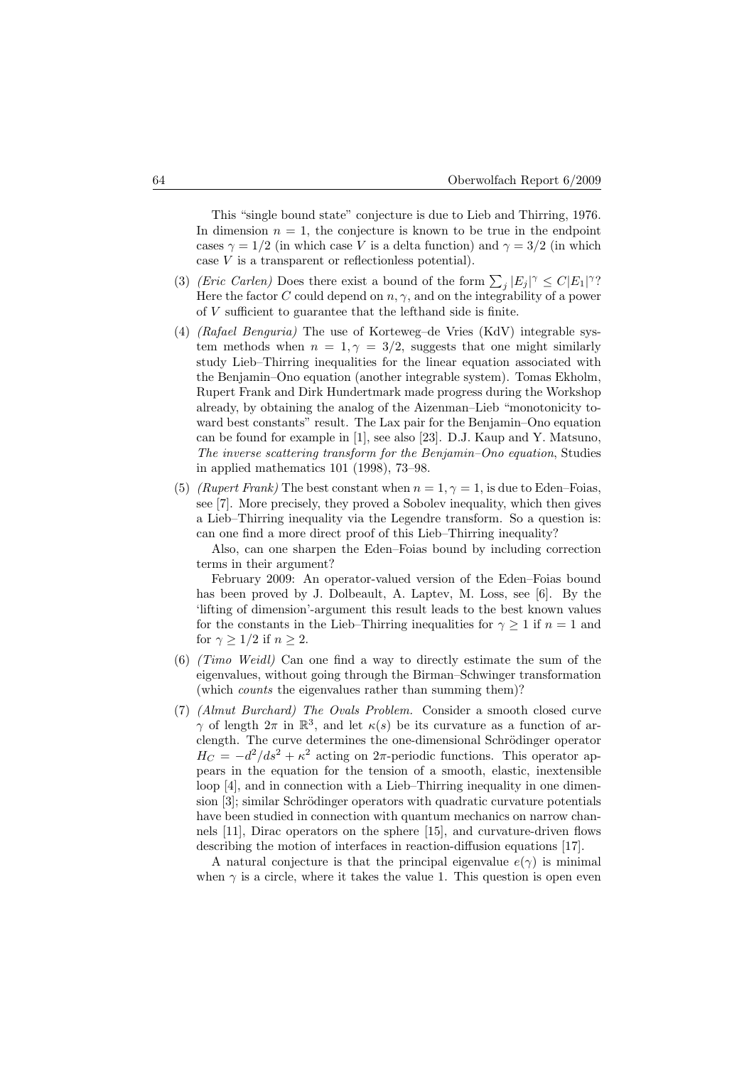This "single bound state" conjecture is due to Lieb and Thirring, 1976. In dimension $n = 1$, the conjecture is known to be true in the endpoint cases $\gamma = 1/2$ (in which case $V$ is a delta function) and $\gamma = 3/2$ (in which case $V$ is a transparent or reflectionless potential).

(3) *(Eric Carlen)* Does there exist a bound of the form $\sum_j |E_j|^\gamma \leq C|E_1|^\gamma$? Here the factor $C$ could depend on $n, \gamma$, and on the integrability of a power of $V$ sufficient to guarantee that the lefthand side is finite.

(4) *(Rafael Benguria)* The use of Korteweg–de Vries (KdV) integrable system methods when $n = 1, \gamma = 3/2$, suggests that one might similarly study Lieb–Thirring inequalities for the linear equation associated with the Benjamin–Ono equation (another integrable system). Tomas Ekholm, Rupert Frank and Dirk Hundertmark made progress during the Workshop already, by obtaining the analog of the Aizenman–Lieb "monotonicity toward best constants" result. The Lax pair for the Benjamin–Ono equation can be found for example in [1], see also [23]. D.J. Kaup and Y. Matsuno, *The inverse scattering transform for the Benjamin–Ono equation*, Studies in applied mathematics 101 (1998), 73–98.

(5) *(Rupert Frank)* The best constant when $n = 1, \gamma = 1$, is due to Eden–Foias, see [7]. More precisely, they proved a Sobolev inequality, which then gives a Lieb–Thirring inequality via the Legendre transform. So a question is: can one find a more direct proof of this Lieb–Thirring inequality?

   Also, can one sharpen the Eden–Foias bound by including correction terms in their argument?

   February 2009: An operator-valued version of the Eden–Foias bound has been proved by J. Dolbeault, A. Laptev, M. Loss, see [6]. By the 'lifting of dimension'-argument this result leads to the best known values for the constants in the Lieb–Thirring inequalities for $\gamma \geq 1$ if $n = 1$ and for $\gamma \geq 1/2$ if $n \geq 2$.

(6) *(Timo Weidl)* Can one find a way to directly estimate the sum of the eigenvalues, without going through the Birman–Schwinger transformation (which *counts* the eigenvalues rather than summing them)?

(7) *(Almut Burchard) The Ovals Problem.* Consider a smooth closed curve $\gamma$ of length $2\pi$ in $\mathbb{R}^3$, and let $\kappa(s)$ be its curvature as a function of arclength. The curve determines the one-dimensional Schrödinger operator $H_C = -d^2/ds^2 + \kappa^2$ acting on $2\pi$-periodic functions. This operator appears in the equation for the tension of a smooth, elastic, inextensible loop [4], and in connection with a Lieb–Thirring inequality in one dimension [3]; similar Schrödinger operators with quadratic curvature potentials have been studied in connection with quantum mechanics on narrow channels [11], Dirac operators on the sphere [15], and curvature-driven flows describing the motion of interfaces in reaction-diffusion equations [17].

   A natural conjecture is that the principal eigenvalue $e(\gamma)$ is minimal when $\gamma$ is a circle, where it takes the value 1. This question is open even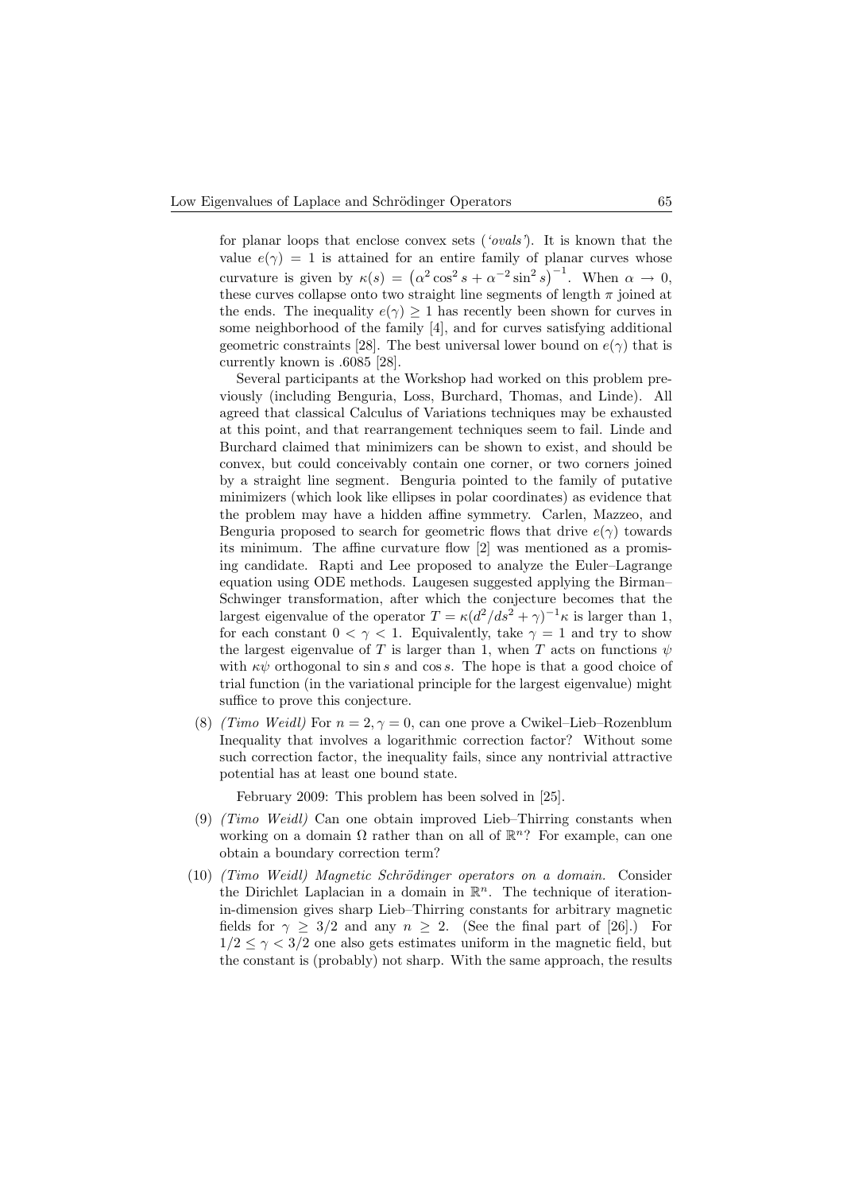for planar loops that enclose convex sets (*'ovals'*). It is known that the value $e(\gamma) = 1$ is attained for an entire family of planar curves whose curvature is given by $\kappa(s) = \left(\alpha^2 \cos^2 s + \alpha^{-2} \sin^2 s\right)^{-1}$. When $\alpha \to 0$, these curves collapse onto two straight line segments of length $\pi$ joined at the ends. The inequality $e(\gamma) \geq 1$ has recently been shown for curves in some neighborhood of the family [4], and for curves satisfying additional geometric constraints [28]. The best universal lower bound on $e(\gamma)$ that is currently known is .6085 [28].

Several participants at the Workshop had worked on this problem previously (including Benguria, Loss, Burchard, Thomas, and Linde). All agreed that classical Calculus of Variations techniques may be exhausted at this point, and that rearrangement techniques seem to fail. Linde and Burchard claimed that minimizers can be shown to exist, and should be convex, but could conceivably contain one corner, or two corners joined by a straight line segment. Benguria pointed to the family of putative minimizers (which look like ellipses in polar coordinates) as evidence that the problem may have a hidden affine symmetry. Carlen, Mazzeo, and Benguria proposed to search for geometric flows that drive $e(\gamma)$ towards its minimum. The affine curvature flow [2] was mentioned as a promising candidate. Rapti and Lee proposed to analyze the Euler–Lagrange equation using ODE methods. Laugesen suggested applying the Birman–Schwinger transformation, after which the conjecture becomes that the largest eigenvalue of the operator $T = \kappa(d^2/ds^2 + \gamma)^{-1}\kappa$ is larger than 1, for each constant $0 < \gamma < 1$. Equivalently, take $\gamma = 1$ and try to show the largest eigenvalue of $T$ is larger than 1, when $T$ acts on functions $\psi$ with $\kappa\psi$ orthogonal to $\sin s$ and $\cos s$. The hope is that a good choice of trial function (in the variational principle for the largest eigenvalue) might suffice to prove this conjecture.

(8) *(Timo Weidl)* For $n = 2, \gamma = 0$, can one prove a Cwikel–Lieb–Rozenblum Inequality that involves a logarithmic correction factor? Without some such correction factor, the inequality fails, since any nontrivial attractive potential has at least one bound state.

February 2009: This problem has been solved in [25].

(9) *(Timo Weidl)* Can one obtain improved Lieb–Thirring constants when working on a domain $\Omega$ rather than on all of $\mathbb{R}^n$? For example, can one obtain a boundary correction term?

(10) *(Timo Weidl) Magnetic Schrödinger operators on a domain.* Consider the Dirichlet Laplacian in a domain in $\mathbb{R}^n$. The technique of iteration-in-dimension gives sharp Lieb–Thirring constants for arbitrary magnetic fields for $\gamma \geq 3/2$ and any $n \geq 2$. (See the final part of [26].) For $1/2 \leq \gamma < 3/2$ one also gets estimates uniform in the magnetic field, but the constant is (probably) not sharp. With the same approach, the results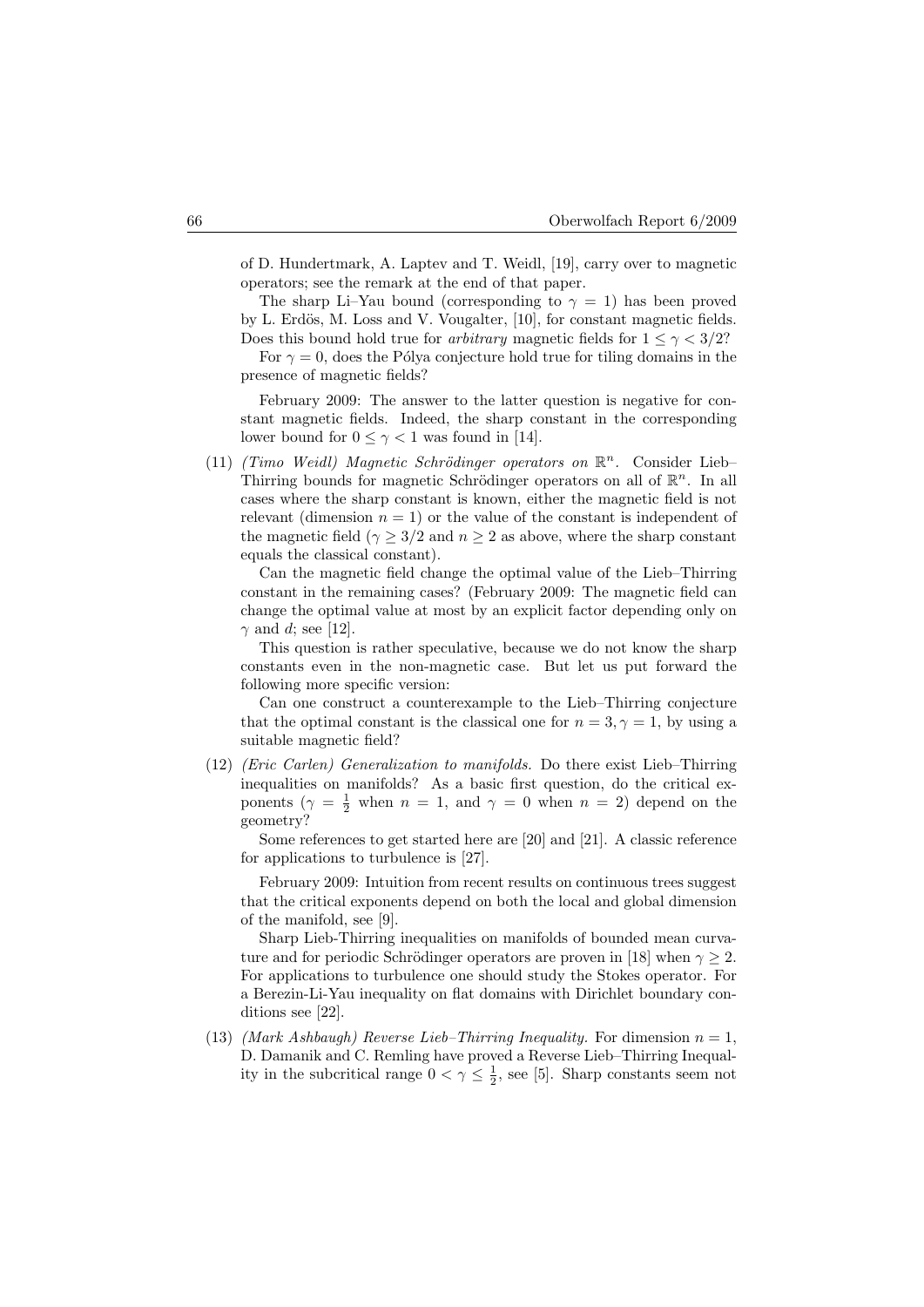of D. Hundertmark, A. Laptev and T. Weidl, [19], carry over to magnetic operators; see the remark at the end of that paper.

The sharp Li–Yau bound (corresponding to $\gamma = 1$) has been proved by L. Erdös, M. Loss and V. Vougalter, [10], for constant magnetic fields. Does this bound hold true for *arbitrary* magnetic fields for $1 \leq \gamma < 3/2$?

For $\gamma = 0$, does the Pólya conjecture hold true for tiling domains in the presence of magnetic fields?

February 2009: The answer to the latter question is negative for constant magnetic fields. Indeed, the sharp constant in the corresponding lower bound for $0 \leq \gamma < 1$ was found in [14].

(11) *(Timo Weidl) Magnetic Schrödinger operators on* $\mathbb{R}^n$. Consider Lieb–Thirring bounds for magnetic Schrödinger operators on all of $\mathbb{R}^n$. In all cases where the sharp constant is known, either the magnetic field is not relevant (dimension $n = 1$) or the value of the constant is independent of the magnetic field ($\gamma \geq 3/2$ and $n \geq 2$ as above, where the sharp constant equals the classical constant).

Can the magnetic field change the optimal value of the Lieb–Thirring constant in the remaining cases? (February 2009: The magnetic field can change the optimal value at most by an explicit factor depending only on $\gamma$ and $d$; see [12].

This question is rather speculative, because we do not know the sharp constants even in the non-magnetic case. But let us put forward the following more specific version:

Can one construct a counterexample to the Lieb–Thirring conjecture that the optimal constant is the classical one for $n = 3, \gamma = 1$, by using a suitable magnetic field?

(12) *(Eric Carlen) Generalization to manifolds.* Do there exist Lieb–Thirring inequalities on manifolds? As a basic first question, do the critical exponents ($\gamma = \frac{1}{2}$ when $n = 1$, and $\gamma = 0$ when $n = 2$) depend on the geometry?

Some references to get started here are [20] and [21]. A classic reference for applications to turbulence is [27].

February 2009: Intuition from recent results on continuous trees suggest that the critical exponents depend on both the local and global dimension of the manifold, see [9].

Sharp Lieb-Thirring inequalities on manifolds of bounded mean curvature and for periodic Schrödinger operators are proven in [18] when $\gamma \geq 2$. For applications to turbulence one should study the Stokes operator. For a Berezin-Li-Yau inequality on flat domains with Dirichlet boundary conditions see [22].

(13) *(Mark Ashbaugh) Reverse Lieb–Thirring Inequality.* For dimension $n = 1$, D. Damanik and C. Remling have proved a Reverse Lieb–Thirring Inequality in the subcritical range $0 < \gamma \leq \frac{1}{2}$, see [5]. Sharp constants seem not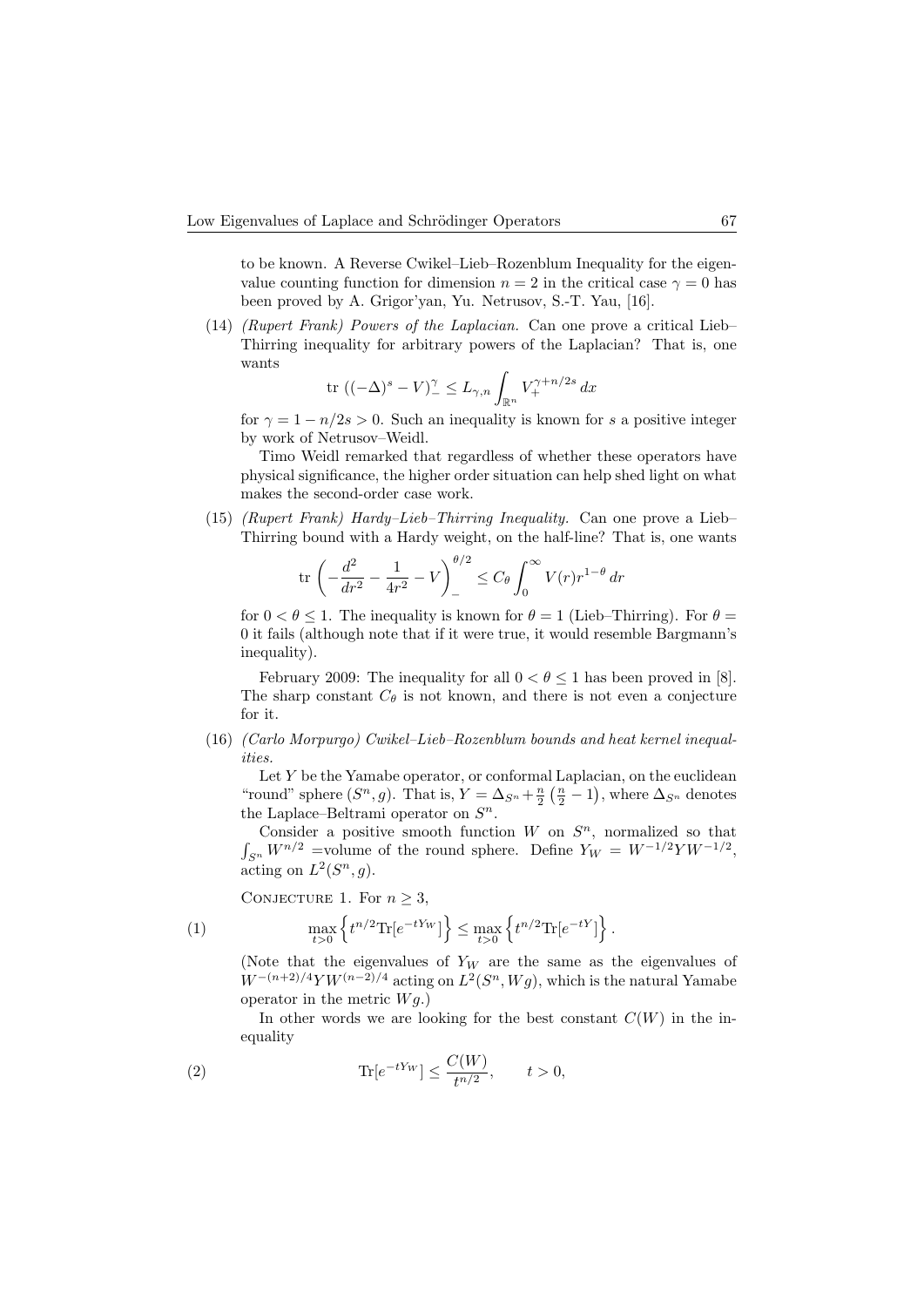to be known. A Reverse Cwikel–Lieb–Rozenblum Inequality for the eigenvalue counting function for dimension $n = 2$ in the critical case $\gamma = 0$ has been proved by A. Grigor'yan, Yu. Netrusov, S.-T. Yau, [16].

(14) *(Rupert Frank) Powers of the Laplacian.* Can one prove a critical Lieb–Thirring inequality for arbitrary powers of the Laplacian? That is, one wants

$$\text{tr } ((-\Delta)^s - V)_-^\gamma \leq L_{\gamma,n} \int_{\mathbb{R}^n} V_+^{\gamma+n/2s}\, dx$$

for $\gamma = 1 - n/2s > 0$. Such an inequality is known for $s$ a positive integer by work of Netrusov–Weidl.

Timo Weidl remarked that regardless of whether these operators have physical significance, the higher order situation can help shed light on what makes the second-order case work.

(15) *(Rupert Frank) Hardy–Lieb–Thirring Inequality.* Can one prove a Lieb–Thirring bound with a Hardy weight, on the half-line? That is, one wants

$$\text{tr } \left( -\frac{d^2}{dr^2} - \frac{1}{4r^2} - V \right)_-^{\theta/2} \leq C_\theta \int_0^\infty V(r) r^{1-\theta}\, dr$$

for $0 < \theta \leq 1$. The inequality is known for $\theta = 1$ (Lieb–Thirring). For $\theta = 0$ it fails (although note that if it were true, it would resemble Bargmann's inequality).

February 2009: The inequality for all $0 < \theta \leq 1$ has been proved in [8]. The sharp constant $C_\theta$ is not known, and there is not even a conjecture for it.

(16) *(Carlo Morpurgo) Cwikel–Lieb–Rozenblum bounds and heat kernel inequalities.*

Let $Y$ be the Yamabe operator, or conformal Laplacian, on the euclidean "round" sphere $(S^n, g)$. That is, $Y = \Delta_{S^n} + \frac{n}{2}\left(\frac{n}{2} - 1\right)$, where $\Delta_{S^n}$ denotes the Laplace–Beltrami operator on $S^n$.

Consider a positive smooth function $W$ on $S^n$, normalized so that $\int_{S^n} W^{n/2}$ =volume of the round sphere. Define $Y_W = W^{-1/2} Y W^{-1/2}$, acting on $L^2(S^n, g)$.

Conjecture 1. For $n \geq 3$,

$$\max_{t>0} \left\{ t^{n/2} \text{Tr}[e^{-tY_W}] \right\} \leq \max_{t>0} \left\{ t^{n/2} \text{Tr}[e^{-tY}] \right\}. \tag{1}$$

(Note that the eigenvalues of $Y_W$ are the same as the eigenvalues of $W^{-(n+2)/4} Y W^{(n-2)/4}$ acting on $L^2(S^n, Wg)$, which is the natural Yamabe operator in the metric $Wg$.)

In other words we are looking for the best constant $C(W)$ in the inequality

$$\text{Tr}[e^{-tY_W}] \leq \frac{C(W)}{t^{n/2}}, \qquad t > 0, \tag{2}$$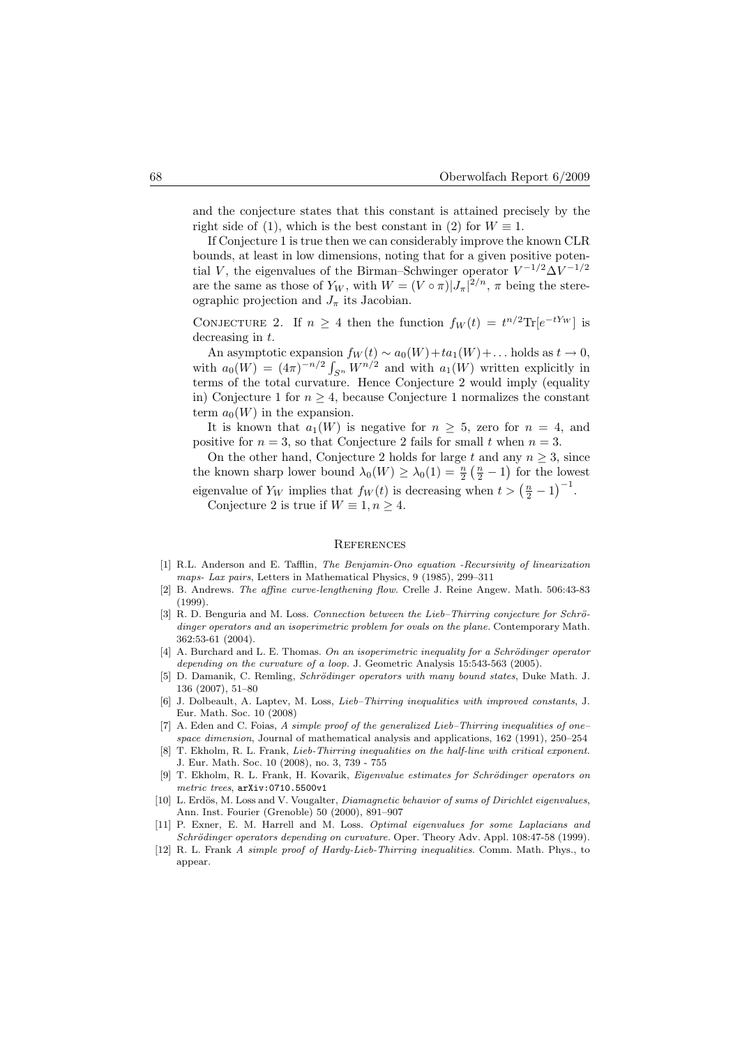and the conjecture states that this constant is attained precisely by the right side of (1), which is the best constant in (2) for $W \equiv 1$.

If Conjecture 1 is true then we can considerably improve the known CLR bounds, at least in low dimensions, noting that for a given positive potential $V$, the eigenvalues of the Birman–Schwinger operator $V^{-1/2}\Delta V^{-1/2}$ are the same as those of $Y_W$, with $W = (V \circ \pi)|J_\pi|^{2/n}$, $\pi$ being the stereographic projection and $J_\pi$ its Jacobian.

Conjecture 2. If $n \geq 4$ then the function $f_W(t) = t^{n/2}\mathrm{Tr}[e^{-tY_W}]$ is decreasing in $t$.

An asymptotic expansion $f_W(t) \sim a_0(W) + t a_1(W) + \ldots$ holds as $t \to 0$, with $a_0(W) = (4\pi)^{-n/2}\int_{S^n} W^{n/2}$ and with $a_1(W)$ written explicitly in terms of the total curvature. Hence Conjecture 2 would imply (equality in) Conjecture 1 for $n \geq 4$, because Conjecture 1 normalizes the constant term $a_0(W)$ in the expansion.

It is known that $a_1(W)$ is negative for $n \geq 5$, zero for $n = 4$, and positive for $n = 3$, so that Conjecture 2 fails for small $t$ when $n = 3$.

On the other hand, Conjecture 2 holds for large $t$ and any $n \geq 3$, since the known sharp lower bound $\lambda_0(W) \geq \lambda_0(1) = \frac{n}{2}\left(\frac{n}{2} - 1\right)$ for the lowest eigenvalue of $Y_W$ implies that $f_W(t)$ is decreasing when $t > \left(\frac{n}{2} - 1\right)^{-1}$.

Conjecture 2 is true if $W \equiv 1, n \geq 4$.

## References

[1] R.L. Anderson and E. Tafflin, *The Benjamin-Ono equation -Recursivity of linearization maps- Lax pairs*, Letters in Mathematical Physics, 9 (1985), 299–311

[2] B. Andrews. *The affine curve-lengthening flow.* Crelle J. Reine Angew. Math. 506:43-83 (1999).

[3] R. D. Benguria and M. Loss. *Connection between the Lieb–Thirring conjecture for Schrödinger operators and an isoperimetric problem for ovals on the plane.* Contemporary Math. 362:53-61 (2004).

[4] A. Burchard and L. E. Thomas. *On an isoperimetric inequality for a Schrödinger operator depending on the curvature of a loop.* J. Geometric Analysis 15:543-563 (2005).

[5] D. Damanik, C. Remling, *Schrödinger operators with many bound states*, Duke Math. J. 136 (2007), 51–80

[6] J. Dolbeault, A. Laptev, M. Loss, *Lieb–Thirring inequalities with improved constants*, J. Eur. Math. Soc. 10 (2008)

[7] A. Eden and C. Foias, *A simple proof of the generalized Lieb–Thirring inequalities of one–space dimension*, Journal of mathematical analysis and applications, 162 (1991), 250–254

[8] T. Ekholm, R. L. Frank, *Lieb-Thirring inequalities on the half-line with critical exponent.* J. Eur. Math. Soc. 10 (2008), no. 3, 739 - 755

[9] T. Ekholm, R. L. Frank, H. Kovarik, *Eigenvalue estimates for Schrödinger operators on metric trees*, arXiv:0710.5500v1

[10] L. Erdös, M. Loss and V. Vougalter, *Diamagnetic behavior of sums of Dirichlet eigenvalues*, Ann. Inst. Fourier (Grenoble) 50 (2000), 891–907

[11] P. Exner, E. M. Harrell and M. Loss. *Optimal eigenvalues for some Laplacians and Schrödinger operators depending on curvature.* Oper. Theory Adv. Appl. 108:47-58 (1999).

[12] R. L. Frank *A simple proof of Hardy-Lieb-Thirring inequalities*. Comm. Math. Phys., to appear.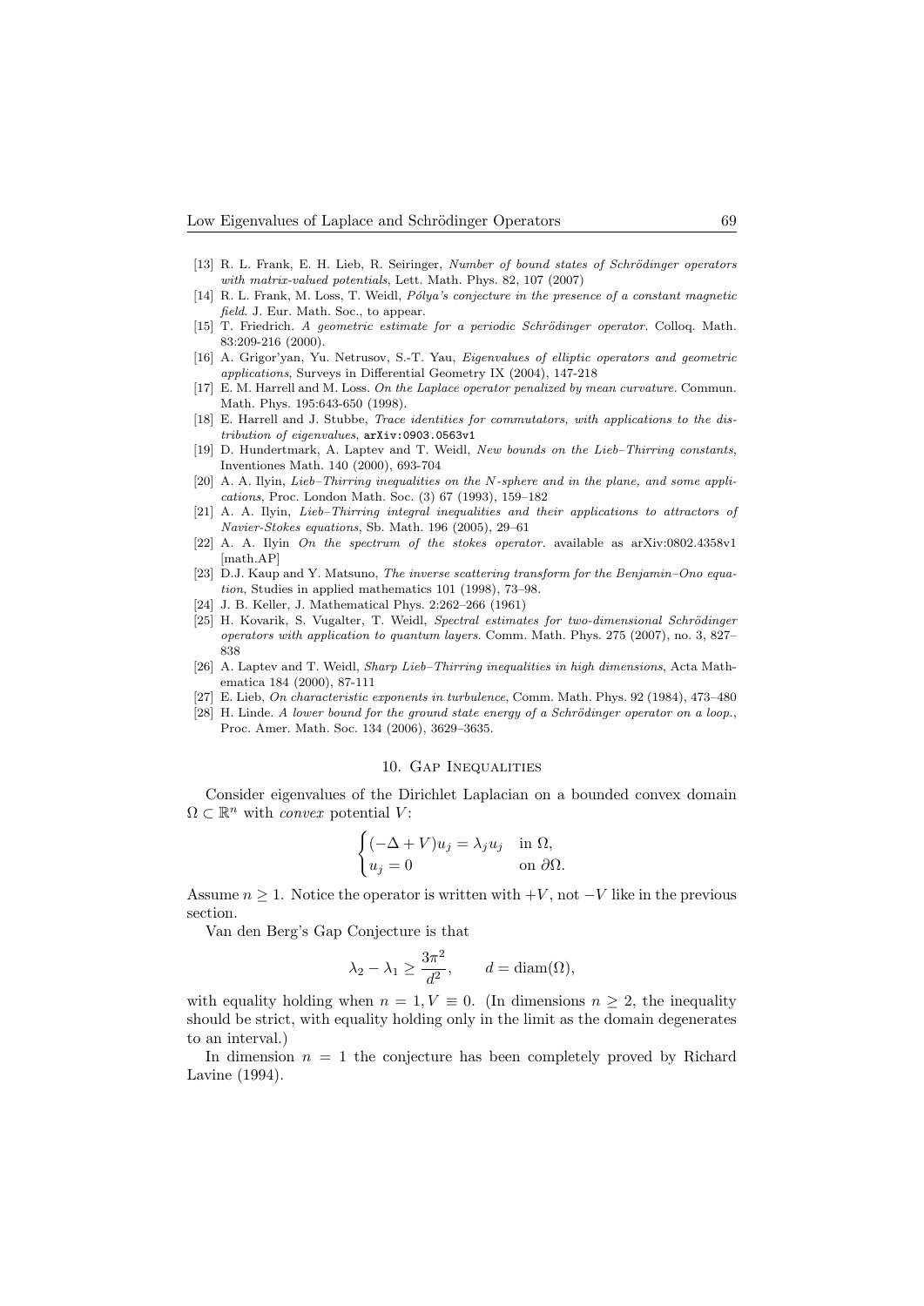[13] R. L. Frank, E. H. Lieb, R. Seiringer, *Number of bound states of Schrödinger operators with matrix-valued potentials*, Lett. Math. Phys. 82, 107 (2007)

[14] R. L. Frank, M. Loss, T. Weidl, *Pólya's conjecture in the presence of a constant magnetic field*. J. Eur. Math. Soc., to appear.

[15] T. Friedrich. *A geometric estimate for a periodic Schrödinger operator.* Colloq. Math. 83:209-216 (2000).

[16] A. Grigor'yan, Yu. Netrusov, S.-T. Yau, *Eigenvalues of elliptic operators and geometric applications*, Surveys in Differential Geometry IX (2004), 147-218

[17] E. M. Harrell and M. Loss. *On the Laplace operator penalized by mean curvature.* Commun. Math. Phys. 195:643-650 (1998).

[18] E. Harrell and J. Stubbe, *Trace identities for commutators, with applications to the distribution of eigenvalues*, arXiv:0903.0563v1

[19] D. Hundertmark, A. Laptev and T. Weidl, *New bounds on the Lieb–Thirring constants*, Inventiones Math. 140 (2000), 693-704

[20] A. A. Ilyin, *Lieb–Thirring inequalities on the N-sphere and in the plane, and some applications*, Proc. London Math. Soc. (3) 67 (1993), 159–182

[21] A. A. Ilyin, *Lieb–Thirring integral inequalities and their applications to attractors of Navier-Stokes equations*, Sb. Math. 196 (2005), 29–61

[22] A. A. Ilyin *On the spectrum of the stokes operator.* available as arXiv:0802.4358v1 [math.AP]

[23] D.J. Kaup and Y. Matsuno, *The inverse scattering transform for the Benjamin–Ono equation*, Studies in applied mathematics 101 (1998), 73–98.

[24] J. B. Keller, J. Mathematical Phys. 2:262–266 (1961)

[25] H. Kovarik, S. Vugalter, T. Weidl, *Spectral estimates for two-dimensional Schrödinger operators with application to quantum layers*. Comm. Math. Phys. 275 (2007), no. 3, 827–838

[26] A. Laptev and T. Weidl, *Sharp Lieb–Thirring inequalities in high dimensions*, Acta Mathematica 184 (2000), 87-111

[27] E. Lieb, *On characteristic exponents in turbulence*, Comm. Math. Phys. 92 (1984), 473–480

[28] H. Linde. *A lower bound for the ground state energy of a Schrödinger operator on a loop.*, Proc. Amer. Math. Soc. 134 (2006), 3629–3635.

## 10. Gap Inequalities

Consider eigenvalues of the Dirichlet Laplacian on a bounded convex domain $\Omega \subset \mathbb{R}^n$ with *convex* potential $V$:

$$\begin{cases} (-\Delta + V)u_j = \lambda_j u_j & \text{in } \Omega, \\ u_j = 0 & \text{on } \partial\Omega. \end{cases}$$

Assume $n \geq 1$. Notice the operator is written with $+V$, not $-V$ like in the previous section.

Van den Berg's Gap Conjecture is that

$$\lambda_2 - \lambda_1 \geq \frac{3\pi^2}{d^2}, \qquad d = \operatorname{diam}(\Omega),$$

with equality holding when $n = 1, V \equiv 0$. (In dimensions $n \geq 2$, the inequality should be strict, with equality holding only in the limit as the domain degenerates to an interval.)

In dimension $n = 1$ the conjecture has been completely proved by Richard Lavine (1994).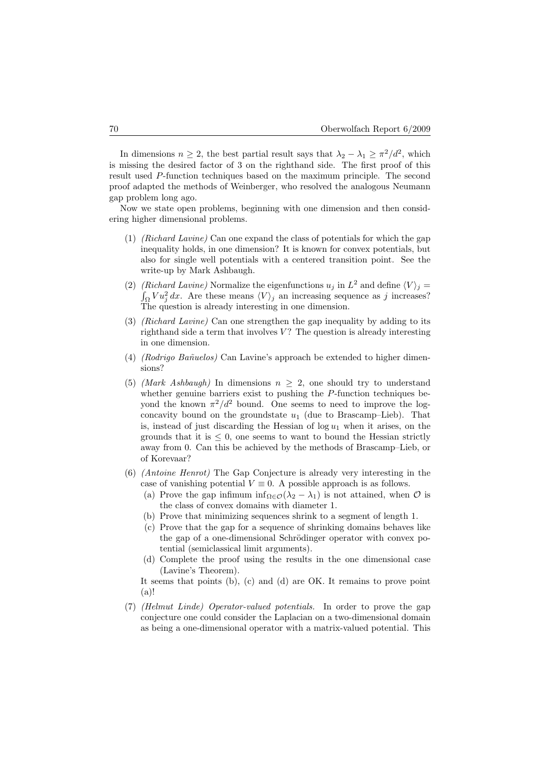In dimensions $n \geq 2$, the best partial result says that $\lambda_2 - \lambda_1 \geq \pi^2/d^2$, which is missing the desired factor of 3 on the righthand side. The first proof of this result used $P$-function techniques based on the maximum principle. The second proof adapted the methods of Weinberger, who resolved the analogous Neumann gap problem long ago.

Now we state open problems, beginning with one dimension and then considering higher dimensional problems.

(1) *(Richard Lavine)* Can one expand the class of potentials for which the gap inequality holds, in one dimension? It is known for convex potentials, but also for single well potentials with a centered transition point. See the write-up by Mark Ashbaugh.

(2) *(Richard Lavine)* Normalize the eigenfunctions $u_j$ in $L^2$ and define $\langle V \rangle_j = \int_\Omega V u_j^2 \, dx$. Are these means $\langle V \rangle_j$ an increasing sequence as $j$ increases? The question is already interesting in one dimension.

(3) *(Richard Lavine)* Can one strengthen the gap inequality by adding to its righthand side a term that involves $V$? The question is already interesting in one dimension.

(4) *(Rodrigo Bañuelos)* Can Lavine's approach be extended to higher dimensions?

(5) *(Mark Ashbaugh)* In dimensions $n \geq 2$, one should try to understand whether genuine barriers exist to pushing the $P$-function techniques beyond the known $\pi^2/d^2$ bound. One seems to need to improve the log-concavity bound on the groundstate $u_1$ (due to Brascamp–Lieb). That is, instead of just discarding the Hessian of $\log u_1$ when it arises, on the grounds that it is $\leq 0$, one seems to want to bound the Hessian strictly away from 0. Can this be achieved by the methods of Brascamp–Lieb, or of Korevaar?

(6) *(Antoine Henrot)* The Gap Conjecture is already very interesting in the case of vanishing potential $V \equiv 0$. A possible approach is as follows.
   - (a) Prove the gap infimum $\inf_{\Omega \in \mathcal{O}} (\lambda_2 - \lambda_1)$ is not attained, when $\mathcal{O}$ is the class of convex domains with diameter 1.
   - (b) Prove that minimizing sequences shrink to a segment of length 1.
   - (c) Prove that the gap for a sequence of shrinking domains behaves like the gap of a one-dimensional Schrödinger operator with convex potential (semiclassical limit arguments).
   - (d) Complete the proof using the results in the one dimensional case (Lavine's Theorem).

   It seems that points (b), (c) and (d) are OK. It remains to prove point (a)!

(7) *(Helmut Linde) Operator-valued potentials.* In order to prove the gap conjecture one could consider the Laplacian on a two-dimensional domain as being a one-dimensional operator with a matrix-valued potential. This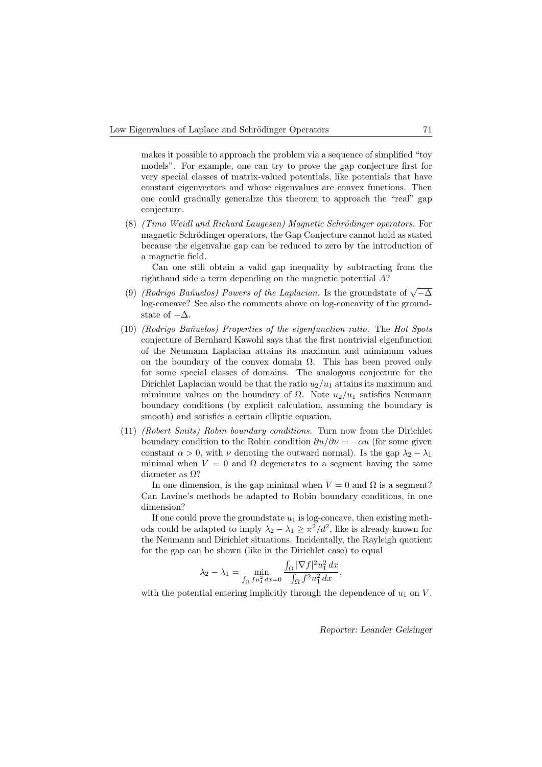makes it possible to approach the problem via a sequence of simplified "toy models". For example, one can try to prove the gap conjecture first for very special classes of matrix-valued potentials, like potentials that have constant eigenvectors and whose eigenvalues are convex functions. Then one could gradually generalize this theorem to approach the "real" gap conjecture.

(8) *(Timo Weidl and Richard Laugesen) Magnetic Schrödinger operators.* For magnetic Schrödinger operators, the Gap Conjecture cannot hold as stated because the eigenvalue gap can be reduced to zero by the introduction of a magnetic field.

   Can one still obtain a valid gap inequality by subtracting from the righthand side a term depending on the magnetic potential $A$?

(9) *(Rodrigo Bañuelos) Powers of the Laplacian.* Is the groundstate of $\sqrt{-\Delta}$ log-concave? See also the comments above on log-concavity of the groundstate of $-\Delta$.

(10) *(Rodrigo Bañuelos) Properties of the eigenfunction ratio.* The *Hot Spots* conjecture of Bernhard Kawohl says that the first nontrivial eigenfunction of the Neumann Laplacian attains its maximum and mimimum values on the boundary of the convex domain $\Omega$. This has been proved only for some special classes of domains. The analogous conjecture for the Dirichlet Laplacian would be that the ratio $u_2/u_1$ attains its maximum and mimimum values on the boundary of $\Omega$. Note $u_2/u_1$ satisfies Neumann boundary conditions (by explicit calculation, assuming the boundary is smooth) and satisfies a certain elliptic equation.

(11) *(Robert Smits) Robin boundary conditions.* Turn now from the Dirichlet boundary condition to the Robin condition $\partial u/\partial \nu = -\alpha u$ (for some given constant $\alpha > 0$, with $\nu$ denoting the outward normal). Is the gap $\lambda_2 - \lambda_1$ minimal when $V = 0$ and $\Omega$ degenerates to a segment having the same diameter as $\Omega$?

   In one dimension, is the gap minimal when $V = 0$ and $\Omega$ is a segment? Can Lavine's methods be adapted to Robin boundary conditions, in one dimension?

   If one could prove the groundstate $u_1$ is log-concave, then existing methods could be adapted to imply $\lambda_2 - \lambda_1 \geq \pi^2/d^2$, like is already known for the Neumann and Dirichlet situations. Incidentally, the Rayleigh quotient for the gap can be shown (like in the Dirichlet case) to equal

$$\lambda_2 - \lambda_1 = \min_{\int_\Omega f u_1^2 \, dx = 0} \frac{\int_\Omega |\nabla f|^2 u_1^2 \, dx}{\int_\Omega f^2 u_1^2 \, dx},$$

   with the potential entering implicitly through the dependence of $u_1$ on $V$.

*Reporter: Leander Geisinger*